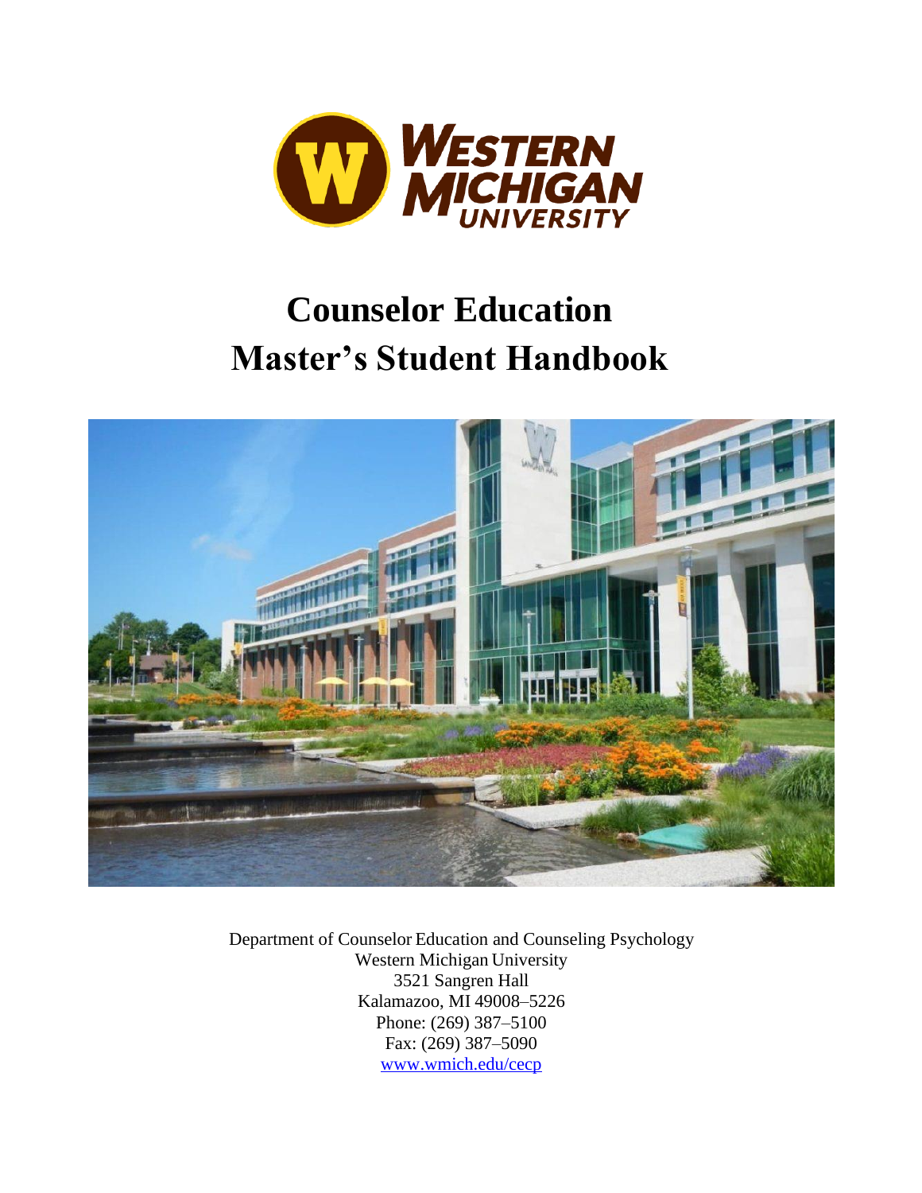# Counselor Education Master's Student Handbook

Department of Counselor Education and Counseling Psychology
Western Michigan University
3521 Sangren Hall
Kalamazoo, MI 49008–5226
Phone: (269) 387–5100
Fax: (269) 387–5090
www.wmich.edu/cecp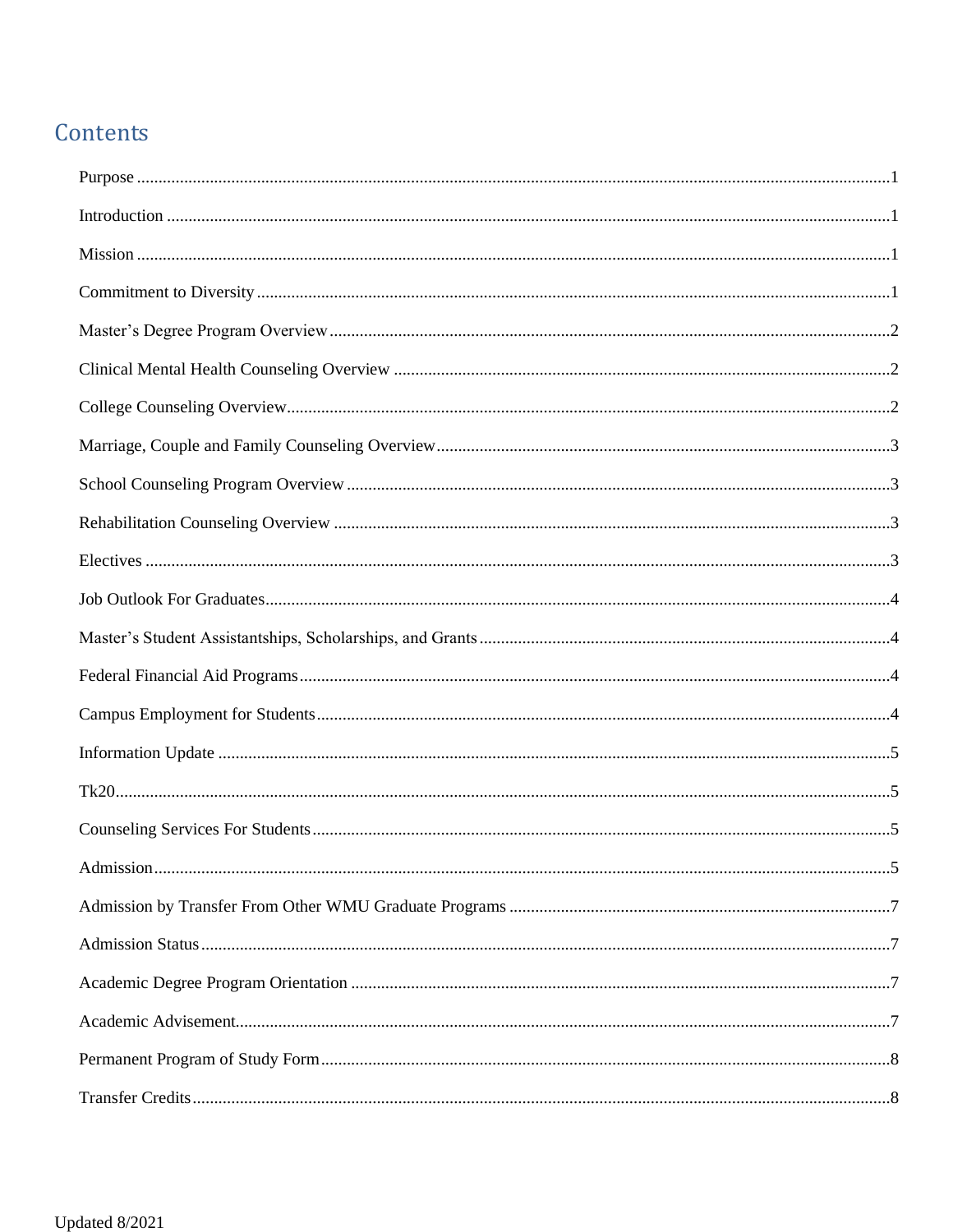# Contents

Purpose ..... 1

Introduction ..... 1

Mission ..... 1

Commitment to Diversity ..... 1

Master's Degree Program Overview ..... 2

Clinical Mental Health Counseling Overview ..... 2

College Counseling Overview ..... 2

Marriage, Couple and Family Counseling Overview ..... 3

School Counseling Program Overview ..... 3

Rehabilitation Counseling Overview ..... 3

Electives ..... 3

Job Outlook For Graduates ..... 4

Master's Student Assistantships, Scholarships, and Grants ..... 4

Federal Financial Aid Programs ..... 4

Campus Employment for Students ..... 4

Information Update ..... 5

Tk20 ..... 5

Counseling Services For Students ..... 5

Admission ..... 5

Admission by Transfer From Other WMU Graduate Programs ..... 7

Admission Status ..... 7

Academic Degree Program Orientation ..... 7

Academic Advisement ..... 7

Permanent Program of Study Form ..... 8

Transfer Credits ..... 8

Updated 8/2021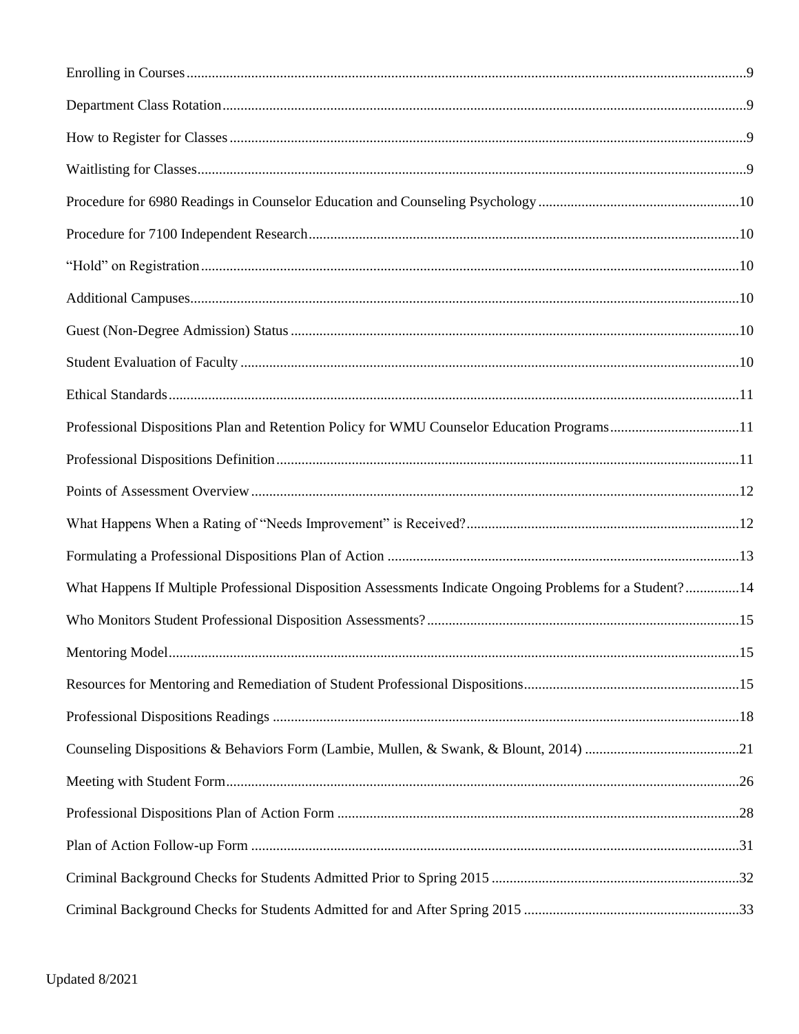Enrolling in Courses...........................................................................................................................................9

Department Class Rotation................................................................................................................................9

How to Register for Classes...............................................................................................................................9

Waitlisting for Classes........................................................................................................................................9

Procedure for 6980 Readings in Counselor Education and Counseling Psychology........................................................10

Procedure for 7100 Independent Research.......................................................................................................10

"Hold" on Registration.....................................................................................................................................10

Additional Campuses........................................................................................................................................10

Guest (Non-Degree Admission) Status ............................................................................................................10

Student Evaluation of Faculty ..........................................................................................................................10

Ethical Standards.............................................................................................................................................11

Professional Dispositions Plan and Retention Policy for WMU Counselor Education Programs....................................11

Professional Dispositions Definition.................................................................................................................11

Points of Assessment Overview.......................................................................................................................12

What Happens When a Rating of "Needs Improvement" is Received?...........................................................................12

Formulating a Professional Dispositions Plan of Action ..................................................................................13

What Happens If Multiple Professional Disposition Assessments Indicate Ongoing Problems for a Student?...............14

Who Monitors Student Professional Disposition Assessments?.......................................................................15

Mentoring Model..............................................................................................................................................15

Resources for Mentoring and Remediation of Student Professional Dispositions............................................................15

Professional Dispositions Readings .................................................................................................................18

Counseling Dispositions & Behaviors Form (Lambie, Mullen, & Swank, & Blount, 2014) ...........................................21

Meeting with Student Form..............................................................................................................................26

Professional Dispositions Plan of Action Form ...............................................................................................28

Plan of Action Follow-up Form .......................................................................................................................31

Criminal Background Checks for Students Admitted Prior to Spring 2015 .....................................................................32

Criminal Background Checks for Students Admitted for and After Spring 2015 ............................................................33

Updated 8/2021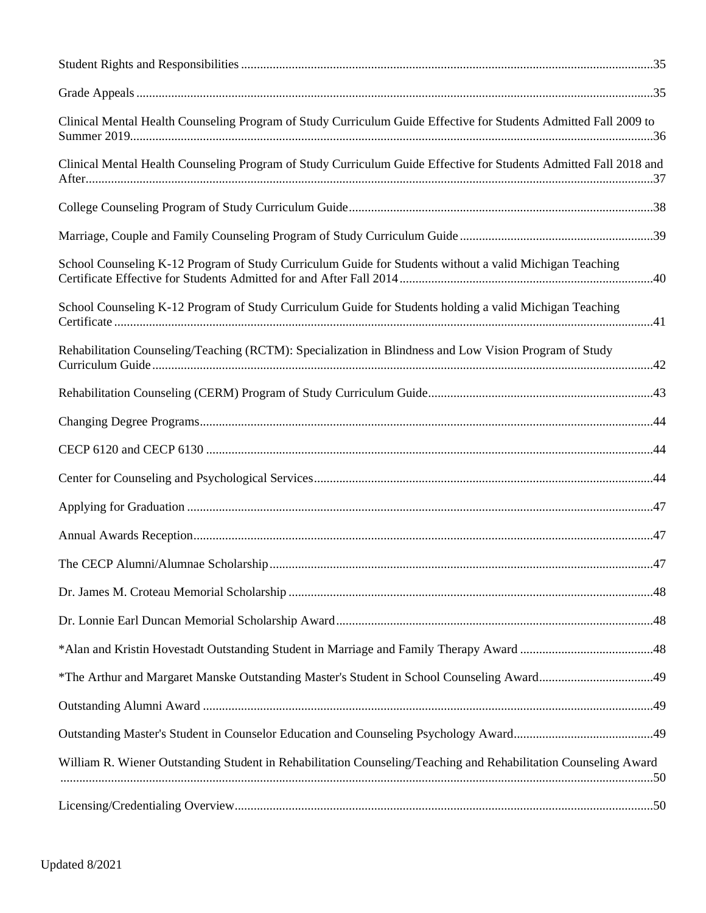Student Rights and Responsibilities ....................................................................................................................35

Grade Appeals .......................................................................................................................................................35

Clinical Mental Health Counseling Program of Study Curriculum Guide Effective for Students Admitted Fall 2009 to Summer 2019.......................................................................................................................................................36

Clinical Mental Health Counseling Program of Study Curriculum Guide Effective for Students Admitted Fall 2018 and After.......................................................................................................................................................................37

College Counseling Program of Study Curriculum Guide...................................................................................38

Marriage, Couple and Family Counseling Program of Study Curriculum Guide ...............................................39

School Counseling K-12 Program of Study Curriculum Guide for Students without a valid Michigan Teaching Certificate Effective for Students Admitted for and After Fall 2014...................................................................40

School Counseling K-12 Program of Study Curriculum Guide for Students holding a valid Michigan Teaching Certificate ...........................................................................................................................................................41

Rehabilitation Counseling/Teaching (RCTM): Specialization in Blindness and Low Vision Program of Study Curriculum Guide ...............................................................................................................................................42

Rehabilitation Counseling (CERM) Program of Study Curriculum Guide.........................................................43

Changing Degree Programs.................................................................................................................................44

CECP 6120 and CECP 6130 ..............................................................................................................................44

Center for Counseling and Psychological Services.............................................................................................44

Applying for Graduation .....................................................................................................................................47

Annual Awards Reception...................................................................................................................................47

The CECP Alumni/Alumnae Scholarship...........................................................................................................47

Dr. James M. Croteau Memorial Scholarship .....................................................................................................48

Dr. Lonnie Earl Duncan Memorial Scholarship Award......................................................................................48

*Alan and Kristin Hovestadt Outstanding Student in Marriage and Family Therapy Award .............................48

*The Arthur and Margaret Manske Outstanding Master's Student in School Counseling Award.......................49

Outstanding Alumni Award ................................................................................................................................49

Outstanding Master's Student in Counselor Education and Counseling Psychology Award...............................49

William R. Wiener Outstanding Student in Rehabilitation Counseling/Teaching and Rehabilitation Counseling Award ...................................................................................................................................................................50

Licensing/Credentialing Overview......................................................................................................................50

Updated 8/2021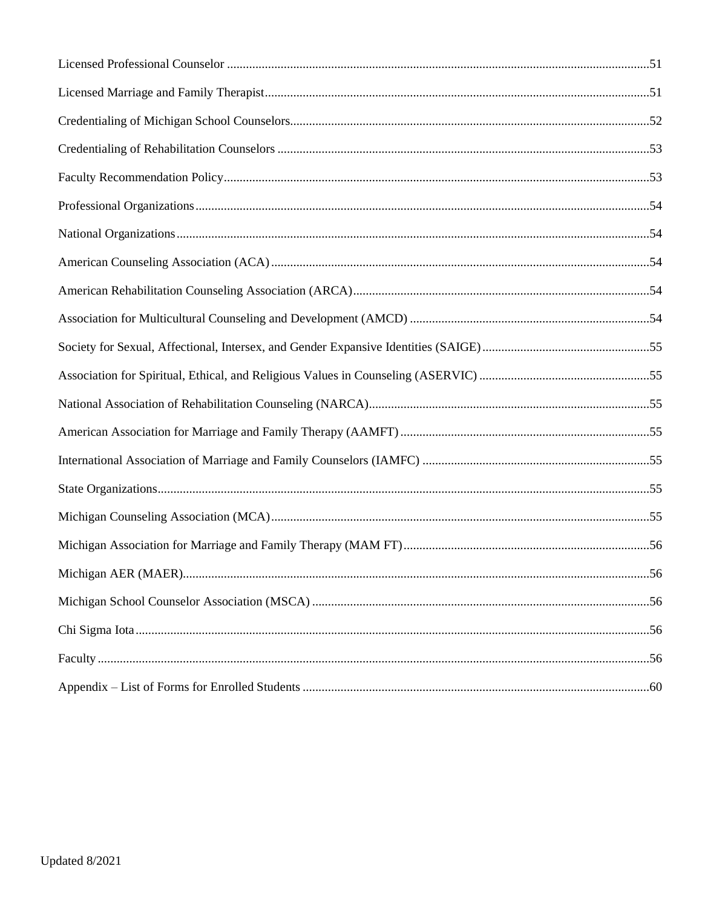Licensed Professional Counselor ....................................................................................................................51

Licensed Marriage and Family Therapist........................................................................................................51

Credentialing of Michigan School Counselors................................................................................................52

Credentialing of Rehabilitation Counselors ....................................................................................................53

Faculty Recommendation Policy.....................................................................................................................53

Professional Organizations..............................................................................................................................54

National Organizations....................................................................................................................................54

American Counseling Association (ACA) ......................................................................................................54

American Rehabilitation Counseling Association (ARCA).............................................................................54

Association for Multicultural Counseling and Development (AMCD) ...........................................................54

Society for Sexual, Affectional, Intersex, and Gender Expansive Identities (SAIGE)....................................55

Association for Spiritual, Ethical, and Religious Values in Counseling (ASERVIC) .....................................55

National Association of Rehabilitation Counseling (NARCA)........................................................................55

American Association for Marriage and Family Therapy (AAMFT) ..............................................................55

International Association of Marriage and Family Counselors (IAMFC) .......................................................55

State Organizations..........................................................................................................................................55

Michigan Counseling Association (MCA).......................................................................................................55

Michigan Association for Marriage and Family Therapy (MAM FT).............................................................56

Michigan AER (MAER)..................................................................................................................................56

Michigan School Counselor Association (MSCA) ..........................................................................................56

Chi Sigma Iota.................................................................................................................................................56

Faculty .............................................................................................................................................................56

Appendix – List of Forms for Enrolled Students ............................................................................................60

Updated 8/2021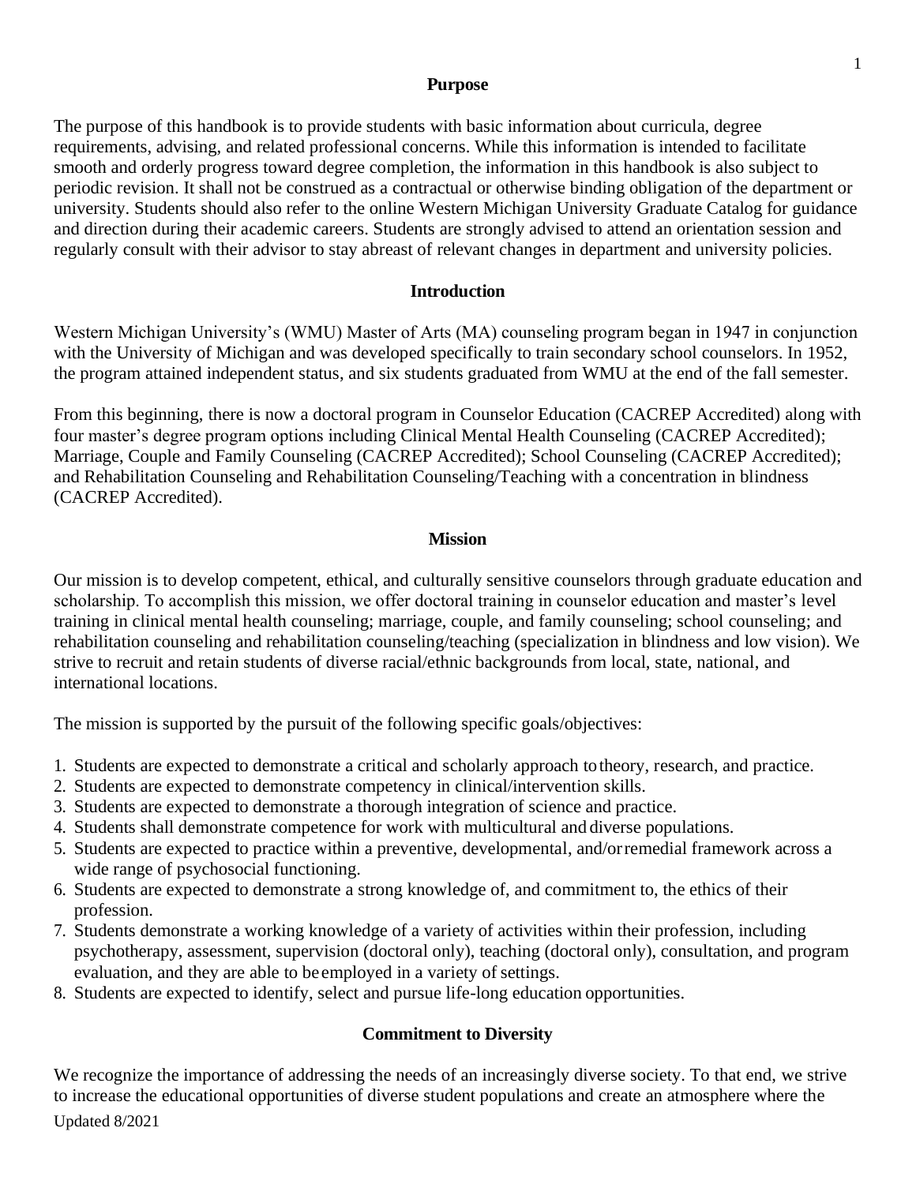## Purpose

The purpose of this handbook is to provide students with basic information about curricula, degree requirements, advising, and related professional concerns. While this information is intended to facilitate smooth and orderly progress toward degree completion, the information in this handbook is also subject to periodic revision. It shall not be construed as a contractual or otherwise binding obligation of the department or university. Students should also refer to the online Western Michigan University Graduate Catalog for guidance and direction during their academic careers. Students are strongly advised to attend an orientation session and regularly consult with their advisor to stay abreast of relevant changes in department and university policies.

## Introduction

Western Michigan University's (WMU) Master of Arts (MA) counseling program began in 1947 in conjunction with the University of Michigan and was developed specifically to train secondary school counselors. In 1952, the program attained independent status, and six students graduated from WMU at the end of the fall semester.

From this beginning, there is now a doctoral program in Counselor Education (CACREP Accredited) along with four master's degree program options including Clinical Mental Health Counseling (CACREP Accredited); Marriage, Couple and Family Counseling (CACREP Accredited); School Counseling (CACREP Accredited); and Rehabilitation Counseling and Rehabilitation Counseling/Teaching with a concentration in blindness (CACREP Accredited).

## Mission

Our mission is to develop competent, ethical, and culturally sensitive counselors through graduate education and scholarship. To accomplish this mission, we offer doctoral training in counselor education and master's level training in clinical mental health counseling; marriage, couple, and family counseling; school counseling; and rehabilitation counseling and rehabilitation counseling/teaching (specialization in blindness and low vision). We strive to recruit and retain students of diverse racial/ethnic backgrounds from local, state, national, and international locations.

The mission is supported by the pursuit of the following specific goals/objectives:

1. Students are expected to demonstrate a critical and scholarly approach to theory, research, and practice.
2. Students are expected to demonstrate competency in clinical/intervention skills.
3. Students are expected to demonstrate a thorough integration of science and practice.
4. Students shall demonstrate competence for work with multicultural and diverse populations.
5. Students are expected to practice within a preventive, developmental, and/or remedial framework across a wide range of psychosocial functioning.
6. Students are expected to demonstrate a strong knowledge of, and commitment to, the ethics of their profession.
7. Students demonstrate a working knowledge of a variety of activities within their profession, including psychotherapy, assessment, supervision (doctoral only), teaching (doctoral only), consultation, and program evaluation, and they are able to be employed in a variety of settings.
8. Students are expected to identify, select and pursue life-long education opportunities.

## Commitment to Diversity

We recognize the importance of addressing the needs of an increasingly diverse society. To that end, we strive to increase the educational opportunities of diverse student populations and create an atmosphere where the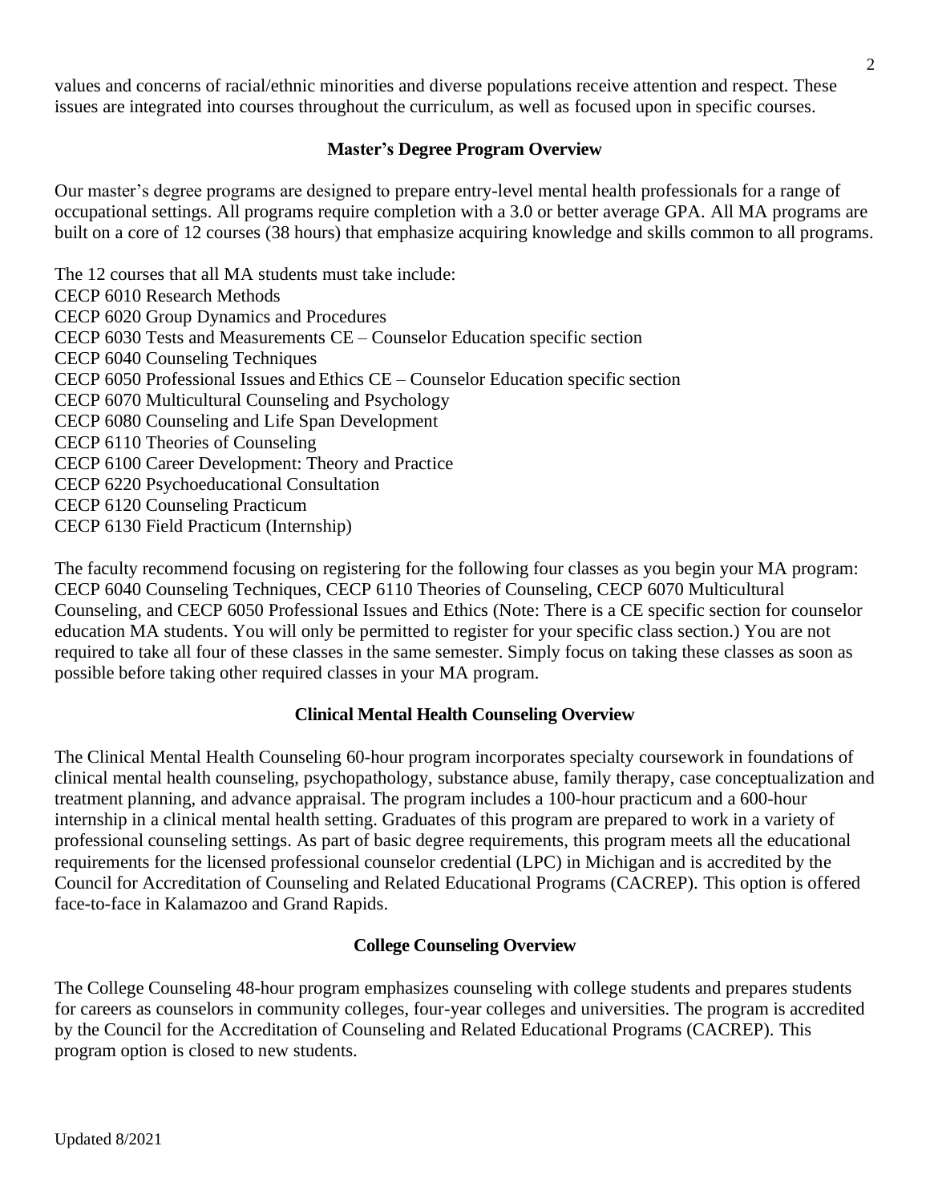values and concerns of racial/ethnic minorities and diverse populations receive attention and respect. These issues are integrated into courses throughout the curriculum, as well as focused upon in specific courses.

### Master's Degree Program Overview

Our master's degree programs are designed to prepare entry-level mental health professionals for a range of occupational settings. All programs require completion with a 3.0 or better average GPA. All MA programs are built on a core of 12 courses (38 hours) that emphasize acquiring knowledge and skills common to all programs.

The 12 courses that all MA students must take include:
CECP 6010 Research Methods
CECP 6020 Group Dynamics and Procedures
CECP 6030 Tests and Measurements CE – Counselor Education specific section
CECP 6040 Counseling Techniques
CECP 6050 Professional Issues and Ethics CE – Counselor Education specific section
CECP 6070 Multicultural Counseling and Psychology
CECP 6080 Counseling and Life Span Development
CECP 6110 Theories of Counseling
CECP 6100 Career Development: Theory and Practice
CECP 6220 Psychoeducational Consultation
CECP 6120 Counseling Practicum
CECP 6130 Field Practicum (Internship)

The faculty recommend focusing on registering for the following four classes as you begin your MA program: CECP 6040 Counseling Techniques, CECP 6110 Theories of Counseling, CECP 6070 Multicultural Counseling, and CECP 6050 Professional Issues and Ethics (Note: There is a CE specific section for counselor education MA students. You will only be permitted to register for your specific class section.) You are not required to take all four of these classes in the same semester. Simply focus on taking these classes as soon as possible before taking other required classes in your MA program.

### Clinical Mental Health Counseling Overview

The Clinical Mental Health Counseling 60-hour program incorporates specialty coursework in foundations of clinical mental health counseling, psychopathology, substance abuse, family therapy, case conceptualization and treatment planning, and advance appraisal. The program includes a 100-hour practicum and a 600-hour internship in a clinical mental health setting. Graduates of this program are prepared to work in a variety of professional counseling settings. As part of basic degree requirements, this program meets all the educational requirements for the licensed professional counselor credential (LPC) in Michigan and is accredited by the Council for Accreditation of Counseling and Related Educational Programs (CACREP). This option is offered face-to-face in Kalamazoo and Grand Rapids.

### College Counseling Overview

The College Counseling 48-hour program emphasizes counseling with college students and prepares students for careers as counselors in community colleges, four-year colleges and universities. The program is accredited by the Council for the Accreditation of Counseling and Related Educational Programs (CACREP). This program option is closed to new students.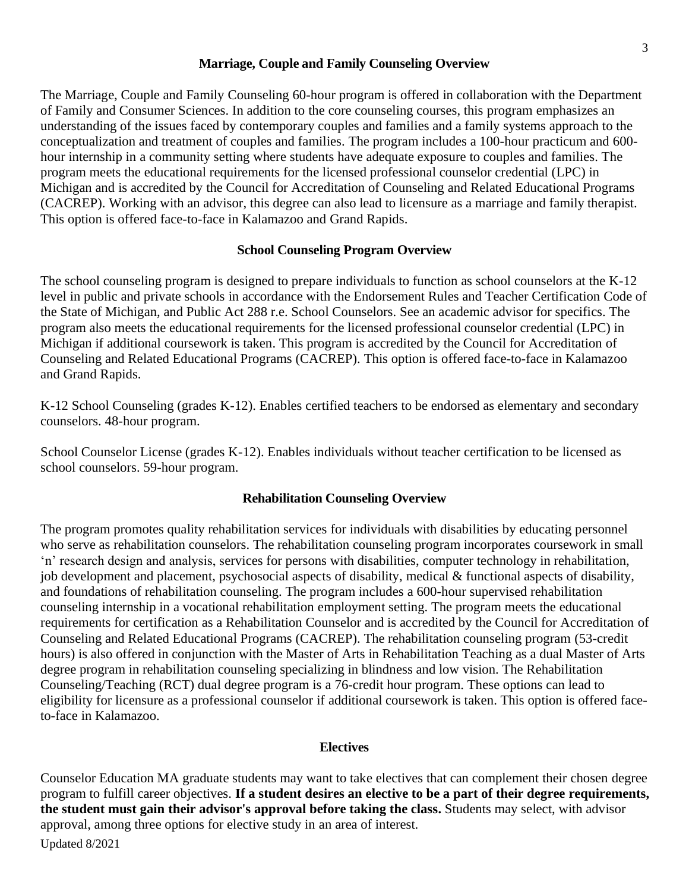## Marriage, Couple and Family Counseling Overview

The Marriage, Couple and Family Counseling 60-hour program is offered in collaboration with the Department of Family and Consumer Sciences. In addition to the core counseling courses, this program emphasizes an understanding of the issues faced by contemporary couples and families and a family systems approach to the conceptualization and treatment of couples and families. The program includes a 100-hour practicum and 600-hour internship in a community setting where students have adequate exposure to couples and families. The program meets the educational requirements for the licensed professional counselor credential (LPC) in Michigan and is accredited by the Council for Accreditation of Counseling and Related Educational Programs (CACREP). Working with an advisor, this degree can also lead to licensure as a marriage and family therapist. This option is offered face-to-face in Kalamazoo and Grand Rapids.

## School Counseling Program Overview

The school counseling program is designed to prepare individuals to function as school counselors at the K-12 level in public and private schools in accordance with the Endorsement Rules and Teacher Certification Code of the State of Michigan, and Public Act 288 r.e. School Counselors. See an academic advisor for specifics. The program also meets the educational requirements for the licensed professional counselor credential (LPC) in Michigan if additional coursework is taken. This program is accredited by the Council for Accreditation of Counseling and Related Educational Programs (CACREP). This option is offered face-to-face in Kalamazoo and Grand Rapids.

K-12 School Counseling (grades K-12). Enables certified teachers to be endorsed as elementary and secondary counselors. 48-hour program.

School Counselor License (grades K-12). Enables individuals without teacher certification to be licensed as school counselors. 59-hour program.

## Rehabilitation Counseling Overview

The program promotes quality rehabilitation services for individuals with disabilities by educating personnel who serve as rehabilitation counselors. The rehabilitation counseling program incorporates coursework in small 'n' research design and analysis, services for persons with disabilities, computer technology in rehabilitation, job development and placement, psychosocial aspects of disability, medical & functional aspects of disability, and foundations of rehabilitation counseling. The program includes a 600-hour supervised rehabilitation counseling internship in a vocational rehabilitation employment setting. The program meets the educational requirements for certification as a Rehabilitation Counselor and is accredited by the Council for Accreditation of Counseling and Related Educational Programs (CACREP). The rehabilitation counseling program (53-credit hours) is also offered in conjunction with the Master of Arts in Rehabilitation Teaching as a dual Master of Arts degree program in rehabilitation counseling specializing in blindness and low vision. The Rehabilitation Counseling/Teaching (RCT) dual degree program is a 76-credit hour program. These options can lead to eligibility for licensure as a professional counselor if additional coursework is taken. This option is offered face-to-face in Kalamazoo.

## Electives

Counselor Education MA graduate students may want to take electives that can complement their chosen degree program to fulfill career objectives. **If a student desires an elective to be a part of their degree requirements, the student must gain their advisor's approval before taking the class.** Students may select, with advisor approval, among three options for elective study in an area of interest.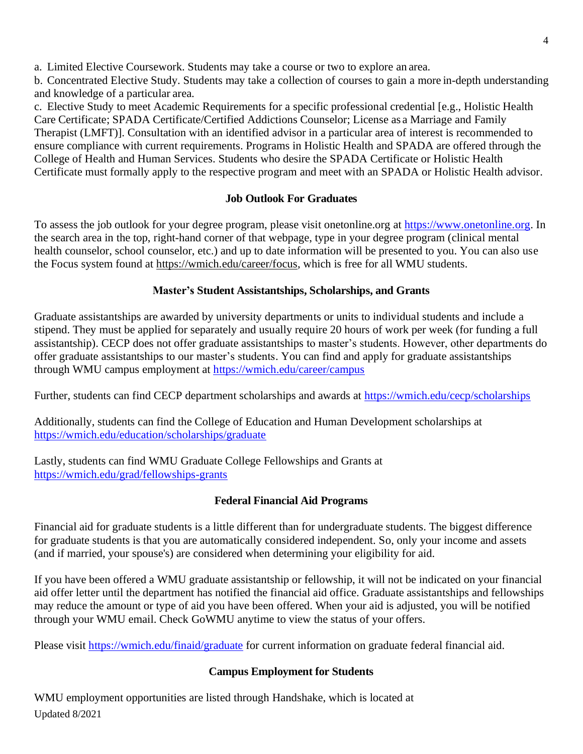a. Limited Elective Coursework. Students may take a course or two to explore an area.

b. Concentrated Elective Study. Students may take a collection of courses to gain a more in-depth understanding and knowledge of a particular area.

c. Elective Study to meet Academic Requirements for a specific professional credential [e.g., Holistic Health Care Certificate; SPADA Certificate/Certified Addictions Counselor; License as a Marriage and Family Therapist (LMFT)]. Consultation with an identified advisor in a particular area of interest is recommended to ensure compliance with current requirements. Programs in Holistic Health and SPADA are offered through the College of Health and Human Services. Students who desire the SPADA Certificate or Holistic Health Certificate must formally apply to the respective program and meet with an SPADA or Holistic Health advisor.

### Job Outlook For Graduates

To assess the job outlook for your degree program, please visit onetonline.org at https://www.onetonline.org. In the search area in the top, right-hand corner of that webpage, type in your degree program (clinical mental health counselor, school counselor, etc.) and up to date information will be presented to you. You can also use the Focus system found at https://wmich.edu/career/focus, which is free for all WMU students.

### Master's Student Assistantships, Scholarships, and Grants

Graduate assistantships are awarded by university departments or units to individual students and include a stipend. They must be applied for separately and usually require 20 hours of work per week (for funding a full assistantship). CECP does not offer graduate assistantships to master's students. However, other departments do offer graduate assistantships to our master's students. You can find and apply for graduate assistantships through WMU campus employment at https://wmich.edu/career/campus

Further, students can find CECP department scholarships and awards at https://wmich.edu/cecp/scholarships

Additionally, students can find the College of Education and Human Development scholarships at https://wmich.edu/education/scholarships/graduate

Lastly, students can find WMU Graduate College Fellowships and Grants at https://wmich.edu/grad/fellowships-grants

### Federal Financial Aid Programs

Financial aid for graduate students is a little different than for undergraduate students. The biggest difference for graduate students is that you are automatically considered independent. So, only your income and assets (and if married, your spouse's) are considered when determining your eligibility for aid.

If you have been offered a WMU graduate assistantship or fellowship, it will not be indicated on your financial aid offer letter until the department has notified the financial aid office. Graduate assistantships and fellowships may reduce the amount or type of aid you have been offered. When your aid is adjusted, you will be notified through your WMU email. Check GoWMU anytime to view the status of your offers.

Please visit https://wmich.edu/finaid/graduate for current information on graduate federal financial aid.

### Campus Employment for Students

WMU employment opportunities are listed through Handshake, which is located at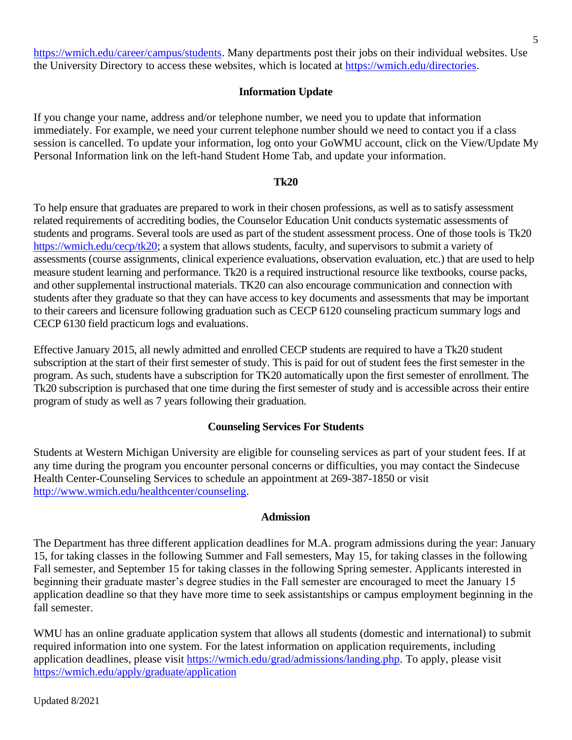https://wmich.edu/career/campus/students. Many departments post their jobs on their individual websites. Use the University Directory to access these websites, which is located at https://wmich.edu/directories.

## Information Update

If you change your name, address and/or telephone number, we need you to update that information immediately. For example, we need your current telephone number should we need to contact you if a class session is cancelled. To update your information, log onto your GoWMU account, click on the View/Update My Personal Information link on the left-hand Student Home Tab, and update your information.

## Tk20

To help ensure that graduates are prepared to work in their chosen professions, as well as to satisfy assessment related requirements of accrediting bodies, the Counselor Education Unit conducts systematic assessments of students and programs. Several tools are used as part of the student assessment process. One of those tools is Tk20 https://wmich.edu/cecp/tk20; a system that allows students, faculty, and supervisors to submit a variety of assessments (course assignments, clinical experience evaluations, observation evaluation, etc.) that are used to help measure student learning and performance. Tk20 is a required instructional resource like textbooks, course packs, and other supplemental instructional materials. TK20 can also encourage communication and connection with students after they graduate so that they can have access to key documents and assessments that may be important to their careers and licensure following graduation such as CECP 6120 counseling practicum summary logs and CECP 6130 field practicum logs and evaluations.

Effective January 2015, all newly admitted and enrolled CECP students are required to have a Tk20 student subscription at the start of their first semester of study. This is paid for out of student fees the first semester in the program. As such, students have a subscription for TK20 automatically upon the first semester of enrollment. The Tk20 subscription is purchased that one time during the first semester of study and is accessible across their entire program of study as well as 7 years following their graduation.

## Counseling Services For Students

Students at Western Michigan University are eligible for counseling services as part of your student fees. If at any time during the program you encounter personal concerns or difficulties, you may contact the Sindecuse Health Center-Counseling Services to schedule an appointment at 269-387-1850 or visit http://www.wmich.edu/healthcenter/counseling.

## Admission

The Department has three different application deadlines for M.A. program admissions during the year: January 15, for taking classes in the following Summer and Fall semesters, May 15, for taking classes in the following Fall semester, and September 15 for taking classes in the following Spring semester. Applicants interested in beginning their graduate master's degree studies in the Fall semester are encouraged to meet the January 15 application deadline so that they have more time to seek assistantships or campus employment beginning in the fall semester.

WMU has an online graduate application system that allows all students (domestic and international) to submit required information into one system. For the latest information on application requirements, including application deadlines, please visit https://wmich.edu/grad/admissions/landing.php. To apply, please visit https://wmich.edu/apply/graduate/application

Updated 8/2021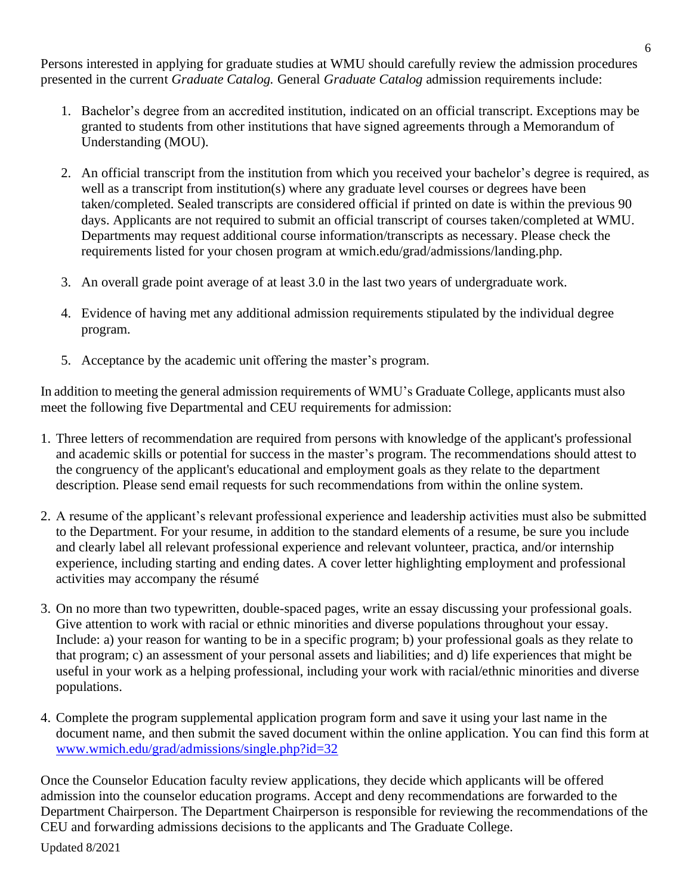Persons interested in applying for graduate studies at WMU should carefully review the admission procedures presented in the current *Graduate Catalog.* General *Graduate Catalog* admission requirements include:

1. Bachelor's degree from an accredited institution, indicated on an official transcript. Exceptions may be granted to students from other institutions that have signed agreements through a Memorandum of Understanding (MOU).

2. An official transcript from the institution from which you received your bachelor's degree is required, as well as a transcript from institution(s) where any graduate level courses or degrees have been taken/completed. Sealed transcripts are considered official if printed on date is within the previous 90 days. Applicants are not required to submit an official transcript of courses taken/completed at WMU. Departments may request additional course information/transcripts as necessary. Please check the requirements listed for your chosen program at wmich.edu/grad/admissions/landing.php.

3. An overall grade point average of at least 3.0 in the last two years of undergraduate work.

4. Evidence of having met any additional admission requirements stipulated by the individual degree program.

5. Acceptance by the academic unit offering the master's program.

In addition to meeting the general admission requirements of WMU's Graduate College, applicants must also meet the following five Departmental and CEU requirements for admission:

1. Three letters of recommendation are required from persons with knowledge of the applicant's professional and academic skills or potential for success in the master's program. The recommendations should attest to the congruency of the applicant's educational and employment goals as they relate to the department description. Please send email requests for such recommendations from within the online system.

2. A resume of the applicant's relevant professional experience and leadership activities must also be submitted to the Department. For your resume, in addition to the standard elements of a resume, be sure you include and clearly label all relevant professional experience and relevant volunteer, practica, and/or internship experience, including starting and ending dates. A cover letter highlighting employment and professional activities may accompany the résumé

3. On no more than two typewritten, double-spaced pages, write an essay discussing your professional goals. Give attention to work with racial or ethnic minorities and diverse populations throughout your essay. Include: a) your reason for wanting to be in a specific program; b) your professional goals as they relate to that program; c) an assessment of your personal assets and liabilities; and d) life experiences that might be useful in your work as a helping professional, including your work with racial/ethnic minorities and diverse populations.

4. Complete the program supplemental application program form and save it using your last name in the document name, and then submit the saved document within the online application. You can find this form at [www.wmich.edu/grad/admissions/single.php?id=32](www.wmich.edu/grad/admissions/single.php?id=32)

Once the Counselor Education faculty review applications, they decide which applicants will be offered admission into the counselor education programs. Accept and deny recommendations are forwarded to the Department Chairperson. The Department Chairperson is responsible for reviewing the recommendations of the CEU and forwarding admissions decisions to the applicants and The Graduate College.

Updated 8/2021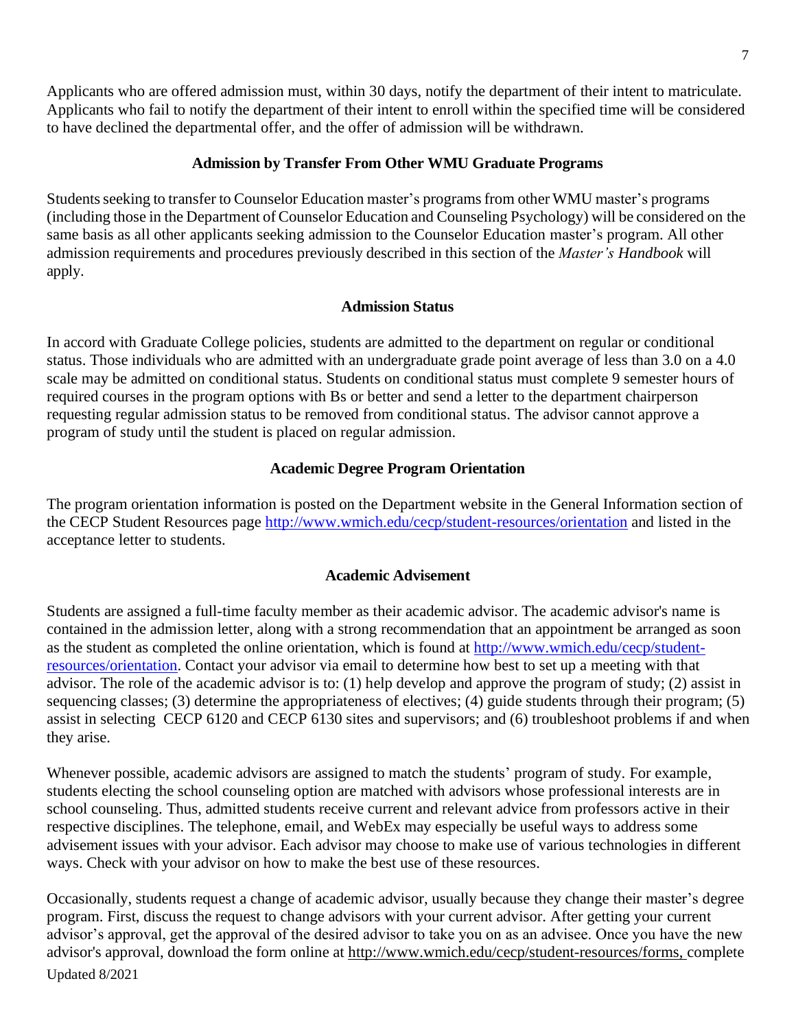Applicants who are offered admission must, within 30 days, notify the department of their intent to matriculate. Applicants who fail to notify the department of their intent to enroll within the specified time will be considered to have declined the departmental offer, and the offer of admission will be withdrawn.

### Admission by Transfer From Other WMU Graduate Programs

Students seeking to transfer to Counselor Education master's programs from other WMU master's programs (including those in the Department of Counselor Education and Counseling Psychology) will be considered on the same basis as all other applicants seeking admission to the Counselor Education master's program. All other admission requirements and procedures previously described in this section of the *Master's Handbook* will apply.

### Admission Status

In accord with Graduate College policies, students are admitted to the department on regular or conditional status. Those individuals who are admitted with an undergraduate grade point average of less than 3.0 on a 4.0 scale may be admitted on conditional status. Students on conditional status must complete 9 semester hours of required courses in the program options with Bs or better and send a letter to the department chairperson requesting regular admission status to be removed from conditional status. The advisor cannot approve a program of study until the student is placed on regular admission.

### Academic Degree Program Orientation

The program orientation information is posted on the Department website in the General Information section of the CECP Student Resources page http://www.wmich.edu/cecp/student-resources/orientation and listed in the acceptance letter to students.

### Academic Advisement

Students are assigned a full-time faculty member as their academic advisor. The academic advisor's name is contained in the admission letter, along with a strong recommendation that an appointment be arranged as soon as the student as completed the online orientation, which is found at http://www.wmich.edu/cecp/student-resources/orientation. Contact your advisor via email to determine how best to set up a meeting with that advisor. The role of the academic advisor is to: (1) help develop and approve the program of study; (2) assist in sequencing classes; (3) determine the appropriateness of electives; (4) guide students through their program; (5) assist in selecting CECP 6120 and CECP 6130 sites and supervisors; and (6) troubleshoot problems if and when they arise.

Whenever possible, academic advisors are assigned to match the students' program of study. For example, students electing the school counseling option are matched with advisors whose professional interests are in school counseling. Thus, admitted students receive current and relevant advice from professors active in their respective disciplines. The telephone, email, and WebEx may especially be useful ways to address some advisement issues with your advisor. Each advisor may choose to make use of various technologies in different ways. Check with your advisor on how to make the best use of these resources.

Occasionally, students request a change of academic advisor, usually because they change their master's degree program. First, discuss the request to change advisors with your current advisor. After getting your current advisor's approval, get the approval of the desired advisor to take you on as an advisee. Once you have the new advisor's approval, download the form online at http://www.wmich.edu/cecp/student-resources/forms, complete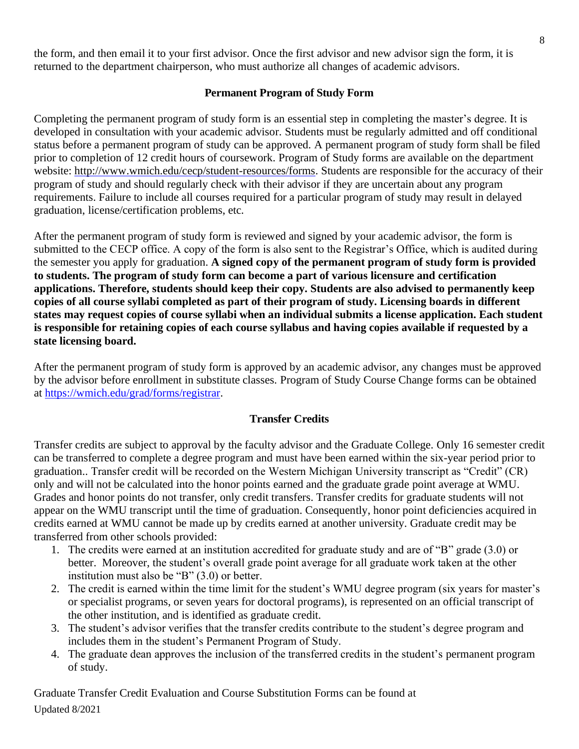the form, and then email it to your first advisor. Once the first advisor and new advisor sign the form, it is returned to the department chairperson, who must authorize all changes of academic advisors.

### Permanent Program of Study Form

Completing the permanent program of study form is an essential step in completing the master's degree. It is developed in consultation with your academic advisor. Students must be regularly admitted and off conditional status before a permanent program of study can be approved. A permanent program of study form shall be filed prior to completion of 12 credit hours of coursework. Program of Study forms are available on the department website: http://www.wmich.edu/cecp/student-resources/forms. Students are responsible for the accuracy of their program of study and should regularly check with their advisor if they are uncertain about any program requirements. Failure to include all courses required for a particular program of study may result in delayed graduation, license/certification problems, etc.

After the permanent program of study form is reviewed and signed by your academic advisor, the form is submitted to the CECP office. A copy of the form is also sent to the Registrar's Office, which is audited during the semester you apply for graduation. **A signed copy of the permanent program of study form is provided to students. The program of study form can become a part of various licensure and certification applications. Therefore, students should keep their copy. Students are also advised to permanently keep copies of all course syllabi completed as part of their program of study. Licensing boards in different states may request copies of course syllabi when an individual submits a license application. Each student is responsible for retaining copies of each course syllabus and having copies available if requested by a state licensing board.**

After the permanent program of study form is approved by an academic advisor, any changes must be approved by the advisor before enrollment in substitute classes. Program of Study Course Change forms can be obtained at https://wmich.edu/grad/forms/registrar.

### Transfer Credits

Transfer credits are subject to approval by the faculty advisor and the Graduate College. Only 16 semester credit can be transferred to complete a degree program and must have been earned within the six-year period prior to graduation.. Transfer credit will be recorded on the Western Michigan University transcript as "Credit" (CR) only and will not be calculated into the honor points earned and the graduate grade point average at WMU. Grades and honor points do not transfer, only credit transfers. Transfer credits for graduate students will not appear on the WMU transcript until the time of graduation. Consequently, honor point deficiencies acquired in credits earned at WMU cannot be made up by credits earned at another university. Graduate credit may be transferred from other schools provided:

1. The credits were earned at an institution accredited for graduate study and are of "B" grade (3.0) or better. Moreover, the student's overall grade point average for all graduate work taken at the other institution must also be "B" (3.0) or better.
2. The credit is earned within the time limit for the student's WMU degree program (six years for master's or specialist programs, or seven years for doctoral programs), is represented on an official transcript of the other institution, and is identified as graduate credit.
3. The student's advisor verifies that the transfer credits contribute to the student's degree program and includes them in the student's Permanent Program of Study.
4. The graduate dean approves the inclusion of the transferred credits in the student's permanent program of study.

Graduate Transfer Credit Evaluation and Course Substitution Forms can be found at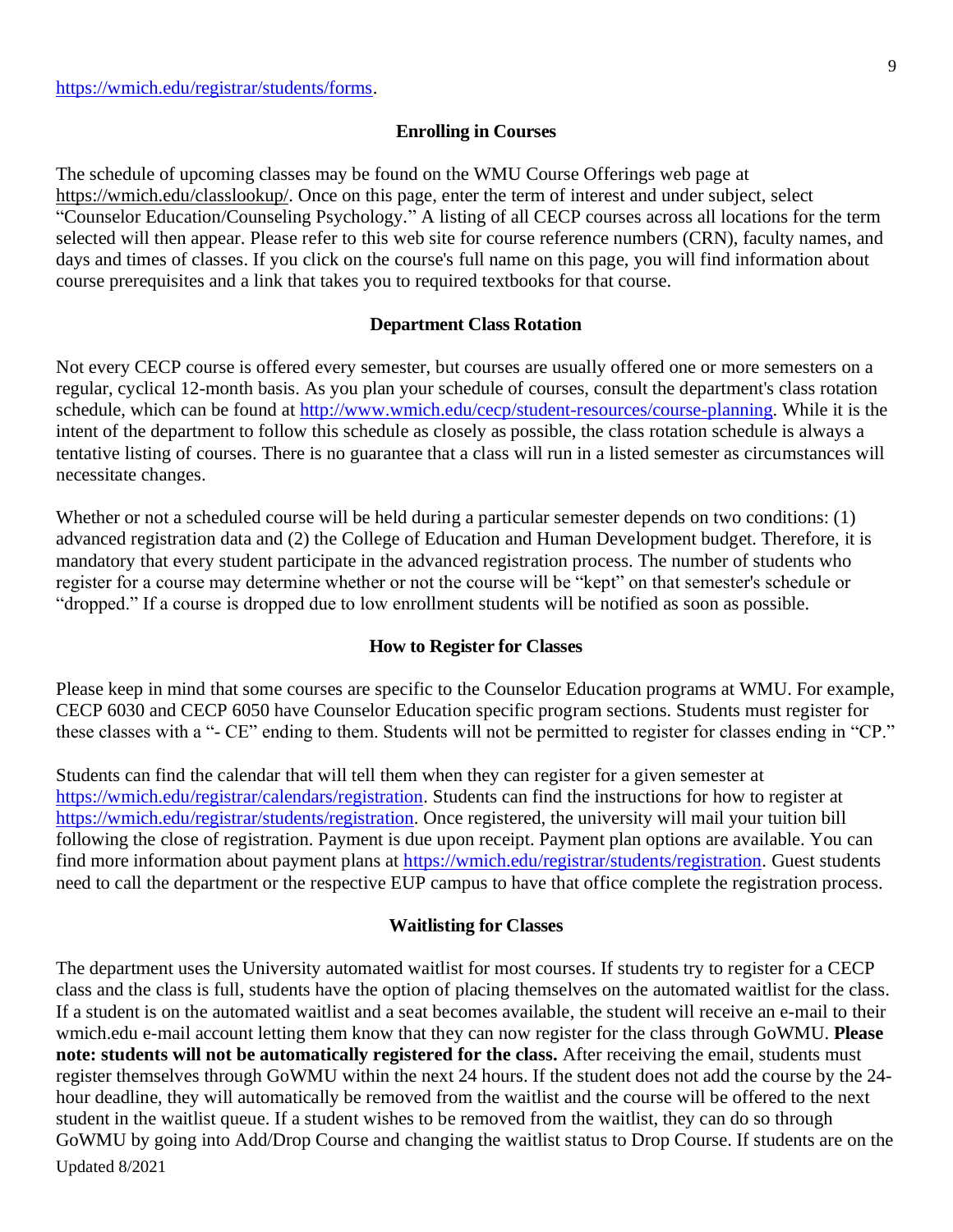https://wmich.edu/registrar/students/forms.

### Enrolling in Courses

The schedule of upcoming classes may be found on the WMU Course Offerings web page at https://wmich.edu/classlookup/. Once on this page, enter the term of interest and under subject, select "Counselor Education/Counseling Psychology." A listing of all CECP courses across all locations for the term selected will then appear. Please refer to this web site for course reference numbers (CRN), faculty names, and days and times of classes. If you click on the course's full name on this page, you will find information about course prerequisites and a link that takes you to required textbooks for that course.

### Department Class Rotation

Not every CECP course is offered every semester, but courses are usually offered one or more semesters on a regular, cyclical 12-month basis. As you plan your schedule of courses, consult the department's class rotation schedule, which can be found at http://www.wmich.edu/cecp/student-resources/course-planning. While it is the intent of the department to follow this schedule as closely as possible, the class rotation schedule is always a tentative listing of courses. There is no guarantee that a class will run in a listed semester as circumstances will necessitate changes.

Whether or not a scheduled course will be held during a particular semester depends on two conditions: (1) advanced registration data and (2) the College of Education and Human Development budget. Therefore, it is mandatory that every student participate in the advanced registration process. The number of students who register for a course may determine whether or not the course will be "kept" on that semester's schedule or "dropped." If a course is dropped due to low enrollment students will be notified as soon as possible.

### How to Register for Classes

Please keep in mind that some courses are specific to the Counselor Education programs at WMU. For example, CECP 6030 and CECP 6050 have Counselor Education specific program sections. Students must register for these classes with a "- CE" ending to them. Students will not be permitted to register for classes ending in "CP."

Students can find the calendar that will tell them when they can register for a given semester at https://wmich.edu/registrar/calendars/registration. Students can find the instructions for how to register at https://wmich.edu/registrar/students/registration. Once registered, the university will mail your tuition bill following the close of registration. Payment is due upon receipt. Payment plan options are available. You can find more information about payment plans at https://wmich.edu/registrar/students/registration. Guest students need to call the department or the respective EUP campus to have that office complete the registration process.

### Waitlisting for Classes

The department uses the University automated waitlist for most courses. If students try to register for a CECP class and the class is full, students have the option of placing themselves on the automated waitlist for the class. If a student is on the automated waitlist and a seat becomes available, the student will receive an e-mail to their wmich.edu e-mail account letting them know that they can now register for the class through GoWMU. **Please note: students will not be automatically registered for the class.** After receiving the email, students must register themselves through GoWMU within the next 24 hours. If the student does not add the course by the 24-hour deadline, they will automatically be removed from the waitlist and the course will be offered to the next student in the waitlist queue. If a student wishes to be removed from the waitlist, they can do so through GoWMU by going into Add/Drop Course and changing the waitlist status to Drop Course. If students are on the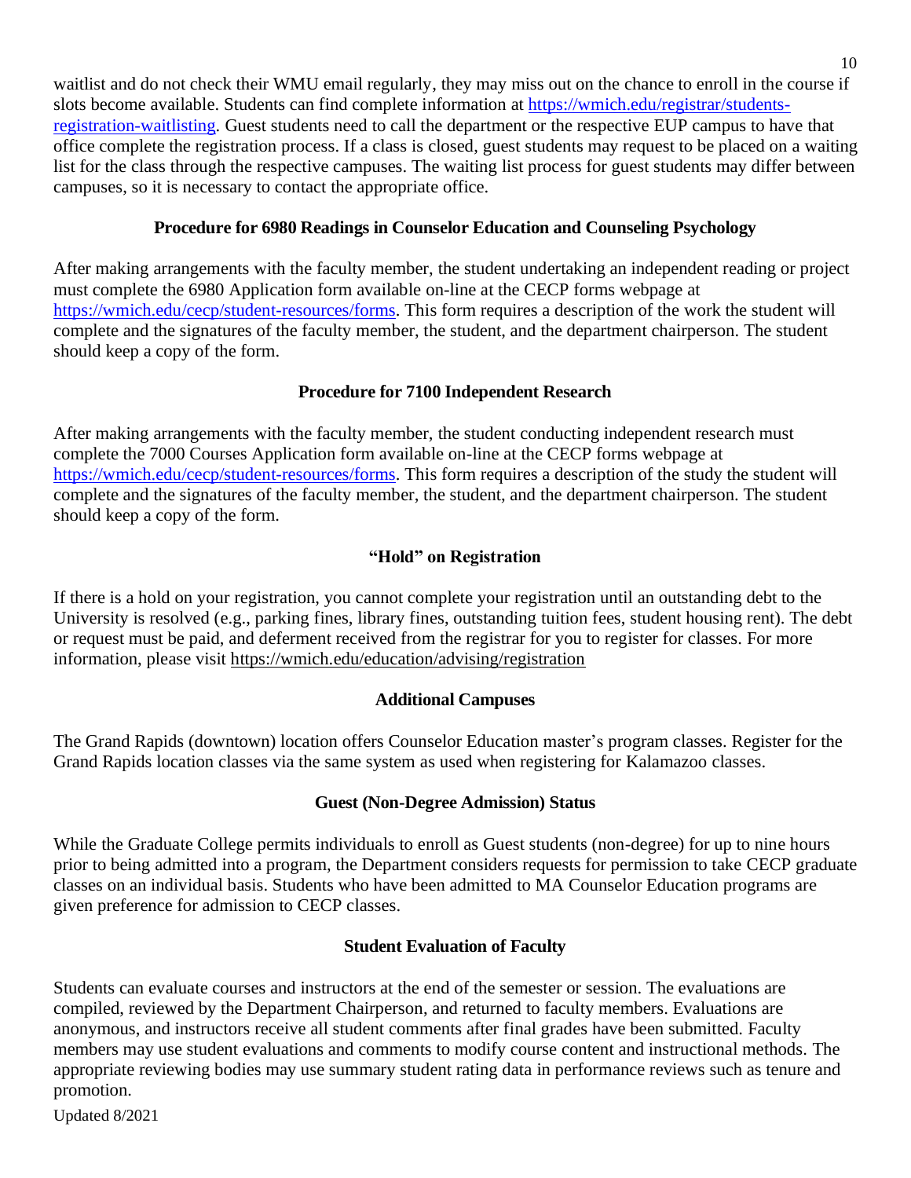waitlist and do not check their WMU email regularly, they may miss out on the chance to enroll in the course if slots become available. Students can find complete information at https://wmich.edu/registrar/students-registration-waitlisting. Guest students need to call the department or the respective EUP campus to have that office complete the registration process. If a class is closed, guest students may request to be placed on a waiting list for the class through the respective campuses. The waiting list process for guest students may differ between campuses, so it is necessary to contact the appropriate office.

### Procedure for 6980 Readings in Counselor Education and Counseling Psychology

After making arrangements with the faculty member, the student undertaking an independent reading or project must complete the 6980 Application form available on-line at the CECP forms webpage at https://wmich.edu/cecp/student-resources/forms. This form requires a description of the work the student will complete and the signatures of the faculty member, the student, and the department chairperson. The student should keep a copy of the form.

### Procedure for 7100 Independent Research

After making arrangements with the faculty member, the student conducting independent research must complete the 7000 Courses Application form available on-line at the CECP forms webpage at https://wmich.edu/cecp/student-resources/forms. This form requires a description of the study the student will complete and the signatures of the faculty member, the student, and the department chairperson. The student should keep a copy of the form.

### "Hold" on Registration

If there is a hold on your registration, you cannot complete your registration until an outstanding debt to the University is resolved (e.g., parking fines, library fines, outstanding tuition fees, student housing rent). The debt or request must be paid, and deferment received from the registrar for you to register for classes. For more information, please visit https://wmich.edu/education/advising/registration

### Additional Campuses

The Grand Rapids (downtown) location offers Counselor Education master's program classes. Register for the Grand Rapids location classes via the same system as used when registering for Kalamazoo classes.

### Guest (Non-Degree Admission) Status

While the Graduate College permits individuals to enroll as Guest students (non-degree) for up to nine hours prior to being admitted into a program, the Department considers requests for permission to take CECP graduate classes on an individual basis. Students who have been admitted to MA Counselor Education programs are given preference for admission to CECP classes.

### Student Evaluation of Faculty

Students can evaluate courses and instructors at the end of the semester or session. The evaluations are compiled, reviewed by the Department Chairperson, and returned to faculty members. Evaluations are anonymous, and instructors receive all student comments after final grades have been submitted. Faculty members may use student evaluations and comments to modify course content and instructional methods. The appropriate reviewing bodies may use summary student rating data in performance reviews such as tenure and promotion.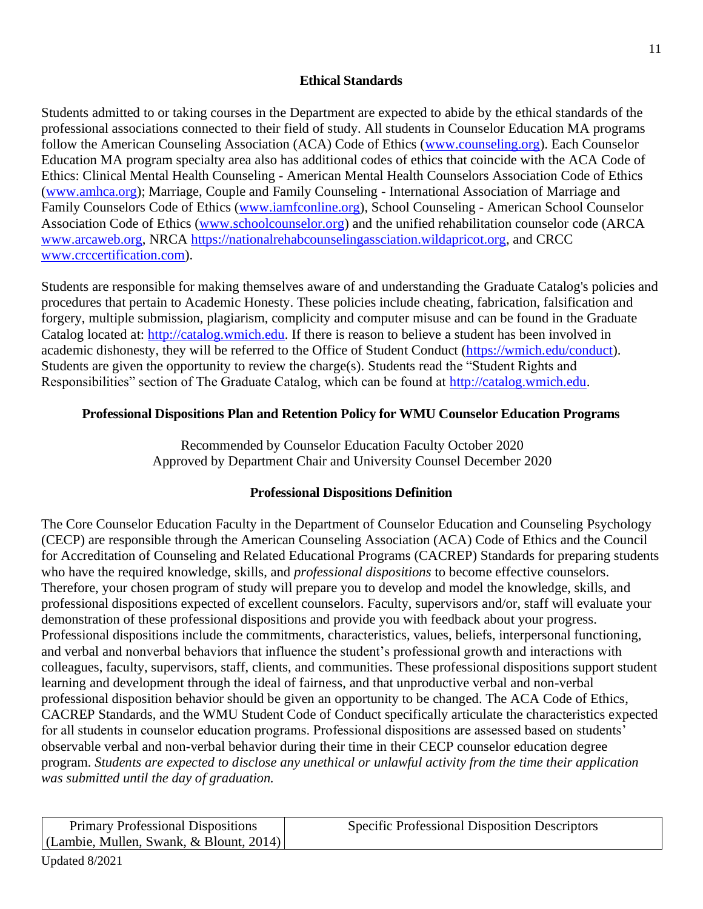## Ethical Standards

Students admitted to or taking courses in the Department are expected to abide by the ethical standards of the professional associations connected to their field of study. All students in Counselor Education MA programs follow the American Counseling Association (ACA) Code of Ethics (www.counseling.org). Each Counselor Education MA program specialty area also has additional codes of ethics that coincide with the ACA Code of Ethics: Clinical Mental Health Counseling - American Mental Health Counselors Association Code of Ethics (www.amhca.org); Marriage, Couple and Family Counseling - International Association of Marriage and Family Counselors Code of Ethics (www.iamfconline.org), School Counseling - American School Counselor Association Code of Ethics (www.schoolcounselor.org) and the unified rehabilitation counselor code (ARCA www.arcaweb.org, NRCA https://nationalrehabcounselingassciation.wildapricot.org, and CRCC www.crccertification.com).

Students are responsible for making themselves aware of and understanding the Graduate Catalog's policies and procedures that pertain to Academic Honesty. These policies include cheating, fabrication, falsification and forgery, multiple submission, plagiarism, complicity and computer misuse and can be found in the Graduate Catalog located at: http://catalog.wmich.edu. If there is reason to believe a student has been involved in academic dishonesty, they will be referred to the Office of Student Conduct (https://wmich.edu/conduct). Students are given the opportunity to review the charge(s). Students read the "Student Rights and Responsibilities" section of The Graduate Catalog, which can be found at http://catalog.wmich.edu.

## Professional Dispositions Plan and Retention Policy for WMU Counselor Education Programs

Recommended by Counselor Education Faculty October 2020
Approved by Department Chair and University Counsel December 2020

### Professional Dispositions Definition

The Core Counselor Education Faculty in the Department of Counselor Education and Counseling Psychology (CECP) are responsible through the American Counseling Association (ACA) Code of Ethics and the Council for Accreditation of Counseling and Related Educational Programs (CACREP) Standards for preparing students who have the required knowledge, skills, and *professional dispositions* to become effective counselors. Therefore, your chosen program of study will prepare you to develop and model the knowledge, skills, and professional dispositions expected of excellent counselors. Faculty, supervisors and/or, staff will evaluate your demonstration of these professional dispositions and provide you with feedback about your progress. Professional dispositions include the commitments, characteristics, values, beliefs, interpersonal functioning, and verbal and nonverbal behaviors that influence the student's professional growth and interactions with colleagues, faculty, supervisors, staff, clients, and communities. These professional dispositions support student learning and development through the ideal of fairness, and that unproductive verbal and non-verbal professional disposition behavior should be given an opportunity to be changed. The ACA Code of Ethics, CACREP Standards, and the WMU Student Code of Conduct specifically articulate the characteristics expected for all students in counselor education programs. Professional dispositions are assessed based on students' observable verbal and non-verbal behavior during their time in their CECP counselor education degree program. *Students are expected to disclose any unethical or unlawful activity from the time their application was submitted until the day of graduation.*

| Primary Professional Dispositions (Lambie, Mullen, Swank, & Blount, 2014) | Specific Professional Disposition Descriptors |
|---|---|

Updated 8/2021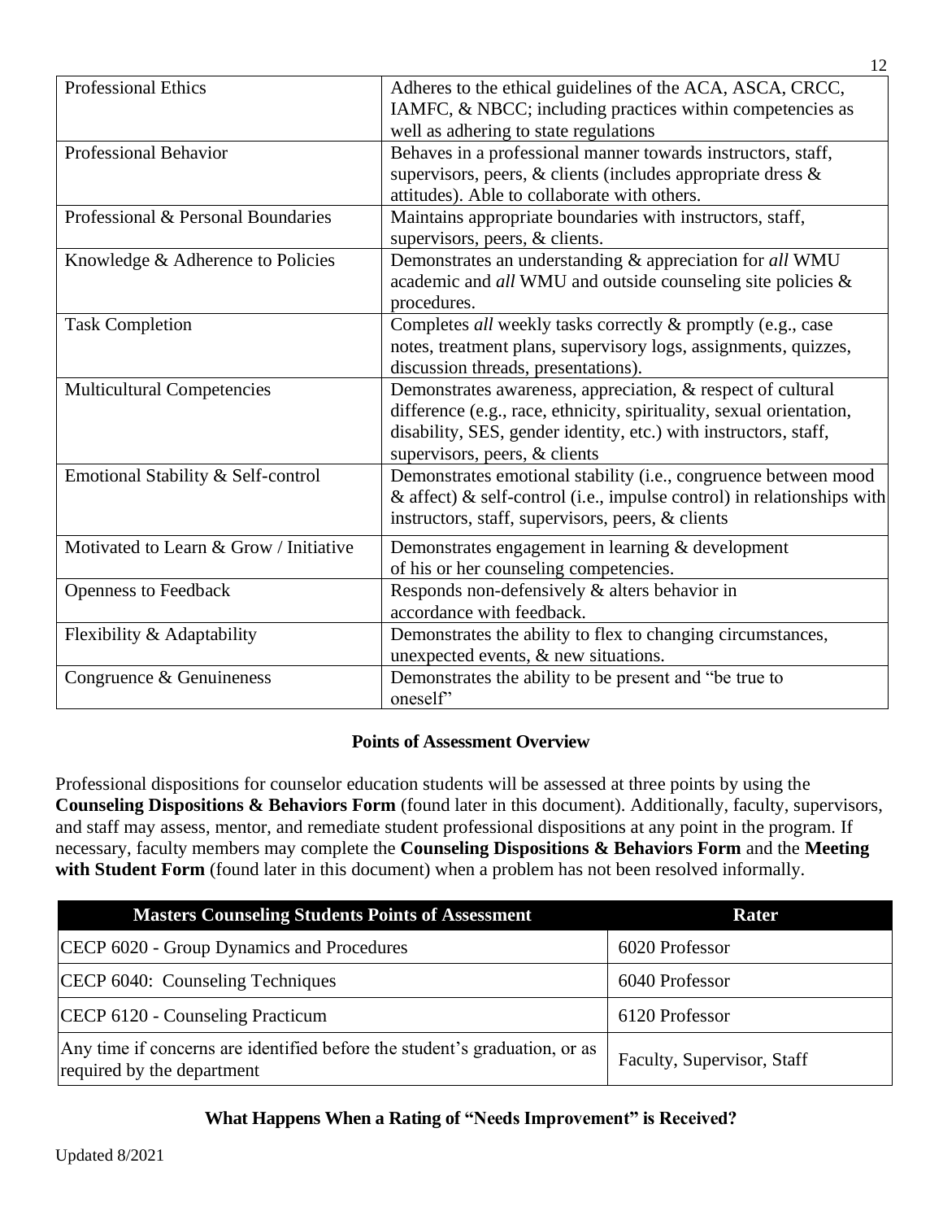| | |
|---|---|
| Professional Ethics | Adheres to the ethical guidelines of the ACA, ASCA, CRCC, IAMFC, & NBCC; including practices within competencies as well as adhering to state regulations |
| Professional Behavior | Behaves in a professional manner towards instructors, staff, supervisors, peers, & clients (includes appropriate dress & attitudes). Able to collaborate with others. |
| Professional & Personal Boundaries | Maintains appropriate boundaries with instructors, staff, supervisors, peers, & clients. |
| Knowledge & Adherence to Policies | Demonstrates an understanding & appreciation for *all* WMU academic and *all* WMU and outside counseling site policies & procedures. |
| Task Completion | Completes *all* weekly tasks correctly & promptly (e.g., case notes, treatment plans, supervisory logs, assignments, quizzes, discussion threads, presentations). |
| Multicultural Competencies | Demonstrates awareness, appreciation, & respect of cultural difference (e.g., race, ethnicity, spirituality, sexual orientation, disability, SES, gender identity, etc.) with instructors, staff, supervisors, peers, & clients |
| Emotional Stability & Self-control | Demonstrates emotional stability (i.e., congruence between mood & affect) & self-control (i.e., impulse control) in relationships with instructors, staff, supervisors, peers, & clients |
| Motivated to Learn & Grow / Initiative | Demonstrates engagement in learning & development of his or her counseling competencies. |
| Openness to Feedback | Responds non-defensively & alters behavior in accordance with feedback. |
| Flexibility & Adaptability | Demonstrates the ability to flex to changing circumstances, unexpected events, & new situations. |
| Congruence & Genuineness | Demonstrates the ability to be present and "be true to oneself" |

**Points of Assessment Overview**

Professional dispositions for counselor education students will be assessed at three points by using the **Counseling Dispositions & Behaviors Form** (found later in this document). Additionally, faculty, supervisors, and staff may assess, mentor, and remediate student professional dispositions at any point in the program. If necessary, faculty members may complete the **Counseling Dispositions & Behaviors Form** and the **Meeting with Student Form** (found later in this document) when a problem has not been resolved informally.

| Masters Counseling Students Points of Assessment | Rater |
|---|---|
| CECP 6020 - Group Dynamics and Procedures | 6020 Professor |
| CECP 6040: Counseling Techniques | 6040 Professor |
| CECP 6120 - Counseling Practicum | 6120 Professor |
| Any time if concerns are identified before the student's graduation, or as required by the department | Faculty, Supervisor, Staff |

**What Happens When a Rating of "Needs Improvement" is Received?**

Updated 8/2021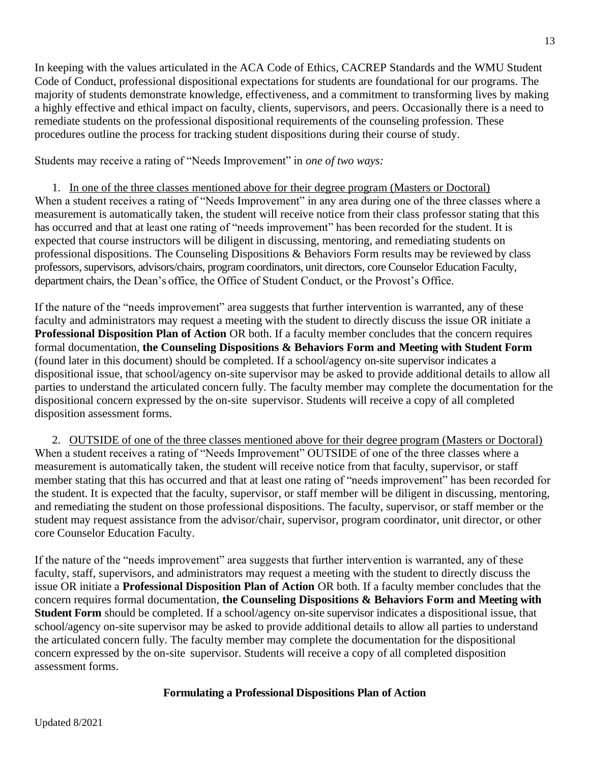In keeping with the values articulated in the ACA Code of Ethics, CACREP Standards and the WMU Student Code of Conduct, professional dispositional expectations for students are foundational for our programs. The majority of students demonstrate knowledge, effectiveness, and a commitment to transforming lives by making a highly effective and ethical impact on faculty, clients, supervisors, and peers. Occasionally there is a need to remediate students on the professional dispositional requirements of the counseling profession. These procedures outline the process for tracking student dispositions during their course of study.

Students may receive a rating of "Needs Improvement" in *one of two ways:*

1. <u>In one of the three classes mentioned above for their degree program (Masters or Doctoral)</u>

When a student receives a rating of "Needs Improvement" in any area during one of the three classes where a measurement is automatically taken, the student will receive notice from their class professor stating that this has occurred and that at least one rating of "needs improvement" has been recorded for the student. It is expected that course instructors will be diligent in discussing, mentoring, and remediating students on professional dispositions. The Counseling Dispositions & Behaviors Form results may be reviewed by class professors, supervisors, advisors/chairs, program coordinators, unit directors, core Counselor Education Faculty, department chairs, the Dean's office, the Office of Student Conduct, or the Provost's Office.

If the nature of the "needs improvement" area suggests that further intervention is warranted, any of these faculty and administrators may request a meeting with the student to directly discuss the issue OR initiate a **Professional Disposition Plan of Action** OR both. If a faculty member concludes that the concern requires formal documentation, **the Counseling Dispositions & Behaviors Form and Meeting with Student Form** (found later in this document) should be completed. If a school/agency on-site supervisor indicates a dispositional issue, that school/agency on-site supervisor may be asked to provide additional details to allow all parties to understand the articulated concern fully. The faculty member may complete the documentation for the dispositional concern expressed by the on-site supervisor. Students will receive a copy of all completed disposition assessment forms.

2. <u>OUTSIDE of one of the three classes mentioned above for their degree program (Masters or Doctoral)</u>

When a student receives a rating of "Needs Improvement" OUTSIDE of one of the three classes where a measurement is automatically taken, the student will receive notice from that faculty, supervisor, or staff member stating that this has occurred and that at least one rating of "needs improvement" has been recorded for the student. It is expected that the faculty, supervisor, or staff member will be diligent in discussing, mentoring, and remediating the student on those professional dispositions. The faculty, supervisor, or staff member or the student may request assistance from the advisor/chair, supervisor, program coordinator, unit director, or other core Counselor Education Faculty.

If the nature of the "needs improvement" area suggests that further intervention is warranted, any of these faculty, staff, supervisors, and administrators may request a meeting with the student to directly discuss the issue OR initiate a **Professional Disposition Plan of Action** OR both. If a faculty member concludes that the concern requires formal documentation, **the Counseling Dispositions & Behaviors Form and Meeting with Student Form** should be completed. If a school/agency on-site supervisor indicates a dispositional issue, that school/agency on-site supervisor may be asked to provide additional details to allow all parties to understand the articulated concern fully. The faculty member may complete the documentation for the dispositional concern expressed by the on-site supervisor. Students will receive a copy of all completed disposition assessment forms.

## Formulating a Professional Dispositions Plan of Action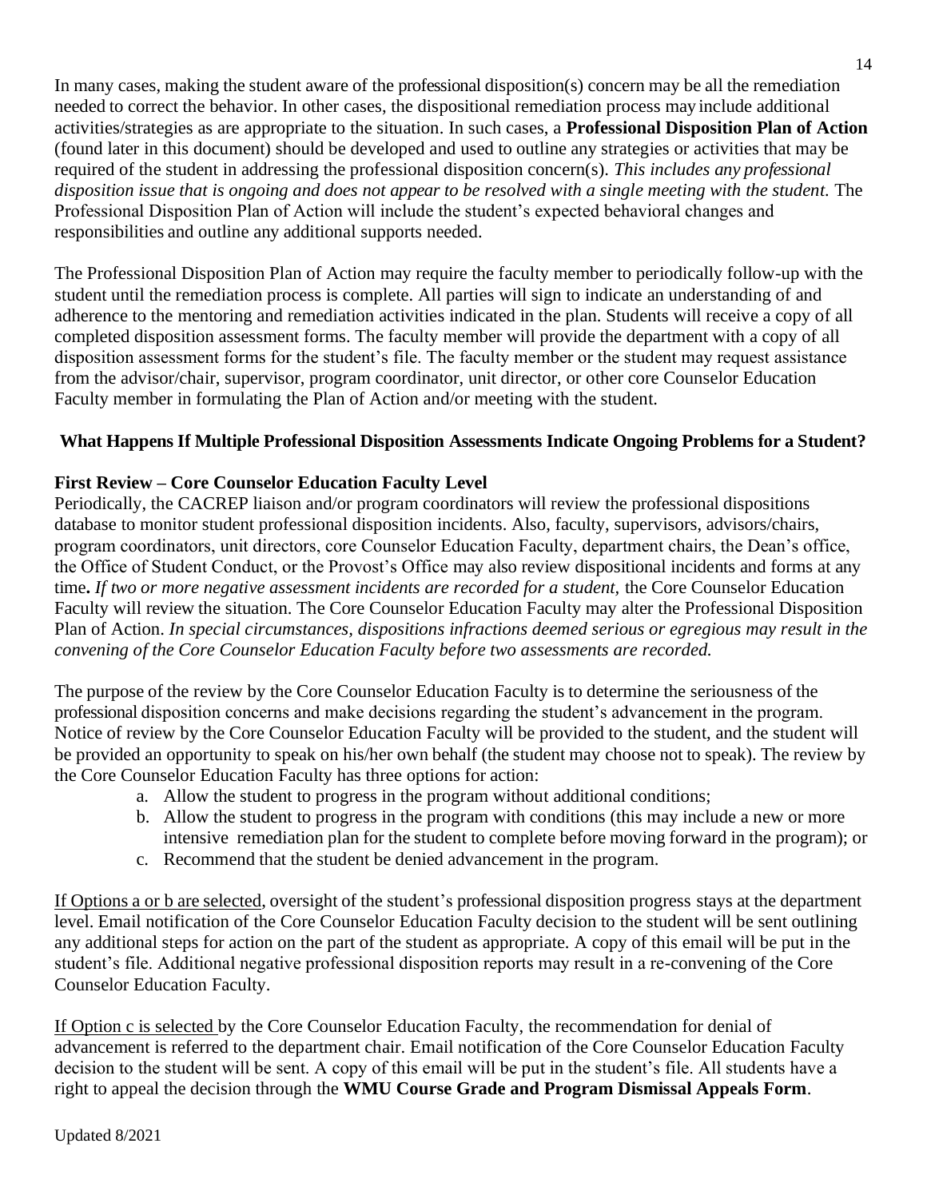In many cases, making the student aware of the professional disposition(s) concern may be all the remediation needed to correct the behavior. In other cases, the dispositional remediation process may include additional activities/strategies as are appropriate to the situation. In such cases, a **Professional Disposition Plan of Action** (found later in this document) should be developed and used to outline any strategies or activities that may be required of the student in addressing the professional disposition concern(s). *This includes any professional disposition issue that is ongoing and does not appear to be resolved with a single meeting with the student.* The Professional Disposition Plan of Action will include the student's expected behavioral changes and responsibilities and outline any additional supports needed.

The Professional Disposition Plan of Action may require the faculty member to periodically follow-up with the student until the remediation process is complete. All parties will sign to indicate an understanding of and adherence to the mentoring and remediation activities indicated in the plan. Students will receive a copy of all completed disposition assessment forms. The faculty member will provide the department with a copy of all disposition assessment forms for the student's file. The faculty member or the student may request assistance from the advisor/chair, supervisor, program coordinator, unit director, or other core Counselor Education Faculty member in formulating the Plan of Action and/or meeting with the student.

### What Happens If Multiple Professional Disposition Assessments Indicate Ongoing Problems for a Student?

**First Review – Core Counselor Education Faculty Level**

Periodically, the CACREP liaison and/or program coordinators will review the professional dispositions database to monitor student professional disposition incidents. Also, faculty, supervisors, advisors/chairs, program coordinators, unit directors, core Counselor Education Faculty, department chairs, the Dean's office, the Office of Student Conduct, or the Provost's Office may also review dispositional incidents and forms at any time**.** *If two or more negative assessment incidents are recorded for a student,* the Core Counselor Education Faculty will review the situation. The Core Counselor Education Faculty may alter the Professional Disposition Plan of Action. *In special circumstances, dispositions infractions deemed serious or egregious may result in the convening of the Core Counselor Education Faculty before two assessments are recorded.*

The purpose of the review by the Core Counselor Education Faculty is to determine the seriousness of the professional disposition concerns and make decisions regarding the student's advancement in the program. Notice of review by the Core Counselor Education Faculty will be provided to the student, and the student will be provided an opportunity to speak on his/her own behalf (the student may choose not to speak). The review by the Core Counselor Education Faculty has three options for action:

a. Allow the student to progress in the program without additional conditions;
b. Allow the student to progress in the program with conditions (this may include a new or more intensive remediation plan for the student to complete before moving forward in the program); or
c. Recommend that the student be denied advancement in the program.

<u>If Options a or b are selected</u>, oversight of the student's professional disposition progress stays at the department level. Email notification of the Core Counselor Education Faculty decision to the student will be sent outlining any additional steps for action on the part of the student as appropriate. A copy of this email will be put in the student's file. Additional negative professional disposition reports may result in a re-convening of the Core Counselor Education Faculty.

<u>If Option c is selected</u> by the Core Counselor Education Faculty, the recommendation for denial of advancement is referred to the department chair. Email notification of the Core Counselor Education Faculty decision to the student will be sent. A copy of this email will be put in the student's file. All students have a right to appeal the decision through the **WMU Course Grade and Program Dismissal Appeals Form**.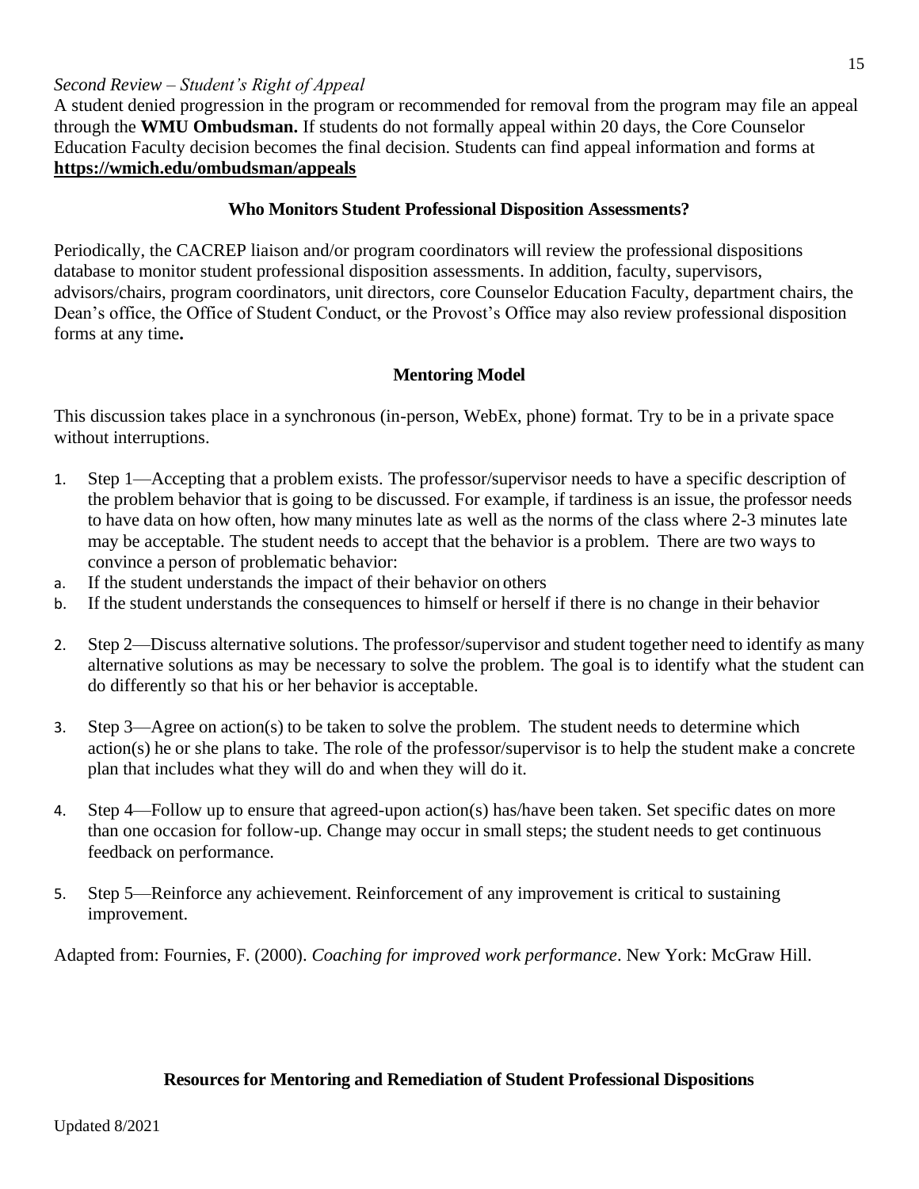*Second Review – Student's Right of Appeal*

A student denied progression in the program or recommended for removal from the program may file an appeal through the **WMU Ombudsman.** If students do not formally appeal within 20 days, the Core Counselor Education Faculty decision becomes the final decision. Students can find appeal information and forms at **https://wmich.edu/ombudsman/appeals**

## Who Monitors Student Professional Disposition Assessments?

Periodically, the CACREP liaison and/or program coordinators will review the professional dispositions database to monitor student professional disposition assessments. In addition, faculty, supervisors, advisors/chairs, program coordinators, unit directors, core Counselor Education Faculty, department chairs, the Dean's office, the Office of Student Conduct, or the Provost's Office may also review professional disposition forms at any time.

## Mentoring Model

This discussion takes place in a synchronous (in-person, WebEx, phone) format. Try to be in a private space without interruptions.

1. Step 1—Accepting that a problem exists. The professor/supervisor needs to have a specific description of the problem behavior that is going to be discussed. For example, if tardiness is an issue, the professor needs to have data on how often, how many minutes late as well as the norms of the class where 2-3 minutes late may be acceptable. The student needs to accept that the behavior is a problem. There are two ways to convince a person of problematic behavior:
   a. If the student understands the impact of their behavior on others
   b. If the student understands the consequences to himself or herself if there is no change in their behavior

2. Step 2—Discuss alternative solutions. The professor/supervisor and student together need to identify as many alternative solutions as may be necessary to solve the problem. The goal is to identify what the student can do differently so that his or her behavior is acceptable.

3. Step 3—Agree on action(s) to be taken to solve the problem. The student needs to determine which action(s) he or she plans to take. The role of the professor/supervisor is to help the student make a concrete plan that includes what they will do and when they will do it.

4. Step 4—Follow up to ensure that agreed-upon action(s) has/have been taken. Set specific dates on more than one occasion for follow-up. Change may occur in small steps; the student needs to get continuous feedback on performance.

5. Step 5—Reinforce any achievement. Reinforcement of any improvement is critical to sustaining improvement.

Adapted from: Fournies, F. (2000). *Coaching for improved work performance*. New York: McGraw Hill.

## Resources for Mentoring and Remediation of Student Professional Dispositions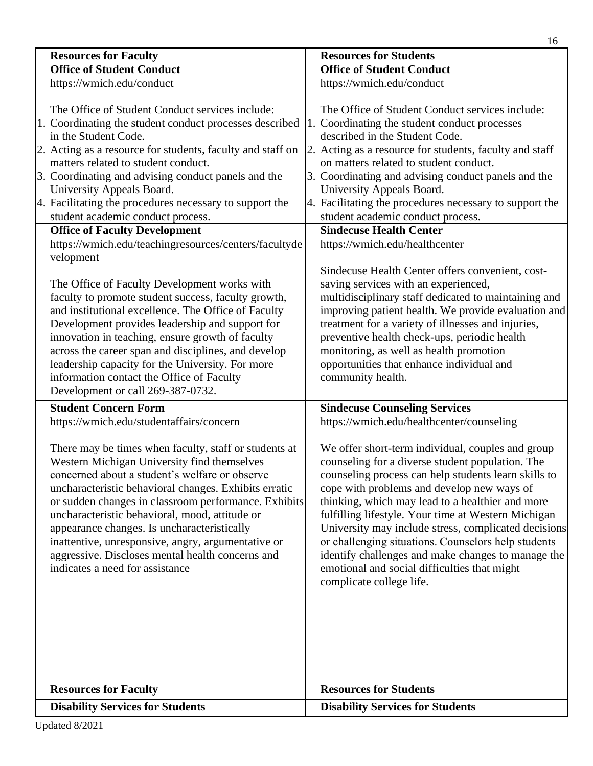| Resources for Faculty | Resources for Students |
|---|---|
| **Office of Student Conduct**<br>https://wmich.edu/conduct<br><br>The Office of Student Conduct services include:<br>1. Coordinating the student conduct processes described in the Student Code.<br>2. Acting as a resource for students, faculty and staff on matters related to student conduct.<br>3. Coordinating and advising conduct panels and the University Appeals Board.<br>4. Facilitating the procedures necessary to support the student academic conduct process. | **Office of Student Conduct**<br>https://wmich.edu/conduct<br><br>The Office of Student Conduct services include:<br>1. Coordinating the student conduct processes described in the Student Code.<br>2. Acting as a resource for students, faculty and staff on matters related to student conduct.<br>3. Coordinating and advising conduct panels and the University Appeals Board.<br>4. Facilitating the procedures necessary to support the student academic conduct process. |
| **Office of Faculty Development**<br>https://wmich.edu/teachingresources/centers/facultydevelopment<br><br>The Office of Faculty Development works with faculty to promote student success, faculty growth, and institutional excellence. The Office of Faculty Development provides leadership and support for innovation in teaching, ensure growth of faculty across the career span and disciplines, and develop leadership capacity for the University. For more information contact the Office of Faculty Development or call 269-387-0732. | **Sindecuse Health Center**<br>https://wmich.edu/healthcenter<br><br>Sindecuse Health Center offers convenient, cost-saving services with an experienced, multidisciplinary staff dedicated to maintaining and improving patient health. We provide evaluation and treatment for a variety of illnesses and injuries, preventive health check-ups, periodic health monitoring, as well as health promotion opportunities that enhance individual and community health. |
| **Student Concern Form**<br>https://wmich.edu/studentaffairs/concern<br><br>There may be times when faculty, staff or students at Western Michigan University find themselves concerned about a student's welfare or observe uncharacteristic behavioral changes. Exhibits erratic or sudden changes in classroom performance. Exhibits uncharacteristic behavioral, mood, attitude or appearance changes. Is uncharacteristically inattentive, unresponsive, angry, argumentative or aggressive. Discloses mental health concerns and indicates a need for assistance | **Sindecuse Counseling Services**<br>https://wmich.edu/healthcenter/counseling<br><br>We offer short-term individual, couples and group counseling for a diverse student population. The counseling process can help students learn skills to cope with problems and develop new ways of thinking, which may lead to a healthier and more fulfilling lifestyle. Your time at Western Michigan University may include stress, complicated decisions or challenging situations. Counselors help students identify challenges and make changes to manage the emotional and social difficulties that might complicate college life. |

| Resources for Faculty | Resources for Students |
|---|---|
| **Disability Services for Students** | **Disability Services for Students** |

Updated 8/2021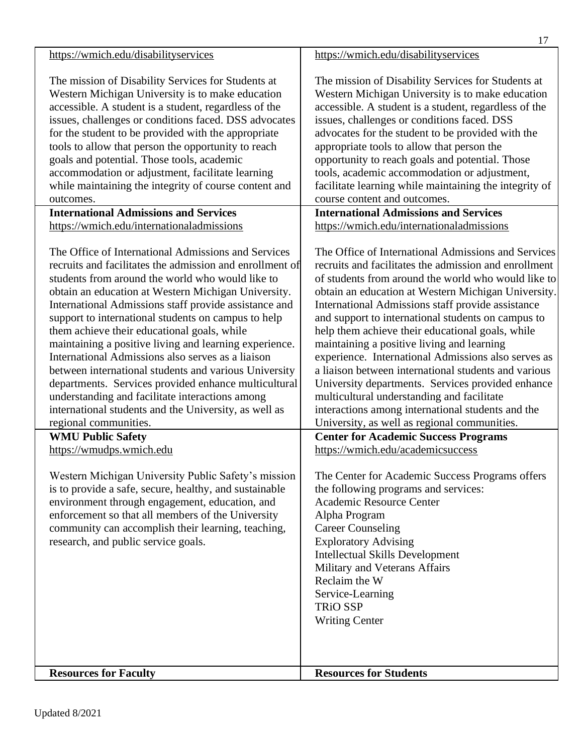| https://wmich.edu/disabilityservices<br><br>The mission of Disability Services for Students at Western Michigan University is to make education accessible. A student is a student, regardless of the issues, challenges or conditions faced. DSS advocates for the student to be provided with the appropriate tools to allow that person the opportunity to reach goals and potential. Those tools, academic accommodation or adjustment, facilitate learning while maintaining the integrity of course content and outcomes. | https://wmich.edu/disabilityservices<br><br>The mission of Disability Services for Students at Western Michigan University is to make education accessible. A student is a student, regardless of the issues, challenges or conditions faced. DSS advocates for the student to be provided with the appropriate tools to allow that person the opportunity to reach goals and potential. Those tools, academic accommodation or adjustment, facilitate learning while maintaining the integrity of course content and outcomes. |
| --- | --- |
| **International Admissions and Services**<br>https://wmich.edu/internationaladmissions<br><br>The Office of International Admissions and Services recruits and facilitates the admission and enrollment of students from around the world who would like to obtain an education at Western Michigan University. International Admissions staff provide assistance and support to international students on campus to help them achieve their educational goals, while maintaining a positive living and learning experience. International Admissions also serves as a liaison between international students and various University departments. Services provided enhance multicultural understanding and facilitate interactions among international students and the University, as well as regional communities. | **International Admissions and Services**<br>https://wmich.edu/internationaladmissions<br><br>The Office of International Admissions and Services recruits and facilitates the admission and enrollment of students from around the world who would like to obtain an education at Western Michigan University. International Admissions staff provide assistance and support to international students on campus to help them achieve their educational goals, while maintaining a positive living and learning experience. International Admissions also serves as a liaison between international students and various University departments. Services provided enhance multicultural understanding and facilitate interactions among international students and the University, as well as regional communities. |
| **WMU Public Safety**<br>https://wmudps.wmich.edu<br><br>Western Michigan University Public Safety's mission is to provide a safe, secure, healthy, and sustainable environment through engagement, education, and enforcement so that all members of the University community can accomplish their learning, teaching, research, and public service goals. | **Center for Academic Success Programs**<br>https://wmich.edu/academicsuccess<br><br>The Center for Academic Success Programs offers the following programs and services:<br>Academic Resource Center<br>Alpha Program<br>Career Counseling<br>Exploratory Advising<br>Intellectual Skills Development<br>Military and Veterans Affairs<br>Reclaim the W<br>Service-Learning<br>TRiO SSP<br>Writing Center |
| **Resources for Faculty** | **Resources for Students** |

Updated 8/2021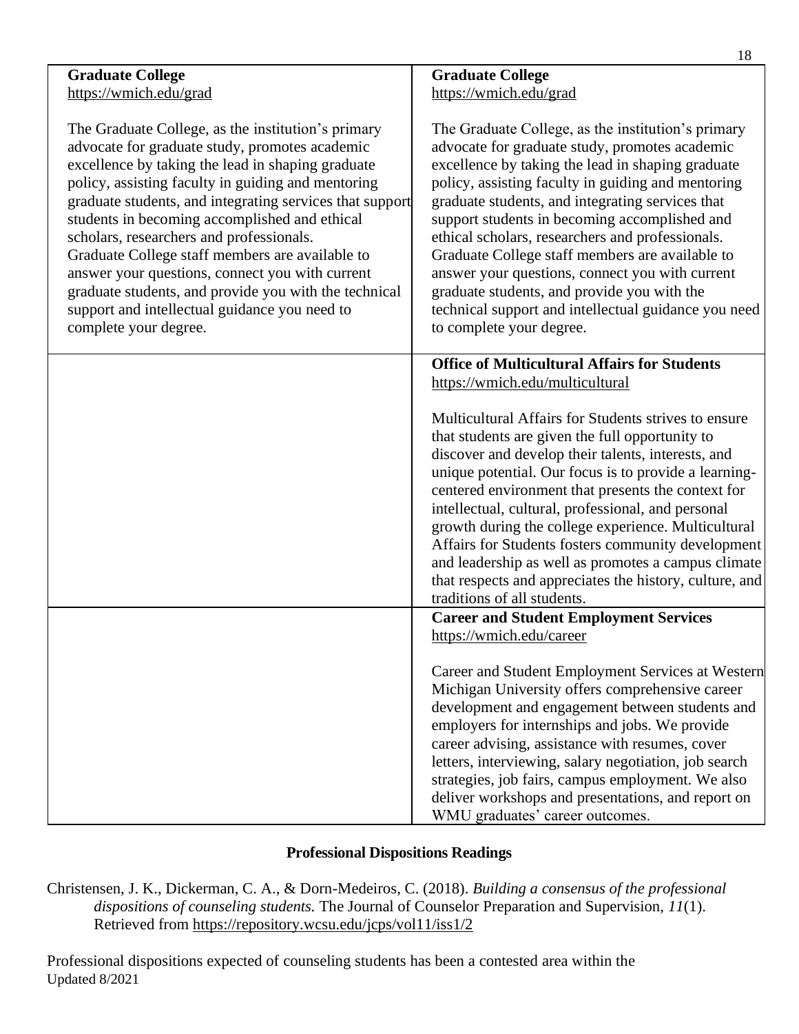| **Graduate College**<br>https://wmich.edu/grad<br><br>The Graduate College, as the institution's primary advocate for graduate study, promotes academic excellence by taking the lead in shaping graduate policy, assisting faculty in guiding and mentoring graduate students, and integrating services that support students in becoming accomplished and ethical scholars, researchers and professionals.<br>Graduate College staff members are available to answer your questions, connect you with current graduate students, and provide you with the technical support and intellectual guidance you need to complete your degree. | **Graduate College**<br>https://wmich.edu/grad<br><br>The Graduate College, as the institution's primary advocate for graduate study, promotes academic excellence by taking the lead in shaping graduate policy, assisting faculty in guiding and mentoring graduate students, and integrating services that support students in becoming accomplished and ethical scholars, researchers and professionals.<br>Graduate College staff members are available to answer your questions, connect you with current graduate students, and provide you with the technical support and intellectual guidance you need to complete your degree. |
|---|---|
| | **Office of Multicultural Affairs for Students**<br>https://wmich.edu/multicultural<br><br>Multicultural Affairs for Students strives to ensure that students are given the full opportunity to discover and develop their talents, interests, and unique potential. Our focus is to provide a learning-centered environment that presents the context for intellectual, cultural, professional, and personal growth during the college experience. Multicultural Affairs for Students fosters community development and leadership as well as promotes a campus climate that respects and appreciates the history, culture, and traditions of all students. |
| | **Career and Student Employment Services**<br>https://wmich.edu/career<br><br>Career and Student Employment Services at Western Michigan University offers comprehensive career development and engagement between students and employers for internships and jobs. We provide career advising, assistance with resumes, cover letters, interviewing, salary negotiation, job search strategies, job fairs, campus employment. We also deliver workshops and presentations, and report on WMU graduates' career outcomes. |

**Professional Dispositions Readings**

Christensen, J. K., Dickerman, C. A., & Dorn-Medeiros, C. (2018). *Building a consensus of the professional dispositions of counseling students.* The Journal of Counselor Preparation and Supervision, *11*(1). Retrieved from https://repository.wcsu.edu/jcps/vol11/iss1/2

Professional dispositions expected of counseling students has been a contested area within the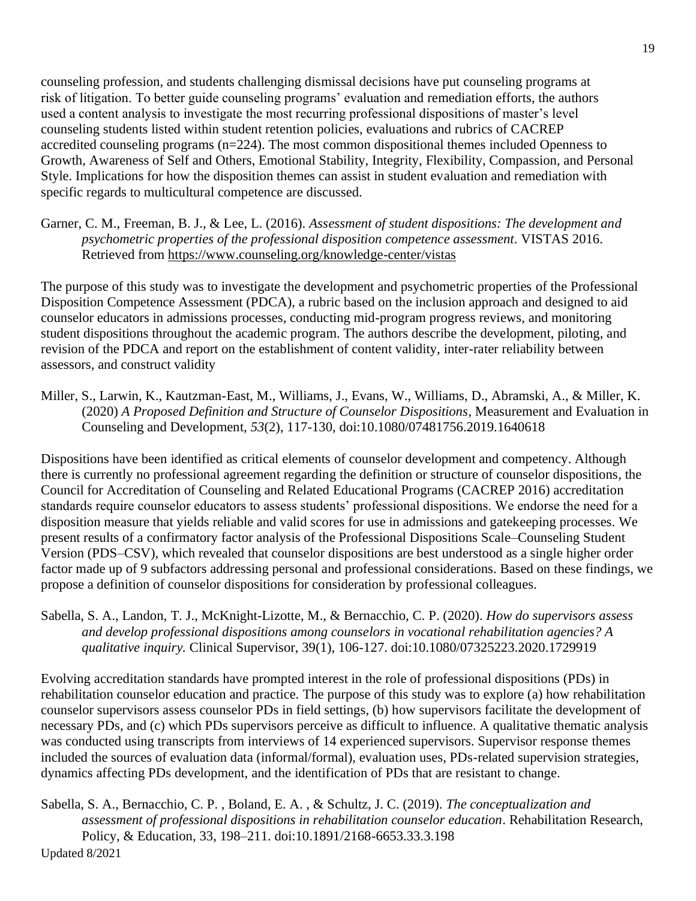counseling profession, and students challenging dismissal decisions have put counseling programs at risk of litigation. To better guide counseling programs' evaluation and remediation efforts, the authors used a content analysis to investigate the most recurring professional dispositions of master's level counseling students listed within student retention policies, evaluations and rubrics of CACREP accredited counseling programs (n=224). The most common dispositional themes included Openness to Growth, Awareness of Self and Others, Emotional Stability, Integrity, Flexibility, Compassion, and Personal Style. Implications for how the disposition themes can assist in student evaluation and remediation with specific regards to multicultural competence are discussed.

Garner, C. M., Freeman, B. J., & Lee, L. (2016). *Assessment of student dispositions: The development and psychometric properties of the professional disposition competence assessment*. VISTAS 2016. Retrieved from https://www.counseling.org/knowledge-center/vistas

The purpose of this study was to investigate the development and psychometric properties of the Professional Disposition Competence Assessment (PDCA), a rubric based on the inclusion approach and designed to aid counselor educators in admissions processes, conducting mid-program progress reviews, and monitoring student dispositions throughout the academic program. The authors describe the development, piloting, and revision of the PDCA and report on the establishment of content validity, inter-rater reliability between assessors, and construct validity

Miller, S., Larwin, K., Kautzman-East, M., Williams, J., Evans, W., Williams, D., Abramski, A., & Miller, K. (2020) *A Proposed Definition and Structure of Counselor Dispositions*, Measurement and Evaluation in Counseling and Development, *53*(2), 117-130, doi:10.1080/07481756.2019.1640618

Dispositions have been identified as critical elements of counselor development and competency. Although there is currently no professional agreement regarding the definition or structure of counselor dispositions, the Council for Accreditation of Counseling and Related Educational Programs (CACREP 2016) accreditation standards require counselor educators to assess students' professional dispositions. We endorse the need for a disposition measure that yields reliable and valid scores for use in admissions and gatekeeping processes. We present results of a confirmatory factor analysis of the Professional Dispositions Scale–Counseling Student Version (PDS–CSV), which revealed that counselor dispositions are best understood as a single higher order factor made up of 9 subfactors addressing personal and professional considerations. Based on these findings, we propose a definition of counselor dispositions for consideration by professional colleagues.

Sabella, S. A., Landon, T. J., McKnight-Lizotte, M., & Bernacchio, C. P. (2020). *How do supervisors assess and develop professional dispositions among counselors in vocational rehabilitation agencies? A qualitative inquiry.* Clinical Supervisor, 39(1), 106-127. doi:10.1080/07325223.2020.1729919

Evolving accreditation standards have prompted interest in the role of professional dispositions (PDs) in rehabilitation counselor education and practice. The purpose of this study was to explore (a) how rehabilitation counselor supervisors assess counselor PDs in field settings, (b) how supervisors facilitate the development of necessary PDs, and (c) which PDs supervisors perceive as difficult to influence. A qualitative thematic analysis was conducted using transcripts from interviews of 14 experienced supervisors. Supervisor response themes included the sources of evaluation data (informal/formal), evaluation uses, PDs-related supervision strategies, dynamics affecting PDs development, and the identification of PDs that are resistant to change.

Sabella, S. A., Bernacchio, C. P. , Boland, E. A. , & Schultz, J. C. (2019). *The conceptualization and assessment of professional dispositions in rehabilitation counselor education*. Rehabilitation Research, Policy, & Education, 33, 198–211. doi:10.1891/2168-6653.33.3.198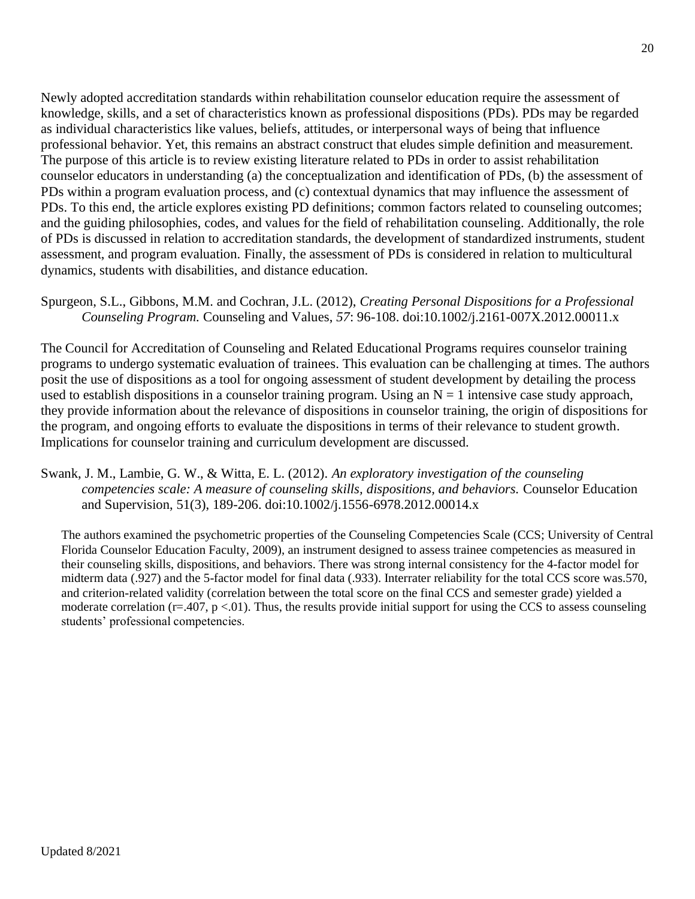Newly adopted accreditation standards within rehabilitation counselor education require the assessment of knowledge, skills, and a set of characteristics known as professional dispositions (PDs). PDs may be regarded as individual characteristics like values, beliefs, attitudes, or interpersonal ways of being that influence professional behavior. Yet, this remains an abstract construct that eludes simple definition and measurement. The purpose of this article is to review existing literature related to PDs in order to assist rehabilitation counselor educators in understanding (a) the conceptualization and identification of PDs, (b) the assessment of PDs within a program evaluation process, and (c) contextual dynamics that may influence the assessment of PDs. To this end, the article explores existing PD definitions; common factors related to counseling outcomes; and the guiding philosophies, codes, and values for the field of rehabilitation counseling. Additionally, the role of PDs is discussed in relation to accreditation standards, the development of standardized instruments, student assessment, and program evaluation. Finally, the assessment of PDs is considered in relation to multicultural dynamics, students with disabilities, and distance education.

Spurgeon, S.L., Gibbons, M.M. and Cochran, J.L. (2012), *Creating Personal Dispositions for a Professional Counseling Program.* Counseling and Values, *57*: 96-108. doi:10.1002/j.2161-007X.2012.00011.x

The Council for Accreditation of Counseling and Related Educational Programs requires counselor training programs to undergo systematic evaluation of trainees. This evaluation can be challenging at times. The authors posit the use of dispositions as a tool for ongoing assessment of student development by detailing the process used to establish dispositions in a counselor training program. Using an $N = 1$ intensive case study approach, they provide information about the relevance of dispositions in counselor training, the origin of dispositions for the program, and ongoing efforts to evaluate the dispositions in terms of their relevance to student growth. Implications for counselor training and curriculum development are discussed.

Swank, J. M., Lambie, G. W., & Witta, E. L. (2012). *An exploratory investigation of the counseling competencies scale: A measure of counseling skills, dispositions, and behaviors.* Counselor Education and Supervision, 51(3), 189-206. doi:10.1002/j.1556-6978.2012.00014.x

The authors examined the psychometric properties of the Counseling Competencies Scale (CCS; University of Central Florida Counselor Education Faculty, 2009), an instrument designed to assess trainee competencies as measured in their counseling skills, dispositions, and behaviors. There was strong internal consistency for the 4-factor model for midterm data (.927) and the 5-factor model for final data (.933). Interrater reliability for the total CCS score was.570, and criterion-related validity (correlation between the total score on the final CCS and semester grade) yielded a moderate correlation ($r=.407$, $p <.01$). Thus, the results provide initial support for using the CCS to assess counseling students' professional competencies.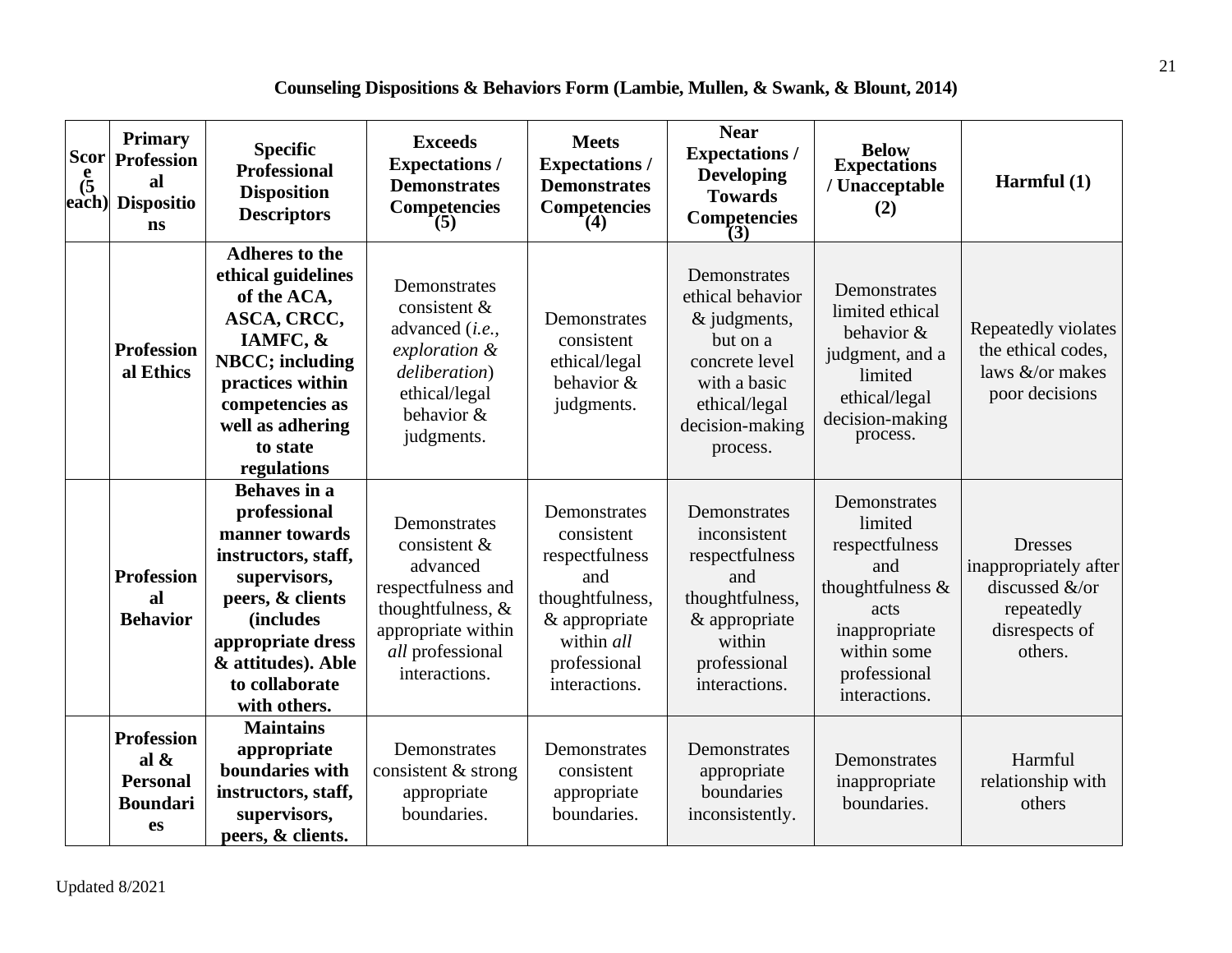**Counseling Dispositions & Behaviors Form (Lambie, Mullen, & Swank, & Blount, 2014)**

| Score (5 each) | Primary Professional Dispositions | Specific Professional Disposition Descriptors | Exceeds Expectations / Demonstrates Competencies (5) | Meets Expectations / Demonstrates Competencies (4) | Near Expectations / Developing Towards Competencies (3) | Below Expectations / Unacceptable (2) | Harmful (1) |
|---|---|---|---|---|---|---|---|
| | **Professional Ethics** | **Adheres to the ethical guidelines of the ACA, ASCA, CRCC, IAMFC, & NBCC; including practices within competencies as well as adhering to state regulations** | Demonstrates consistent & advanced (*i.e., exploration & deliberation*) ethical/legal behavior & judgments. | Demonstrates consistent ethical/legal behavior & judgments. | Demonstrates ethical behavior & judgments, but on a concrete level with a basic ethical/legal decision-making process. | Demonstrates limited ethical behavior & judgment, and a limited ethical/legal decision-making process. | Repeatedly violates the ethical codes, laws &/or makes poor decisions |
| | **Professional Behavior** | **Behaves in a professional manner towards instructors, staff, supervisors, peers, & clients (includes appropriate dress & attitudes). Able to collaborate with others.** | Demonstrates consistent & advanced respectfulness and thoughtfulness, & appropriate within *all* professional interactions. | Demonstrates consistent respectfulness and thoughtfulness, & appropriate within *all* professional interactions. | Demonstrates inconsistent respectfulness and thoughtfulness, & appropriate within professional interactions. | Demonstrates limited respectfulness and thoughtfulness & acts inappropriate within some professional interactions. | Dresses inappropriately after discussed &/or repeatedly disrespects of others. |
| | **Professional & Personal Boundaries** | **Maintains appropriate boundaries with instructors, staff, supervisors, peers, & clients.** | Demonstrates consistent & strong appropriate boundaries. | Demonstrates consistent appropriate boundaries. | Demonstrates appropriate boundaries inconsistently. | Demonstrates inappropriate boundaries. | Harmful relationship with others |

Updated 8/2021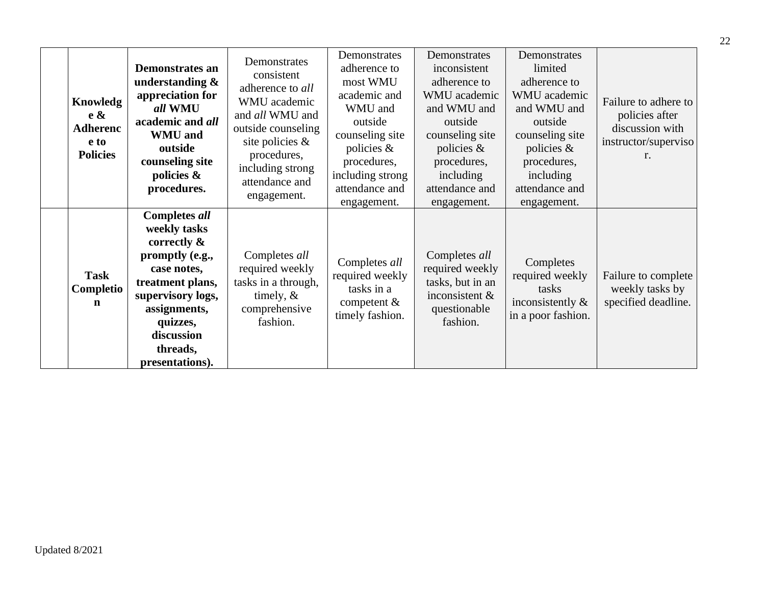|  | **Knowledge & Adherence to Policies** | **Demonstrates an understanding & appreciation for *all* WMU academic and *all* WMU and outside counseling site policies & procedures.** | Demonstrates consistent adherence to *all* WMU academic and *all* WMU and outside counseling site policies & procedures, including strong attendance and engagement. | Demonstrates adherence to most WMU academic and WMU and outside counseling site policies & procedures, including strong attendance and engagement. | Demonstrates inconsistent adherence to WMU academic and WMU and outside counseling site policies & procedures, including attendance and engagement. | Demonstrates limited adherence to WMU academic and WMU and outside counseling site policies & procedures, including attendance and engagement. | Failure to adhere to policies after discussion with instructor/supervisor. |
|---|---|---|---|---|---|---|---|
|  | **Task Completion** | **Completes *all* weekly tasks correctly & promptly (e.g., case notes, treatment plans, supervisory logs, assignments, quizzes, discussion threads, presentations).** | Completes *all* required weekly tasks in a through, timely, & comprehensive fashion. | Completes *all* required weekly tasks in a competent & timely fashion. | Completes *all* required weekly tasks, but in an inconsistent & questionable fashion. | Completes required weekly tasks inconsistently & in a poor fashion. | Failure to complete weekly tasks by specified deadline. |

Updated 8/2021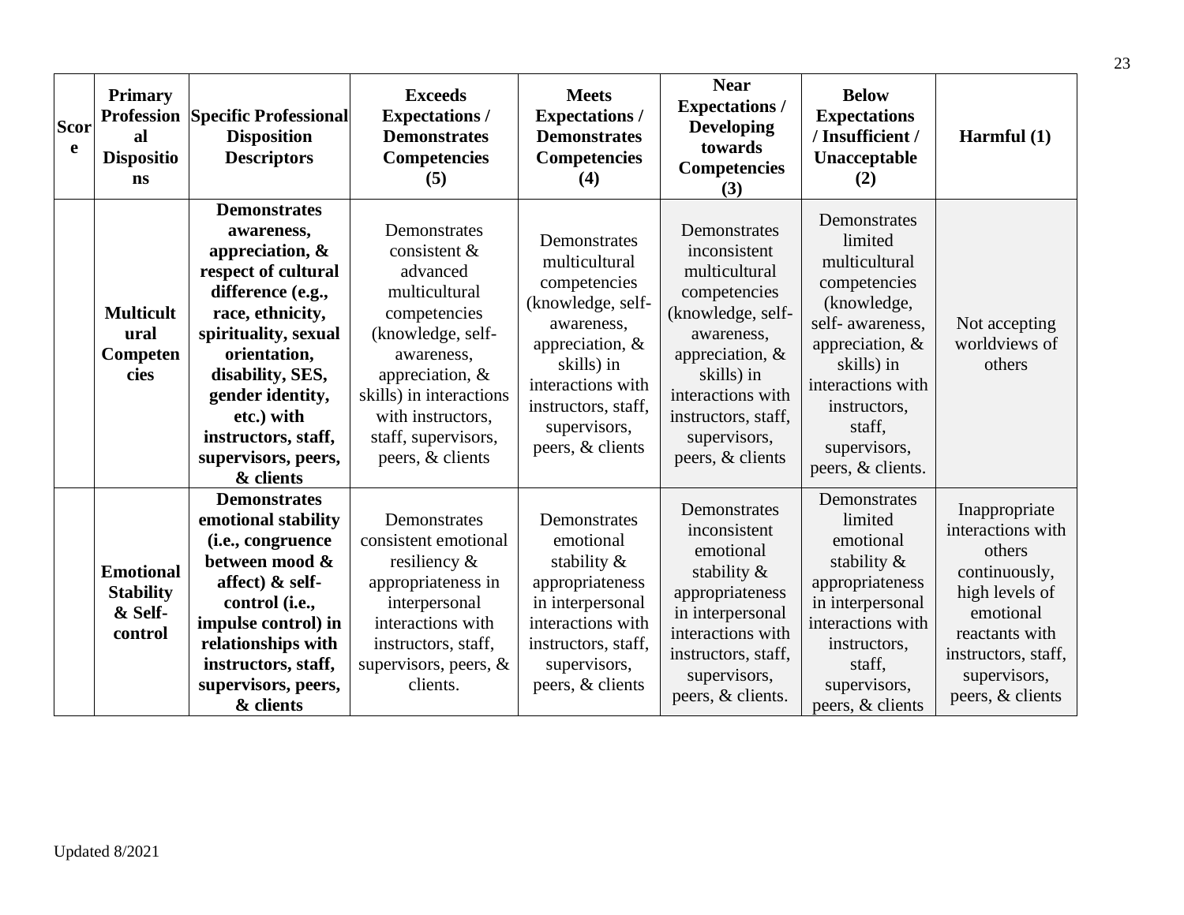| Score | Primary Professional Dispositions | Specific Professional Disposition Descriptors | Exceeds Expectations / Demonstrates Competencies (5) | Meets Expectations / Demonstrates Competencies (4) | Near Expectations / Developing towards Competencies (3) | Below Expectations / Insufficient / Unacceptable (2) | Harmful (1) |
|---|---|---|---|---|---|---|---|
| | **Multicultural Competencies** | **Demonstrates awareness, appreciation, & respect of cultural difference (e.g., race, ethnicity, spirituality, sexual orientation, disability, SES, gender identity, etc.) with instructors, staff, supervisors, peers, & clients** | Demonstrates consistent & advanced multicultural competencies (knowledge, self-awareness, appreciation, & skills) in interactions with instructors, staff, supervisors, peers, & clients | Demonstrates multicultural competencies (knowledge, self-awareness, appreciation, & skills) in interactions with instructors, staff, supervisors, peers, & clients | Demonstrates inconsistent multicultural competencies (knowledge, self-awareness, appreciation, & skills) in interactions with instructors, staff, supervisors, peers, & clients | Demonstrates limited multicultural competencies (knowledge, self- awareness, appreciation, & skills) in interactions with instructors, staff, supervisors, peers, & clients. | Not accepting worldviews of others |
| | **Emotional Stability & Self-control** | **Demonstrates emotional stability (i.e., congruence between mood & affect) & self-control (i.e., impulse control) in relationships with instructors, staff, supervisors, peers, & clients** | Demonstrates consistent emotional resiliency & appropriateness in interpersonal interactions with instructors, staff, supervisors, peers, & clients. | Demonstrates emotional stability & appropriateness in interpersonal interactions with instructors, staff, supervisors, peers, & clients | Demonstrates inconsistent emotional stability & appropriateness in interpersonal interactions with instructors, staff, supervisors, peers, & clients. | Demonstrates limited emotional stability & appropriateness in interpersonal interactions with instructors, staff, supervisors, peers, & clients | Inappropriate interactions with others continuously, high levels of emotional reactants with instructors, staff, supervisors, peers, & clients |

Updated 8/2021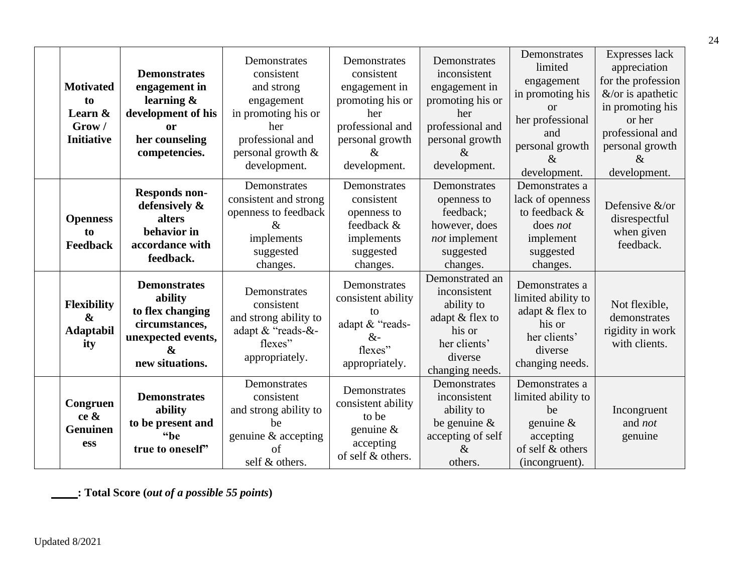| | | | | | | | |
|---|---|---|---|---|---|---|---|
| | **Motivated to Learn & Grow / Initiative** | **Demonstrates engagement in learning & development of his or her counseling competencies.** | Demonstrates consistent and strong engagement in promoting his or her professional and personal growth & development. | Demonstrates consistent engagement in promoting his or her professional and personal growth & development. | Demonstrates inconsistent engagement in promoting his or her professional and personal growth & development. | Demonstrates limited engagement in promoting his or her professional and personal growth & development. | Expresses lack appreciation for the profession &/or is apathetic in promoting his or her professional and personal growth & development. |
| | **Openness to Feedback** | **Responds non-defensively & alters behavior in accordance with feedback.** | Demonstrates consistent and strong openness to feedback & implements suggested changes. | Demonstrates consistent openness to feedback & implements suggested changes. | Demonstrates openness to feedback; however, does *not* implement suggested changes. | Demonstrates a lack of openness to feedback & does *not* implement suggested changes. | Defensive &/or disrespectful when given feedback. |
| | **Flexibility & Adaptability** | **Demonstrates ability to flex changing circumstances, unexpected events, & new situations.** | Demonstrates consistent and strong ability to adapt & "reads-&-flexes" appropriately. | Demonstrates consistent ability to adapt & "reads-&-flexes" appropriately. | Demonstrated an inconsistent ability to adapt & flex to his or her clients' diverse changing needs. | Demonstrates a limited ability to adapt & flex to his or her clients' diverse changing needs. | Not flexible, demonstrates rigidity in work with clients. |
| | **Congruence & Genuineness** | **Demonstrates ability to be present and "be true to oneself"** | Demonstrates consistent and strong ability to be genuine & accepting of self & others. | Demonstrates consistent ability to be genuine & accepting of self & others. | Demonstrates inconsistent ability to be genuine & accepting of self & others. | Demonstrates a limited ability to be genuine & accepting of self & others (incongruent). | Incongruent and *not* genuine |

_____**: Total Score (*out of a possible 55 points*)**

Updated 8/2021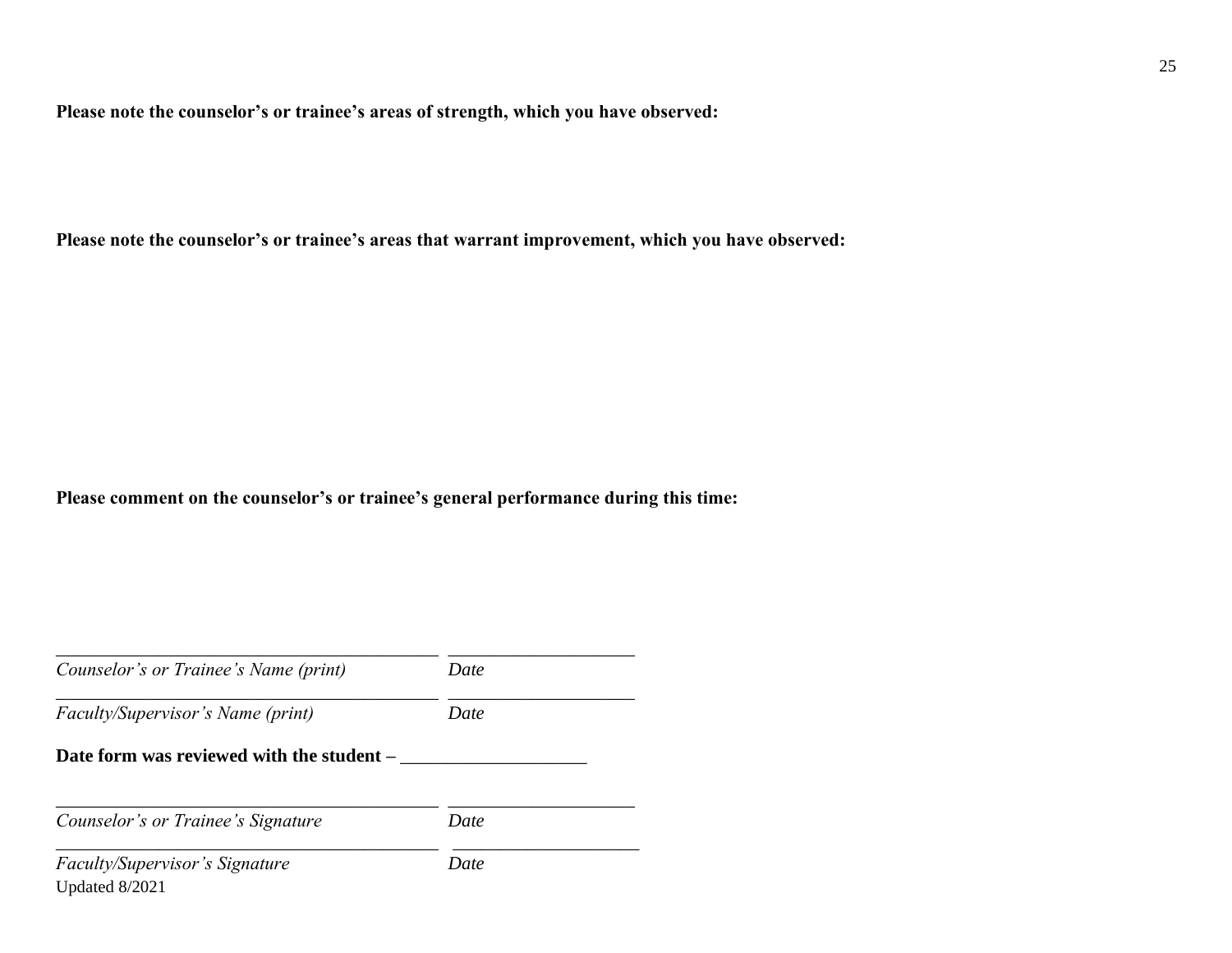**Please note the counselor's or trainee's areas of strength, which you have observed:**

**Please note the counselor's or trainee's areas that warrant improvement, which you have observed:**

**Please comment on the counselor's or trainee's general performance during this time:**

_________________________________________ ____________________

*Counselor's or Trainee's Name (print)* *Date*

_________________________________________ ____________________

*Faculty/Supervisor's Name (print)* *Date*

**Date form was reviewed with the student –** ____________________

_________________________________________ ____________________

*Counselor's or Trainee's Signature* *Date*

_________________________________________ ____________________

*Faculty/Supervisor's Signature* *Date*

Updated 8/2021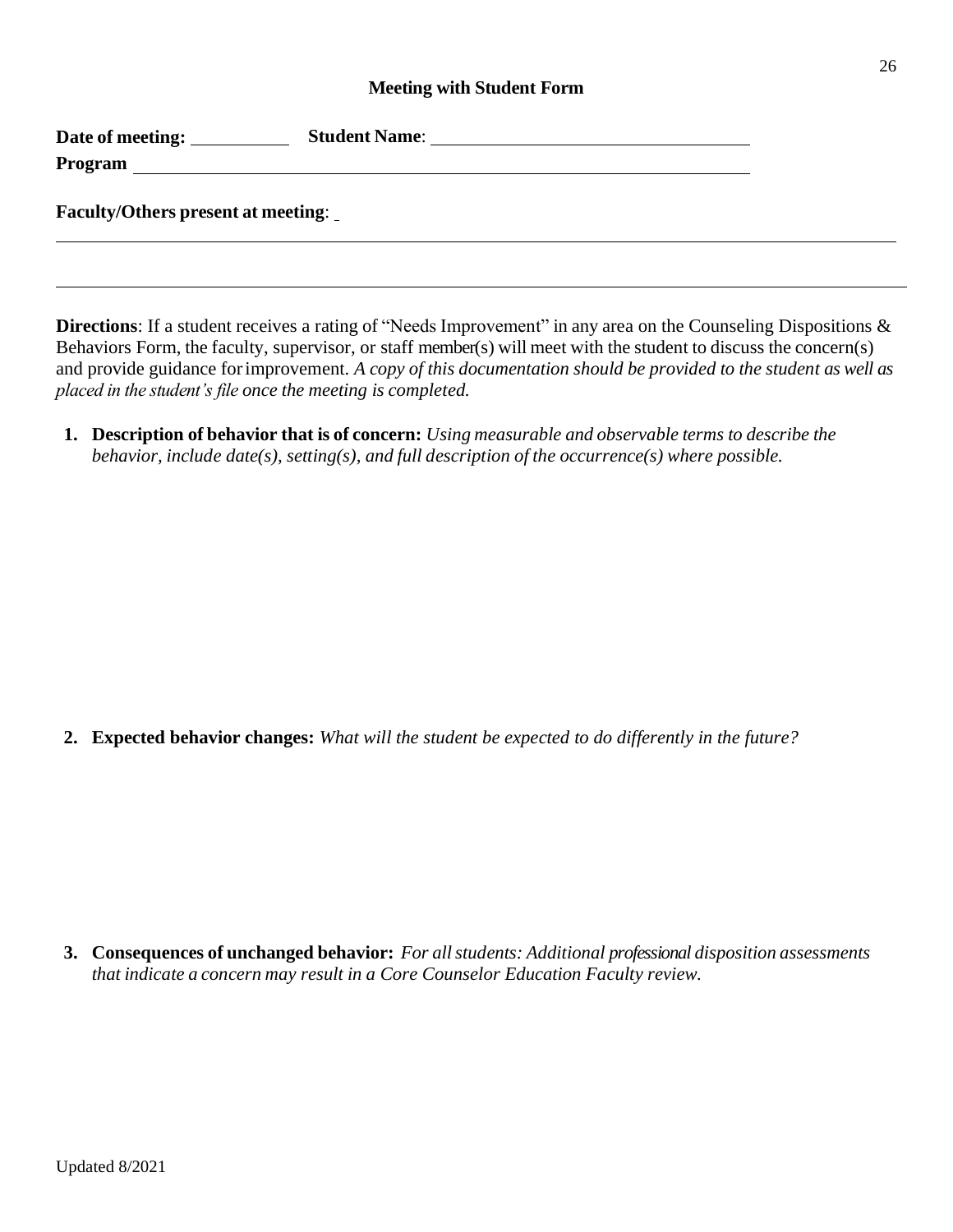## Meeting with Student Form

**Date of meeting:** \_\_\_\_\_\_\_\_\_\_ **Student Name**: \_\_\_\_\_\_\_\_\_\_\_\_\_\_\_\_\_\_\_\_\_\_\_\_\_\_\_\_\_\_\_\_

**Program** \_\_\_\_\_\_\_\_\_\_\_\_\_\_\_\_\_\_\_\_\_\_\_\_\_\_\_\_\_\_\_\_\_\_\_\_\_\_\_\_\_\_\_\_\_\_\_\_\_\_\_\_\_\_\_\_\_\_

**Faculty/Others present at meeting**: \_\_\_\_\_\_\_\_\_\_\_\_\_\_\_\_\_\_\_\_\_\_\_\_\_\_\_\_\_\_\_\_\_\_\_\_\_\_\_\_\_\_\_\_\_\_\_\_

\_\_\_\_\_\_\_\_\_\_\_\_\_\_\_\_\_\_\_\_\_\_\_\_\_\_\_\_\_\_\_\_\_\_\_\_\_\_\_\_\_\_\_\_\_\_\_\_\_\_\_\_\_\_\_\_\_\_\_\_\_\_\_\_\_\_\_\_\_\_\_\_\_\_\_\_\_\_

**Directions**: If a student receives a rating of "Needs Improvement" in any area on the Counseling Dispositions & Behaviors Form, the faculty, supervisor, or staff member(s) will meet with the student to discuss the concern(s) and provide guidance for improvement. *A copy of this documentation should be provided to the student as well as placed in the student's file once the meeting is completed.*

1. **Description of behavior that is of concern:** *Using measurable and observable terms to describe the behavior, include date(s), setting(s), and full description of the occurrence(s) where possible.*

2. **Expected behavior changes:** *What will the student be expected to do differently in the future?*

3. **Consequences of unchanged behavior:** *For all students: Additional professional disposition assessments that indicate a concern may result in a Core Counselor Education Faculty review.*

Updated 8/2021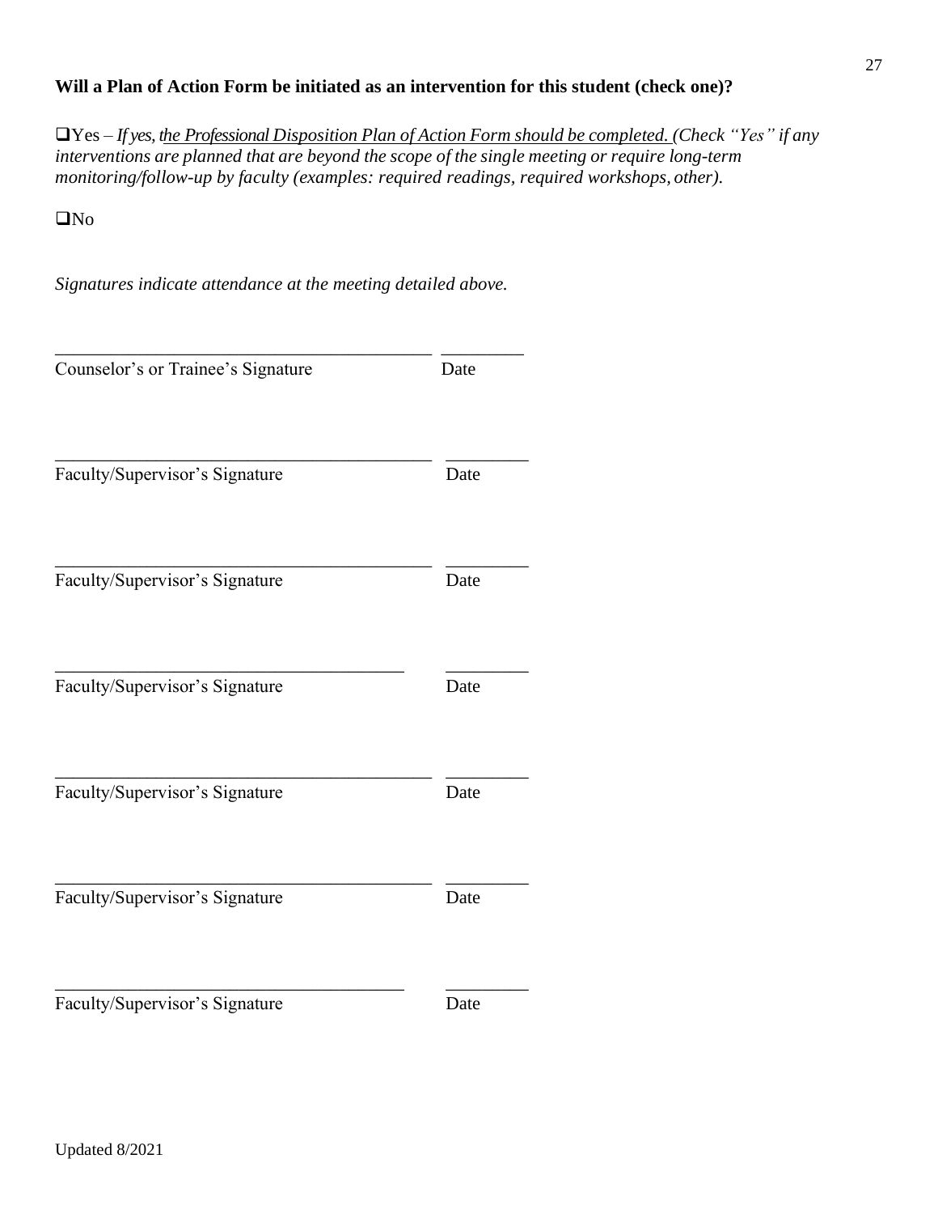**Will a Plan of Action Form be initiated as an intervention for this student (check one)?**

❑Yes – *If yes, <u>the Professional Disposition Plan of Action Form should be completed.</u> (Check "Yes" if any interventions are planned that are beyond the scope of the single meeting or require long-term monitoring/follow-up by faculty (examples: required readings, required workshops, other).*

❑No

*Signatures indicate attendance at the meeting detailed above.*

\_\_\_\_\_\_\_\_\_\_\_\_\_\_\_\_\_\_\_\_\_\_\_\_\_\_\_\_\_\_\_\_\_\_\_\_\_\_\_\_\_ \_\_\_\_\_\_\_\_\_
Counselor's or Trainee's Signature Date

\_\_\_\_\_\_\_\_\_\_\_\_\_\_\_\_\_\_\_\_\_\_\_\_\_\_\_\_\_\_\_\_\_\_\_\_\_\_\_\_\_ \_\_\_\_\_\_\_\_\_
Faculty/Supervisor's Signature Date

\_\_\_\_\_\_\_\_\_\_\_\_\_\_\_\_\_\_\_\_\_\_\_\_\_\_\_\_\_\_\_\_\_\_\_\_\_\_\_\_\_ \_\_\_\_\_\_\_\_\_
Faculty/Supervisor's Signature Date

\_\_\_\_\_\_\_\_\_\_\_\_\_\_\_\_\_\_\_\_\_\_\_\_\_\_\_\_\_\_\_\_\_\_\_\_\_\_\_ \_\_\_\_\_\_\_\_\_
Faculty/Supervisor's Signature Date

\_\_\_\_\_\_\_\_\_\_\_\_\_\_\_\_\_\_\_\_\_\_\_\_\_\_\_\_\_\_\_\_\_\_\_\_\_\_\_\_\_ \_\_\_\_\_\_\_\_\_
Faculty/Supervisor's Signature Date

\_\_\_\_\_\_\_\_\_\_\_\_\_\_\_\_\_\_\_\_\_\_\_\_\_\_\_\_\_\_\_\_\_\_\_\_\_\_\_\_\_ \_\_\_\_\_\_\_\_\_
Faculty/Supervisor's Signature Date

\_\_\_\_\_\_\_\_\_\_\_\_\_\_\_\_\_\_\_\_\_\_\_\_\_\_\_\_\_\_\_\_\_\_\_\_\_\_\_ \_\_\_\_\_\_\_\_\_
Faculty/Supervisor's Signature Date

Updated 8/2021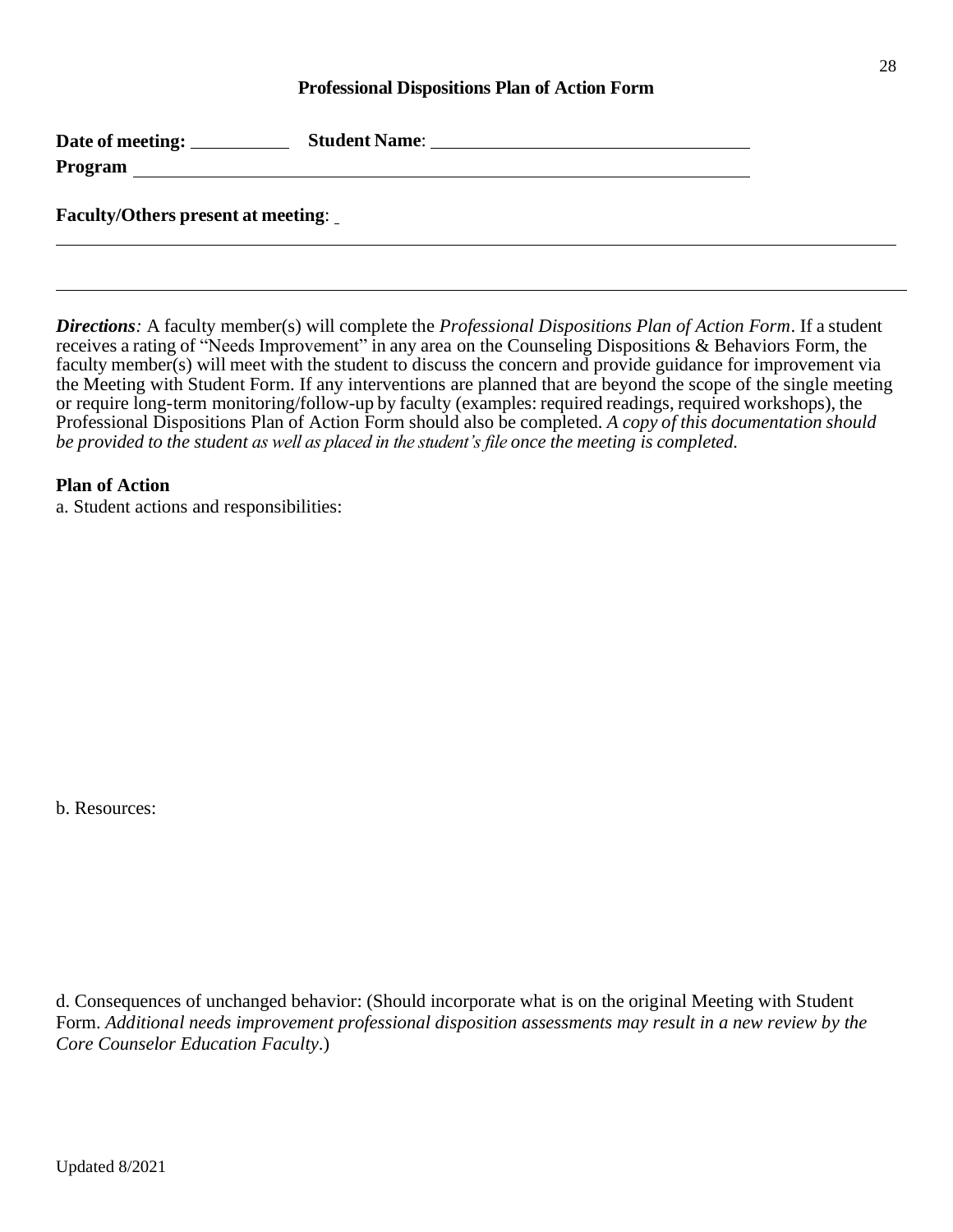## Professional Dispositions Plan of Action Form

**Date of meeting:** ___________ **Student Name**: ___________________________________

**Program** _____________________________________________________________________

**Faculty/Others present at meeting**: _

_____________________________________________________________________________________

_____________________________________________________________________________________

***Directions****:* A faculty member(s) will complete the *Professional Dispositions Plan of Action Form*. If a student receives a rating of "Needs Improvement" in any area on the Counseling Dispositions & Behaviors Form, the faculty member(s) will meet with the student to discuss the concern and provide guidance for improvement via the Meeting with Student Form. If any interventions are planned that are beyond the scope of the single meeting or require long-term monitoring/follow-up by faculty (examples: required readings, required workshops), the Professional Dispositions Plan of Action Form should also be completed. *A copy of this documentation should be provided to the student as well as placed in the student's file once the meeting is completed.*

**Plan of Action**

a. Student actions and responsibilities:

b. Resources:

d. Consequences of unchanged behavior: (Should incorporate what is on the original Meeting with Student Form. *Additional needs improvement professional disposition assessments may result in a new review by the Core Counselor Education Faculty*.)

Updated 8/2021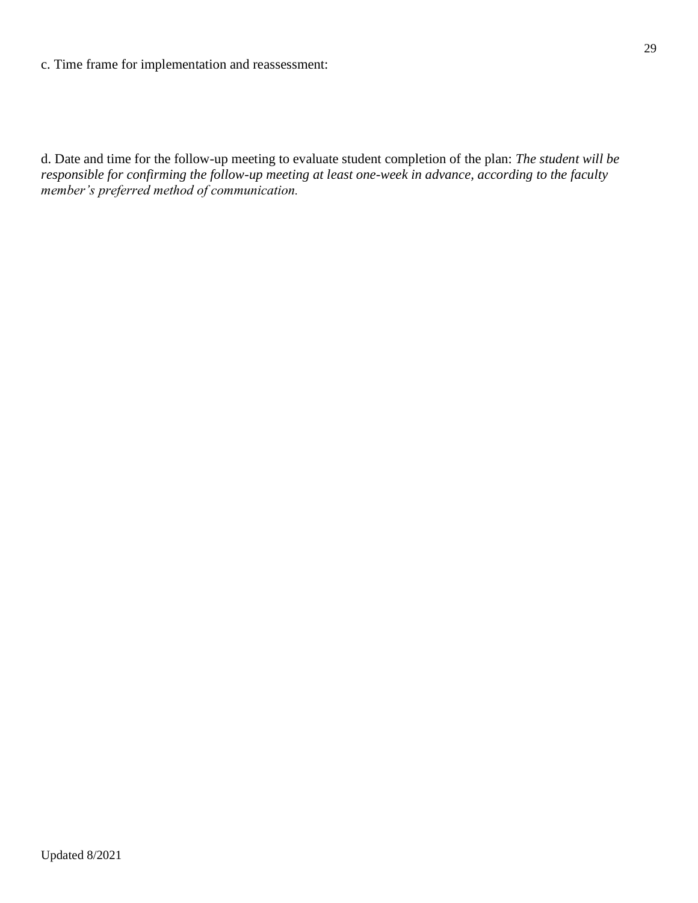c. Time frame for implementation and reassessment:

d. Date and time for the follow-up meeting to evaluate student completion of the plan: *The student will be responsible for confirming the follow-up meeting at least one-week in advance, according to the faculty member's preferred method of communication.*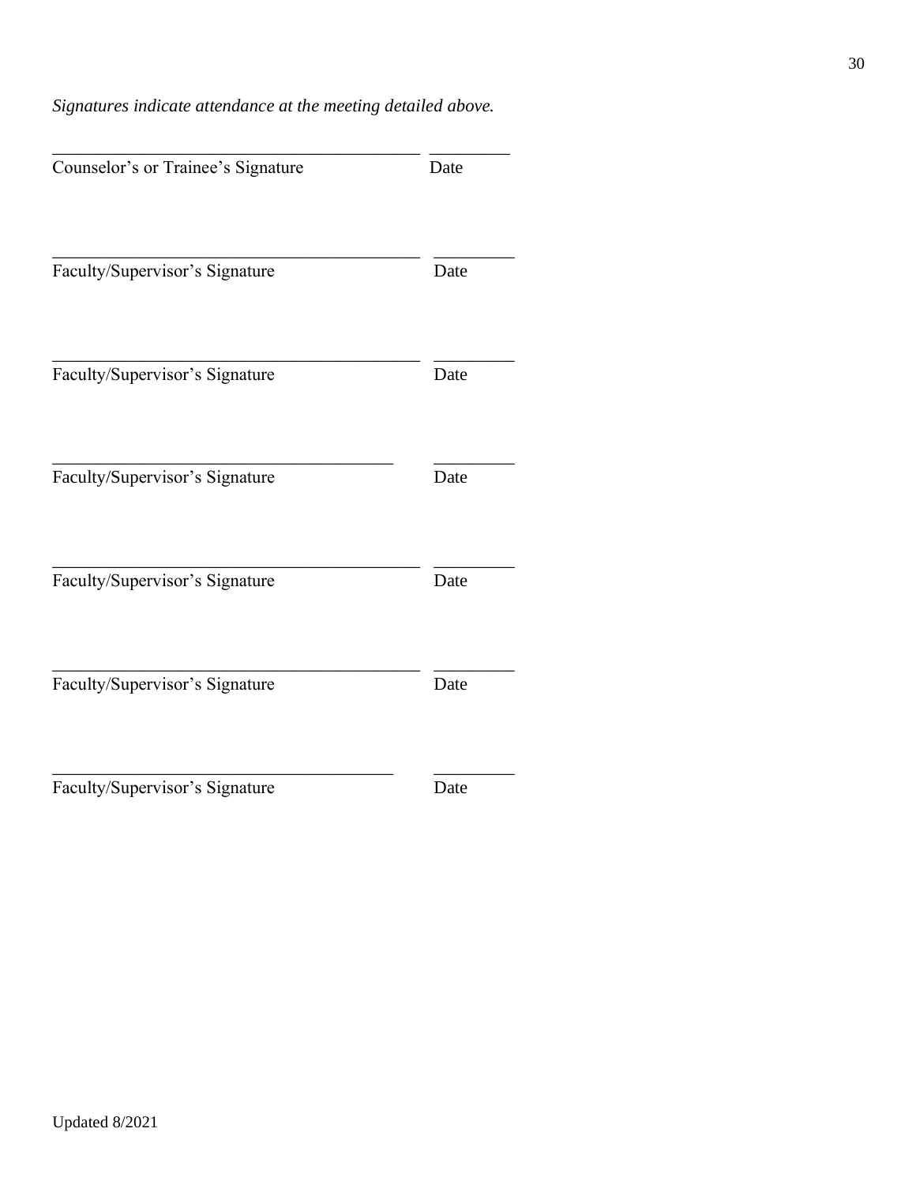*Signatures indicate attendance at the meeting detailed above.*

_________________________________________ _________
Counselor's or Trainee's Signature Date

_________________________________________ _________
Faculty/Supervisor's Signature Date

_________________________________________ _________
Faculty/Supervisor's Signature Date

______________________________________ _________
Faculty/Supervisor's Signature Date

_________________________________________ _________
Faculty/Supervisor's Signature Date

_________________________________________ _________
Faculty/Supervisor's Signature Date

______________________________________ _________
Faculty/Supervisor's Signature Date

Updated 8/2021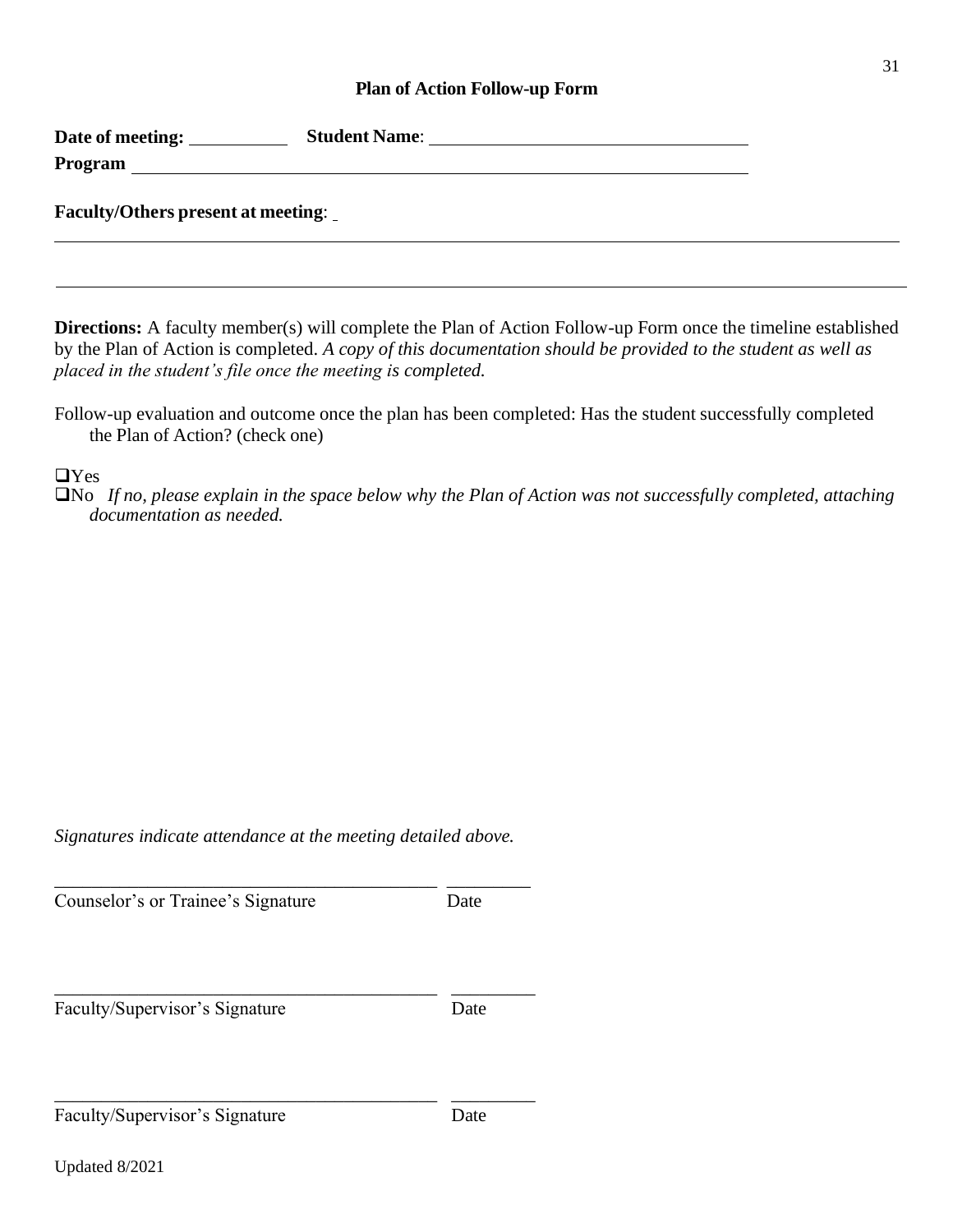## Plan of Action Follow-up Form

**Date of meeting:** \_\_\_\_\_\_\_\_\_\_ **Student Name**: \_\_\_\_\_\_\_\_\_\_\_\_\_\_\_\_\_\_\_\_\_\_\_\_\_\_\_\_\_\_\_\_

**Program** \_\_\_\_\_\_\_\_\_\_\_\_\_\_\_\_\_\_\_\_\_\_\_\_\_\_\_\_\_\_\_\_\_\_\_\_\_\_\_\_\_\_\_\_\_\_\_\_\_\_\_\_\_\_\_\_\_\_\_\_\_\_

**Faculty/Others present at meeting**: \_\_\_\_\_\_\_\_\_\_\_\_\_\_\_\_\_\_\_\_\_\_\_\_\_\_\_\_\_\_\_\_\_\_\_\_\_\_\_\_\_\_\_\_\_\_\_\_\_\_\_\_\_\_\_\_\_\_\_\_\_\_\_\_\_\_\_\_\_\_\_\_\_\_\_\_\_\_\_\_\_\_\_\_\_\_\_\_\_\_\_\_\_\_\_\_\_\_\_\_\_\_\_\_\_\_\_\_\_\_\_\_\_\_\_\_\_\_\_\_\_\_\_\_\_\_\_\_\_

\_\_\_\_\_\_\_\_\_\_\_\_\_\_\_\_\_\_\_\_\_\_\_\_\_\_\_\_\_\_\_\_\_\_\_\_\_\_\_\_\_\_\_\_\_\_\_\_\_\_\_\_\_\_\_\_\_\_\_\_\_\_\_\_\_\_\_\_\_\_\_\_\_\_\_\_

**Directions:** A faculty member(s) will complete the Plan of Action Follow-up Form once the timeline established by the Plan of Action is completed. *A copy of this documentation should be provided to the student as well as placed in the student's file once the meeting is completed.*

Follow-up evaluation and outcome once the plan has been completed: Has the student successfully completed the Plan of Action? (check one)

❑ Yes

❑ No *If no, please explain in the space below why the Plan of Action was not successfully completed, attaching documentation as needed.*

*Signatures indicate attendance at the meeting detailed above.*

\_\_\_\_\_\_\_\_\_\_\_\_\_\_\_\_\_\_\_\_\_\_\_\_\_\_\_\_\_\_\_\_\_\_\_\_\_\_\_\_ \_\_\_\_\_\_\_\_\_

Counselor's or Trainee's Signature Date

\_\_\_\_\_\_\_\_\_\_\_\_\_\_\_\_\_\_\_\_\_\_\_\_\_\_\_\_\_\_\_\_\_\_\_\_\_\_\_\_ \_\_\_\_\_\_\_\_\_

Faculty/Supervisor's Signature Date

\_\_\_\_\_\_\_\_\_\_\_\_\_\_\_\_\_\_\_\_\_\_\_\_\_\_\_\_\_\_\_\_\_\_\_\_\_\_\_\_ \_\_\_\_\_\_\_\_\_

Faculty/Supervisor's Signature Date

Updated 8/2021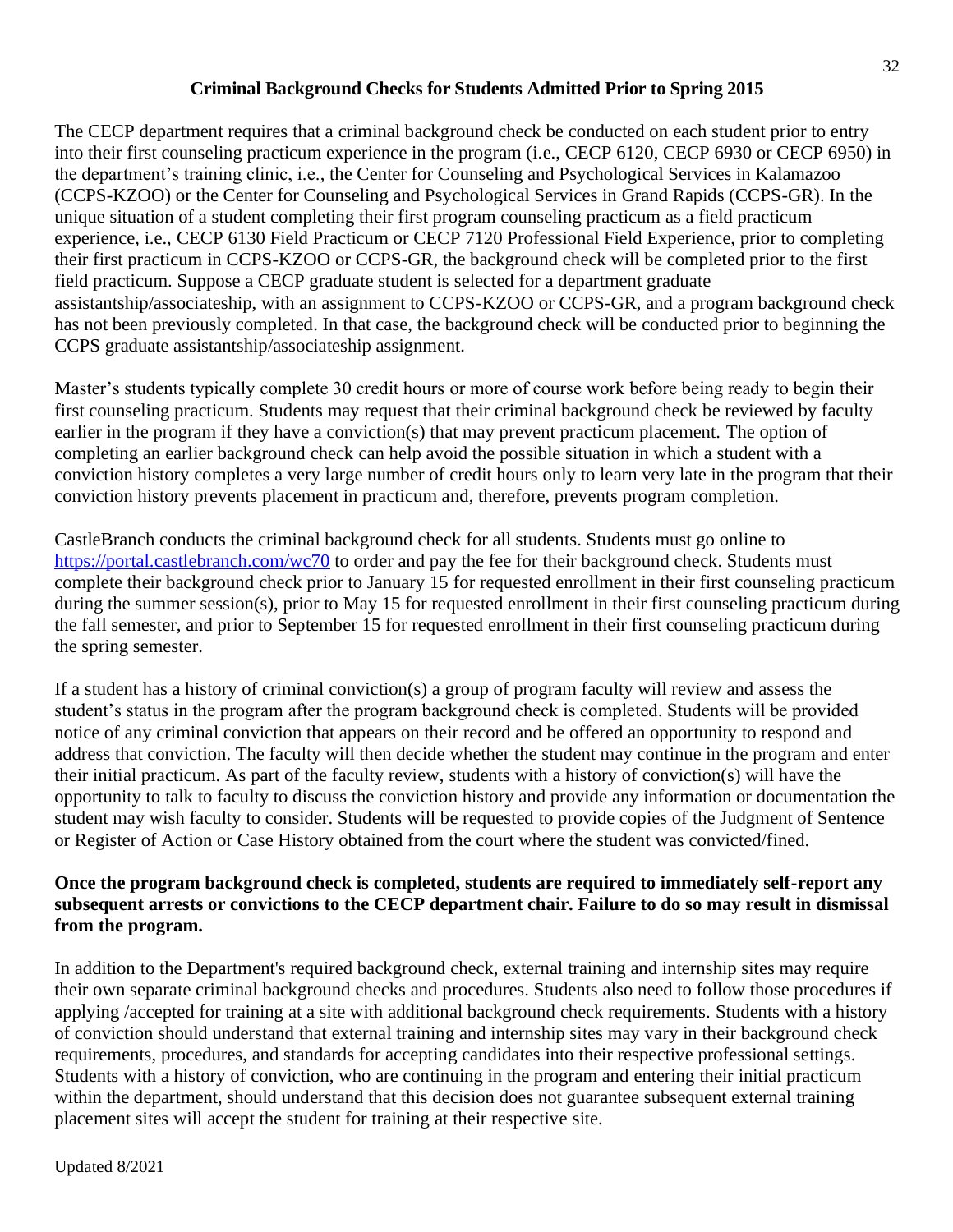## Criminal Background Checks for Students Admitted Prior to Spring 2015

The CECP department requires that a criminal background check be conducted on each student prior to entry into their first counseling practicum experience in the program (i.e., CECP 6120, CECP 6930 or CECP 6950) in the department's training clinic, i.e., the Center for Counseling and Psychological Services in Kalamazoo (CCPS-KZOO) or the Center for Counseling and Psychological Services in Grand Rapids (CCPS-GR). In the unique situation of a student completing their first program counseling practicum as a field practicum experience, i.e., CECP 6130 Field Practicum or CECP 7120 Professional Field Experience, prior to completing their first practicum in CCPS-KZOO or CCPS-GR, the background check will be completed prior to the first field practicum. Suppose a CECP graduate student is selected for a department graduate assistantship/associateship, with an assignment to CCPS-KZOO or CCPS-GR, and a program background check has not been previously completed. In that case, the background check will be conducted prior to beginning the CCPS graduate assistantship/associateship assignment.

Master's students typically complete 30 credit hours or more of course work before being ready to begin their first counseling practicum. Students may request that their criminal background check be reviewed by faculty earlier in the program if they have a conviction(s) that may prevent practicum placement. The option of completing an earlier background check can help avoid the possible situation in which a student with a conviction history completes a very large number of credit hours only to learn very late in the program that their conviction history prevents placement in practicum and, therefore, prevents program completion.

CastleBranch conducts the criminal background check for all students. Students must go online to https://portal.castlebranch.com/wc70 to order and pay the fee for their background check. Students must complete their background check prior to January 15 for requested enrollment in their first counseling practicum during the summer session(s), prior to May 15 for requested enrollment in their first counseling practicum during the fall semester, and prior to September 15 for requested enrollment in their first counseling practicum during the spring semester.

If a student has a history of criminal conviction(s) a group of program faculty will review and assess the student's status in the program after the program background check is completed. Students will be provided notice of any criminal conviction that appears on their record and be offered an opportunity to respond and address that conviction. The faculty will then decide whether the student may continue in the program and enter their initial practicum. As part of the faculty review, students with a history of conviction(s) will have the opportunity to talk to faculty to discuss the conviction history and provide any information or documentation the student may wish faculty to consider. Students will be requested to provide copies of the Judgment of Sentence or Register of Action or Case History obtained from the court where the student was convicted/fined.

**Once the program background check is completed, students are required to immediately self-report any subsequent arrests or convictions to the CECP department chair. Failure to do so may result in dismissal from the program.**

In addition to the Department's required background check, external training and internship sites may require their own separate criminal background checks and procedures. Students also need to follow those procedures if applying /accepted for training at a site with additional background check requirements. Students with a history of conviction should understand that external training and internship sites may vary in their background check requirements, procedures, and standards for accepting candidates into their respective professional settings. Students with a history of conviction, who are continuing in the program and entering their initial practicum within the department, should understand that this decision does not guarantee subsequent external training placement sites will accept the student for training at their respective site.

Updated 8/2021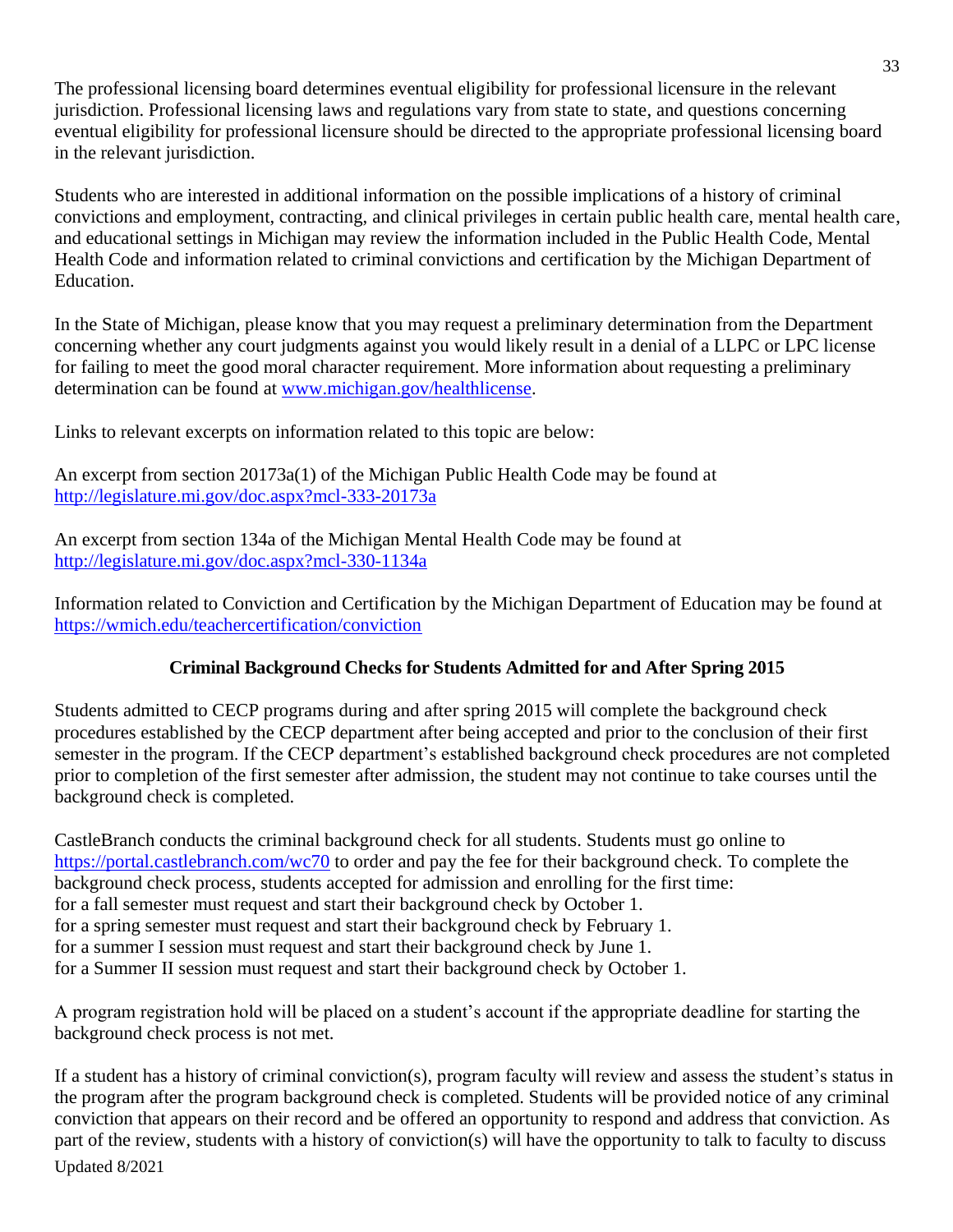The professional licensing board determines eventual eligibility for professional licensure in the relevant jurisdiction. Professional licensing laws and regulations vary from state to state, and questions concerning eventual eligibility for professional licensure should be directed to the appropriate professional licensing board in the relevant jurisdiction.

Students who are interested in additional information on the possible implications of a history of criminal convictions and employment, contracting, and clinical privileges in certain public health care, mental health care, and educational settings in Michigan may review the information included in the Public Health Code, Mental Health Code and information related to criminal convictions and certification by the Michigan Department of Education.

In the State of Michigan, please know that you may request a preliminary determination from the Department concerning whether any court judgments against you would likely result in a denial of a LLPC or LPC license for failing to meet the good moral character requirement. More information about requesting a preliminary determination can be found at [www.michigan.gov/healthlicense](www.michigan.gov/healthlicense).

Links to relevant excerpts on information related to this topic are below:

An excerpt from section 20173a(1) of the Michigan Public Health Code may be found at [http://legislature.mi.gov/doc.aspx?mcl-333-20173a](http://legislature.mi.gov/doc.aspx?mcl-333-20173a)

An excerpt from section 134a of the Michigan Mental Health Code may be found at [http://legislature.mi.gov/doc.aspx?mcl-330-1134a](http://legislature.mi.gov/doc.aspx?mcl-330-1134a)

Information related to Conviction and Certification by the Michigan Department of Education may be found at [https://wmich.edu/teachercertification/conviction](https://wmich.edu/teachercertification/conviction)

### Criminal Background Checks for Students Admitted for and After Spring 2015

Students admitted to CECP programs during and after spring 2015 will complete the background check procedures established by the CECP department after being accepted and prior to the conclusion of their first semester in the program. If the CECP department's established background check procedures are not completed prior to completion of the first semester after admission, the student may not continue to take courses until the background check is completed.

CastleBranch conducts the criminal background check for all students. Students must go online to [https://portal.castlebranch.com/wc70](https://portal.castlebranch.com/wc70) to order and pay the fee for their background check. To complete the background check process, students accepted for admission and enrolling for the first time:
for a fall semester must request and start their background check by October 1.
for a spring semester must request and start their background check by February 1.
for a summer I session must request and start their background check by June 1.
for a Summer II session must request and start their background check by October 1.

A program registration hold will be placed on a student's account if the appropriate deadline for starting the background check process is not met.

If a student has a history of criminal conviction(s), program faculty will review and assess the student's status in the program after the program background check is completed. Students will be provided notice of any criminal conviction that appears on their record and be offered an opportunity to respond and address that conviction. As part of the review, students with a history of conviction(s) will have the opportunity to talk to faculty to discuss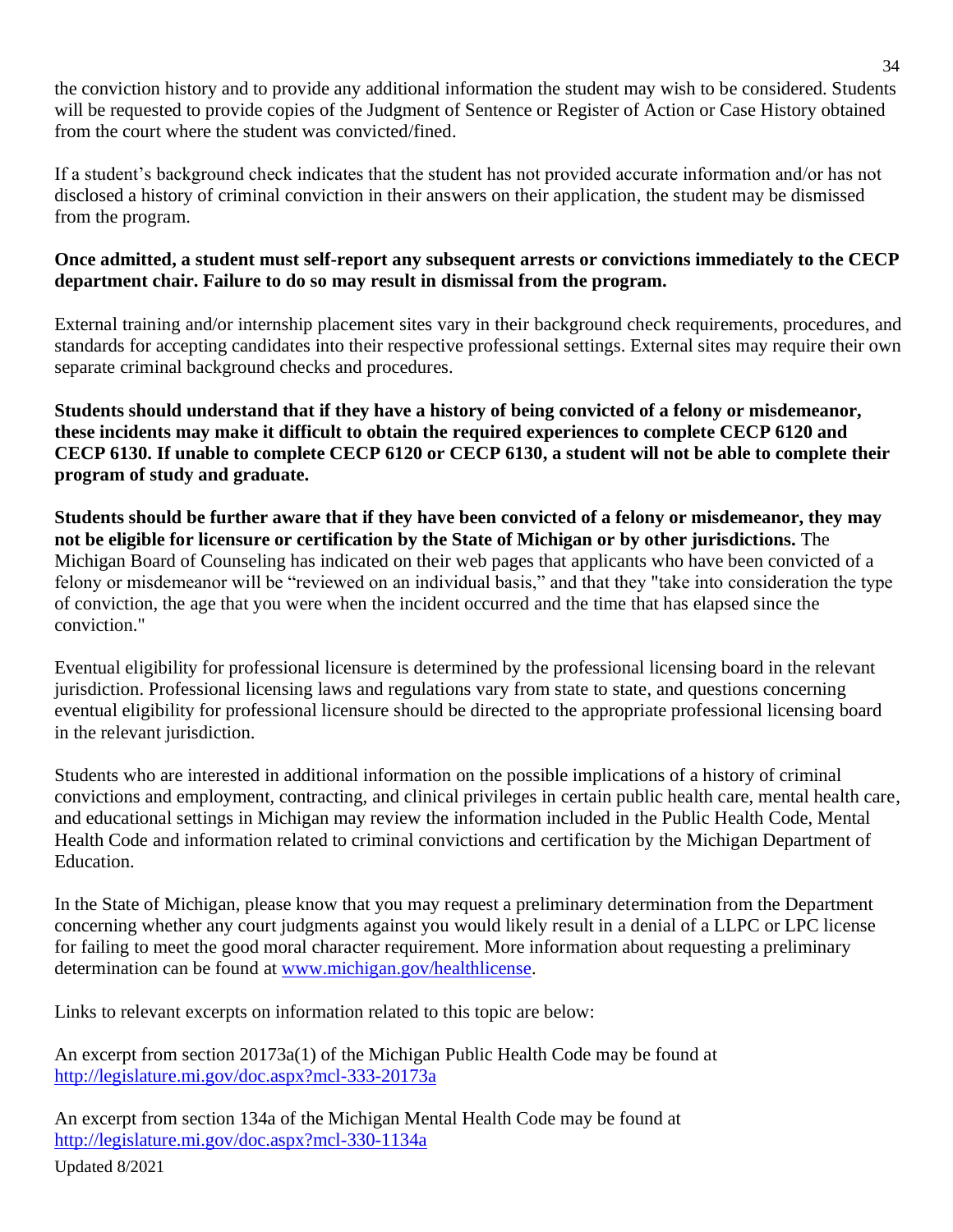the conviction history and to provide any additional information the student may wish to be considered. Students will be requested to provide copies of the Judgment of Sentence or Register of Action or Case History obtained from the court where the student was convicted/fined.

If a student's background check indicates that the student has not provided accurate information and/or has not disclosed a history of criminal conviction in their answers on their application, the student may be dismissed from the program.

**Once admitted, a student must self-report any subsequent arrests or convictions immediately to the CECP department chair. Failure to do so may result in dismissal from the program.**

External training and/or internship placement sites vary in their background check requirements, procedures, and standards for accepting candidates into their respective professional settings. External sites may require their own separate criminal background checks and procedures.

**Students should understand that if they have a history of being convicted of a felony or misdemeanor, these incidents may make it difficult to obtain the required experiences to complete CECP 6120 and CECP 6130. If unable to complete CECP 6120 or CECP 6130, a student will not be able to complete their program of study and graduate.**

**Students should be further aware that if they have been convicted of a felony or misdemeanor, they may not be eligible for licensure or certification by the State of Michigan or by other jurisdictions.** The Michigan Board of Counseling has indicated on their web pages that applicants who have been convicted of a felony or misdemeanor will be "reviewed on an individual basis," and that they "take into consideration the type of conviction, the age that you were when the incident occurred and the time that has elapsed since the conviction."

Eventual eligibility for professional licensure is determined by the professional licensing board in the relevant jurisdiction. Professional licensing laws and regulations vary from state to state, and questions concerning eventual eligibility for professional licensure should be directed to the appropriate professional licensing board in the relevant jurisdiction.

Students who are interested in additional information on the possible implications of a history of criminal convictions and employment, contracting, and clinical privileges in certain public health care, mental health care, and educational settings in Michigan may review the information included in the Public Health Code, Mental Health Code and information related to criminal convictions and certification by the Michigan Department of Education.

In the State of Michigan, please know that you may request a preliminary determination from the Department concerning whether any court judgments against you would likely result in a denial of a LLPC or LPC license for failing to meet the good moral character requirement. More information about requesting a preliminary determination can be found at [www.michigan.gov/healthlicense](www.michigan.gov/healthlicense).

Links to relevant excerpts on information related to this topic are below:

An excerpt from section 20173a(1) of the Michigan Public Health Code may be found at [http://legislature.mi.gov/doc.aspx?mcl-333-20173a](http://legislature.mi.gov/doc.aspx?mcl-333-20173a)

An excerpt from section 134a of the Michigan Mental Health Code may be found at [http://legislature.mi.gov/doc.aspx?mcl-330-1134a](http://legislature.mi.gov/doc.aspx?mcl-330-1134a)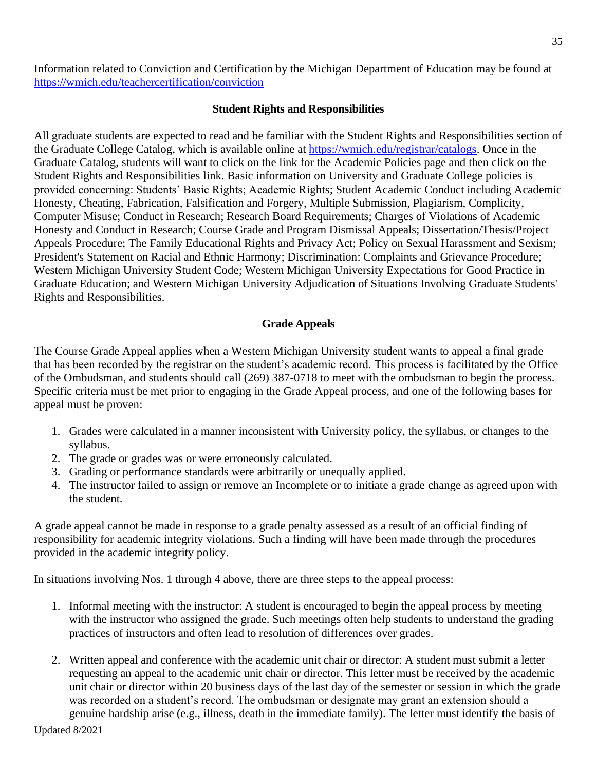Information related to Conviction and Certification by the Michigan Department of Education may be found at https://wmich.edu/teachercertification/conviction

## Student Rights and Responsibilities

All graduate students are expected to read and be familiar with the Student Rights and Responsibilities section of the Graduate College Catalog, which is available online at https://wmich.edu/registrar/catalogs. Once in the Graduate Catalog, students will want to click on the link for the Academic Policies page and then click on the Student Rights and Responsibilities link. Basic information on University and Graduate College policies is provided concerning: Students' Basic Rights; Academic Rights; Student Academic Conduct including Academic Honesty, Cheating, Fabrication, Falsification and Forgery, Multiple Submission, Plagiarism, Complicity, Computer Misuse; Conduct in Research; Research Board Requirements; Charges of Violations of Academic Honesty and Conduct in Research; Course Grade and Program Dismissal Appeals; Dissertation/Thesis/Project Appeals Procedure; The Family Educational Rights and Privacy Act; Policy on Sexual Harassment and Sexism; President's Statement on Racial and Ethnic Harmony; Discrimination: Complaints and Grievance Procedure; Western Michigan University Student Code; Western Michigan University Expectations for Good Practice in Graduate Education; and Western Michigan University Adjudication of Situations Involving Graduate Students' Rights and Responsibilities.

## Grade Appeals

The Course Grade Appeal applies when a Western Michigan University student wants to appeal a final grade that has been recorded by the registrar on the student's academic record. This process is facilitated by the Office of the Ombudsman, and students should call (269) 387-0718 to meet with the ombudsman to begin the process. Specific criteria must be met prior to engaging in the Grade Appeal process, and one of the following bases for appeal must be proven:

1. Grades were calculated in a manner inconsistent with University policy, the syllabus, or changes to the syllabus.
2. The grade or grades was or were erroneously calculated.
3. Grading or performance standards were arbitrarily or unequally applied.
4. The instructor failed to assign or remove an Incomplete or to initiate a grade change as agreed upon with the student.

A grade appeal cannot be made in response to a grade penalty assessed as a result of an official finding of responsibility for academic integrity violations. Such a finding will have been made through the procedures provided in the academic integrity policy.

In situations involving Nos. 1 through 4 above, there are three steps to the appeal process:

1. Informal meeting with the instructor: A student is encouraged to begin the appeal process by meeting with the instructor who assigned the grade. Such meetings often help students to understand the grading practices of instructors and often lead to resolution of differences over grades.

2. Written appeal and conference with the academic unit chair or director: A student must submit a letter requesting an appeal to the academic unit chair or director. This letter must be received by the academic unit chair or director within 20 business days of the last day of the semester or session in which the grade was recorded on a student's record. The ombudsman or designate may grant an extension should a genuine hardship arise (e.g., illness, death in the immediate family). The letter must identify the basis of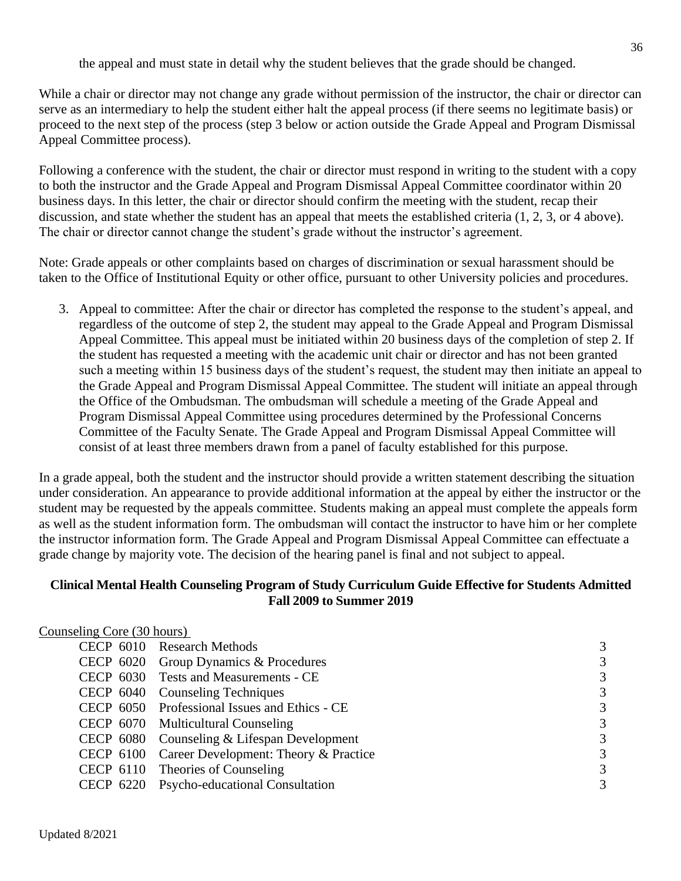the appeal and must state in detail why the student believes that the grade should be changed.

While a chair or director may not change any grade without permission of the instructor, the chair or director can serve as an intermediary to help the student either halt the appeal process (if there seems no legitimate basis) or proceed to the next step of the process (step 3 below or action outside the Grade Appeal and Program Dismissal Appeal Committee process).

Following a conference with the student, the chair or director must respond in writing to the student with a copy to both the instructor and the Grade Appeal and Program Dismissal Appeal Committee coordinator within 20 business days. In this letter, the chair or director should confirm the meeting with the student, recap their discussion, and state whether the student has an appeal that meets the established criteria (1, 2, 3, or 4 above). The chair or director cannot change the student's grade without the instructor's agreement.

Note: Grade appeals or other complaints based on charges of discrimination or sexual harassment should be taken to the Office of Institutional Equity or other office, pursuant to other University policies and procedures.

3. Appeal to committee: After the chair or director has completed the response to the student's appeal, and regardless of the outcome of step 2, the student may appeal to the Grade Appeal and Program Dismissal Appeal Committee. This appeal must be initiated within 20 business days of the completion of step 2. If the student has requested a meeting with the academic unit chair or director and has not been granted such a meeting within 15 business days of the student's request, the student may then initiate an appeal to the Grade Appeal and Program Dismissal Appeal Committee. The student will initiate an appeal through the Office of the Ombudsman. The ombudsman will schedule a meeting of the Grade Appeal and Program Dismissal Appeal Committee using procedures determined by the Professional Concerns Committee of the Faculty Senate. The Grade Appeal and Program Dismissal Appeal Committee will consist of at least three members drawn from a panel of faculty established for this purpose.

In a grade appeal, both the student and the instructor should provide a written statement describing the situation under consideration. An appearance to provide additional information at the appeal by either the instructor or the student may be requested by the appeals committee. Students making an appeal must complete the appeals form as well as the student information form. The ombudsman will contact the instructor to have him or her complete the instructor information form. The Grade Appeal and Program Dismissal Appeal Committee can effectuate a grade change by majority vote. The decision of the hearing panel is final and not subject to appeal.

## Clinical Mental Health Counseling Program of Study Curriculum Guide Effective for Students Admitted Fall 2009 to Summer 2019

<u>Counseling Core (30 hours)</u>

| Course | Title | Hours |
|---|---|---|
| CECP 6010 | Research Methods | 3 |
| CECP 6020 | Group Dynamics & Procedures | 3 |
| CECP 6030 | Tests and Measurements - CE | 3 |
| CECP 6040 | Counseling Techniques | 3 |
| CECP 6050 | Professional Issues and Ethics - CE | 3 |
| CECP 6070 | Multicultural Counseling | 3 |
| CECP 6080 | Counseling & Lifespan Development | 3 |
| CECP 6100 | Career Development: Theory & Practice | 3 |
| CECP 6110 | Theories of Counseling | 3 |
| CECP 6220 | Psycho-educational Consultation | 3 |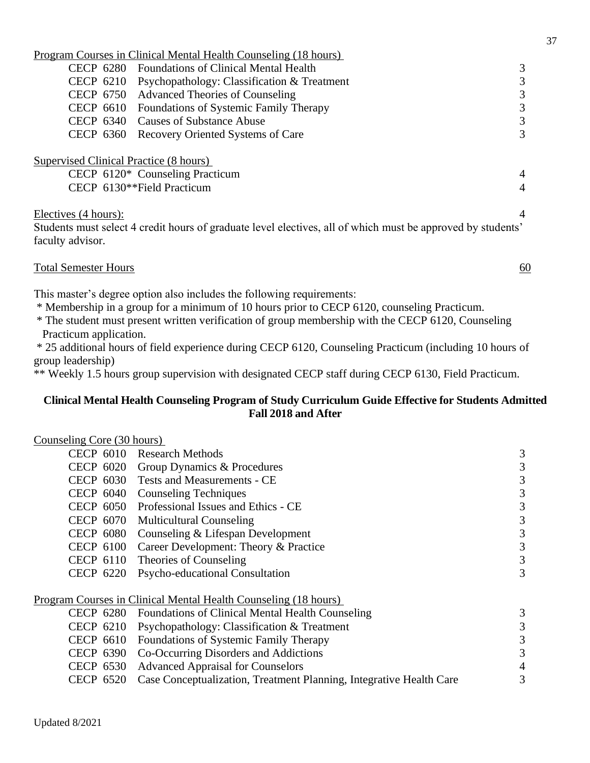Program Courses in Clinical Mental Health Counseling (18 hours)

| | | |
|---|---|---|
| CECP 6280 | Foundations of Clinical Mental Health | 3 |
| CECP 6210 | Psychopathology: Classification & Treatment | 3 |
| CECP 6750 | Advanced Theories of Counseling | 3 |
| CECP 6610 | Foundations of Systemic Family Therapy | 3 |
| CECP 6340 | Causes of Substance Abuse | 3 |
| CECP 6360 | Recovery Oriented Systems of Care | 3 |

Supervised Clinical Practice (8 hours)

| | | |
|---|---|---|
| CECP 6120* | Counseling Practicum | 4 |
| CECP 6130** | Field Practicum | 4 |

Electives (4 hours): 4

Students must select 4 credit hours of graduate level electives, all of which must be approved by students' faculty advisor.

Total Semester Hours 60

This master's degree option also includes the following requirements:

* Membership in a group for a minimum of 10 hours prior to CECP 6120, counseling Practicum.
* The student must present written verification of group membership with the CECP 6120, Counseling Practicum application.
* 25 additional hours of field experience during CECP 6120, Counseling Practicum (including 10 hours of group leadership)

** Weekly 1.5 hours group supervision with designated CECP staff during CECP 6130, Field Practicum.

**Clinical Mental Health Counseling Program of Study Curriculum Guide Effective for Students Admitted Fall 2018 and After**

Counseling Core (30 hours)

| | | |
|---|---|---|
| CECP 6010 | Research Methods | 3 |
| CECP 6020 | Group Dynamics & Procedures | 3 |
| CECP 6030 | Tests and Measurements - CE | 3 |
| CECP 6040 | Counseling Techniques | 3 |
| CECP 6050 | Professional Issues and Ethics - CE | 3 |
| CECP 6070 | Multicultural Counseling | 3 |
| CECP 6080 | Counseling & Lifespan Development | 3 |
| CECP 6100 | Career Development: Theory & Practice | 3 |
| CECP 6110 | Theories of Counseling | 3 |
| CECP 6220 | Psycho-educational Consultation | 3 |

Program Courses in Clinical Mental Health Counseling (18 hours)

| | | |
|---|---|---|
| CECP 6280 | Foundations of Clinical Mental Health Counseling | 3 |
| CECP 6210 | Psychopathology: Classification & Treatment | 3 |
| CECP 6610 | Foundations of Systemic Family Therapy | 3 |
| CECP 6390 | Co-Occurring Disorders and Addictions | 3 |
| CECP 6530 | Advanced Appraisal for Counselors | 4 |
| CECP 6520 | Case Conceptualization, Treatment Planning, Integrative Health Care | 3 |

Updated 8/2021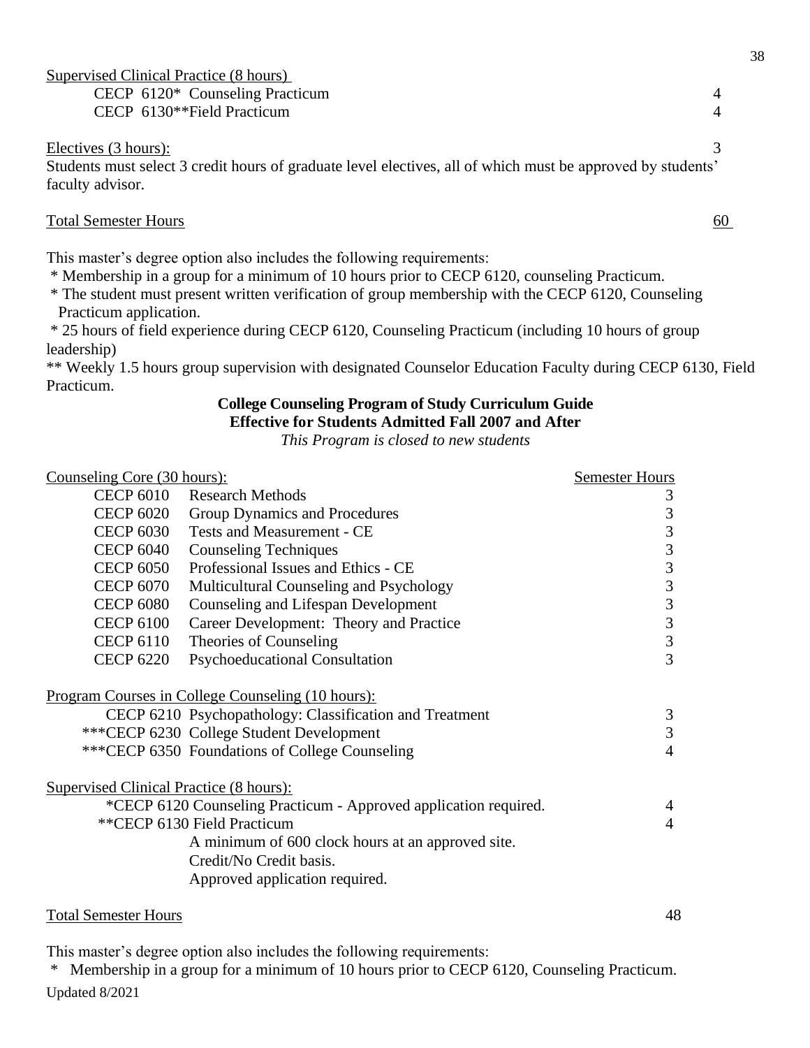Supervised Clinical Practice (8 hours)

| | |
|---|---|
| CECP 6120* Counseling Practicum | 4 |
| CECP 6130**Field Practicum | 4 |

Electives (3 hours): 3

Students must select 3 credit hours of graduate level electives, all of which must be approved by students' faculty advisor.

Total Semester Hours 60

This master's degree option also includes the following requirements:

* Membership in a group for a minimum of 10 hours prior to CECP 6120, counseling Practicum.
* The student must present written verification of group membership with the CECP 6120, Counseling Practicum application.
* 25 hours of field experience during CECP 6120, Counseling Practicum (including 10 hours of group leadership)

** Weekly 1.5 hours group supervision with designated Counselor Education Faculty during CECP 6130, Field Practicum.

## College Counseling Program of Study Curriculum Guide
## Effective for Students Admitted Fall 2007 and After

*This Program is closed to new students*

| Counseling Core (30 hours): | | Semester Hours |
|---|---|---|
| CECP 6010 | Research Methods | 3 |
| CECP 6020 | Group Dynamics and Procedures | 3 |
| CECP 6030 | Tests and Measurement - CE | 3 |
| CECP 6040 | Counseling Techniques | 3 |
| CECP 6050 | Professional Issues and Ethics - CE | 3 |
| CECP 6070 | Multicultural Counseling and Psychology | 3 |
| CECP 6080 | Counseling and Lifespan Development | 3 |
| CECP 6100 | Career Development: Theory and Practice | 3 |
| CECP 6110 | Theories of Counseling | 3 |
| CECP 6220 | Psychoeducational Consultation | 3 |

Program Courses in College Counseling (10 hours):

| | |
|---|---|
| CECP 6210 Psychopathology: Classification and Treatment | 3 |
| ***CECP 6230 College Student Development | 3 |
| ***CECP 6350 Foundations of College Counseling | 4 |

Supervised Clinical Practice (8 hours):

| | |
|---|---|
| *CECP 6120 Counseling Practicum - Approved application required. | 4 |
| **CECP 6130 Field Practicum<br>A minimum of 600 clock hours at an approved site.<br>Credit/No Credit basis.<br>Approved application required. | 4 |

Total Semester Hours 48

This master's degree option also includes the following requirements:

* Membership in a group for a minimum of 10 hours prior to CECP 6120, Counseling Practicum.

Updated 8/2021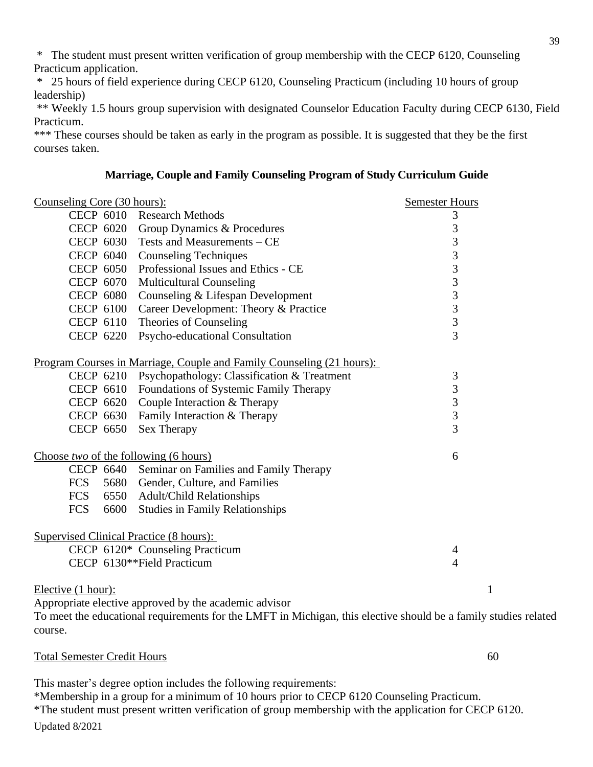\* The student must present written verification of group membership with the CECP 6120, Counseling Practicum application.

\* 25 hours of field experience during CECP 6120, Counseling Practicum (including 10 hours of group leadership)

** Weekly 1.5 hours group supervision with designated Counselor Education Faculty during CECP 6130, Field Practicum.

*** These courses should be taken as early in the program as possible. It is suggested that they be the first courses taken.

## Marriage, Couple and Family Counseling Program of Study Curriculum Guide

| Course | Title | Semester Hours |
|---|---|---|
| **Counseling Core (30 hours):** | | |
| CECP 6010 | Research Methods | 3 |
| CECP 6020 | Group Dynamics & Procedures | 3 |
| CECP 6030 | Tests and Measurements – CE | 3 |
| CECP 6040 | Counseling Techniques | 3 |
| CECP 6050 | Professional Issues and Ethics - CE | 3 |
| CECP 6070 | Multicultural Counseling | 3 |
| CECP 6080 | Counseling & Lifespan Development | 3 |
| CECP 6100 | Career Development: Theory & Practice | 3 |
| CECP 6110 | Theories of Counseling | 3 |
| CECP 6220 | Psycho-educational Consultation | 3 |
| **Program Courses in Marriage, Couple and Family Counseling (21 hours):** | | |
| CECP 6210 | Psychopathology: Classification & Treatment | 3 |
| CECP 6610 | Foundations of Systemic Family Therapy | 3 |
| CECP 6620 | Couple Interaction & Therapy | 3 |
| CECP 6630 | Family Interaction & Therapy | 3 |
| CECP 6650 | Sex Therapy | 3 |
| **Choose *two* of the following (6 hours)** | | 6 |
| CECP 6640 | Seminar on Families and Family Therapy | |
| FCS 5680 | Gender, Culture, and Families | |
| FCS 6550 | Adult/Child Relationships | |
| FCS 6600 | Studies in Family Relationships | |
| **Supervised Clinical Practice (8 hours):** | | |
| CECP 6120* | Counseling Practicum | 4 |
| CECP 6130** | Field Practicum | 4 |
| **Elective (1 hour):** | | 1 |

Appropriate elective approved by the academic advisor

To meet the educational requirements for the LMFT in Michigan, this elective should be a family studies related course.

**Total Semester Credit Hours** 60

This master's degree option includes the following requirements:

*Membership in a group for a minimum of 10 hours prior to CECP 6120 Counseling Practicum.

*The student must present written verification of group membership with the application for CECP 6120.

Updated 8/2021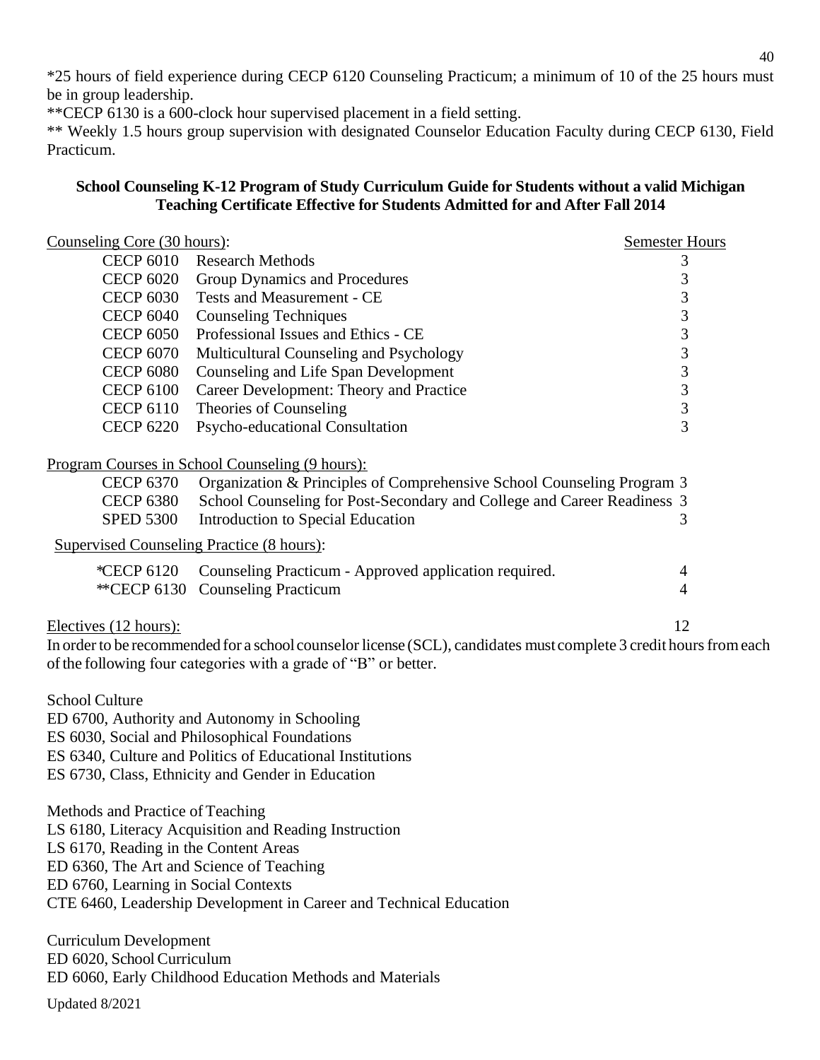*25 hours of field experience during CECP 6120 Counseling Practicum; a minimum of 10 of the 25 hours must be in group leadership.

**CECP 6130 is a 600-clock hour supervised placement in a field setting.

** Weekly 1.5 hours group supervision with designated Counselor Education Faculty during CECP 6130, Field Practicum.

### School Counseling K-12 Program of Study Curriculum Guide for Students without a valid Michigan Teaching Certificate Effective for Students Admitted for and After Fall 2014

| Counseling Core (30 hours): | | Semester Hours |
|---|---|---|
| CECP 6010 | Research Methods | 3 |
| CECP 6020 | Group Dynamics and Procedures | 3 |
| CECP 6030 | Tests and Measurement - CE | 3 |
| CECP 6040 | Counseling Techniques | 3 |
| CECP 6050 | Professional Issues and Ethics - CE | 3 |
| CECP 6070 | Multicultural Counseling and Psychology | 3 |
| CECP 6080 | Counseling and Life Span Development | 3 |
| CECP 6100 | Career Development: Theory and Practice | 3 |
| CECP 6110 | Theories of Counseling | 3 |
| CECP 6220 | Psycho-educational Consultation | 3 |
| **Program Courses in School Counseling (9 hours):** | | |
| CECP 6370 | Organization & Principles of Comprehensive School Counseling Program | 3 |
| CECP 6380 | School Counseling for Post-Secondary and College and Career Readiness | 3 |
| SPED 5300 | Introduction to Special Education | 3 |
| **Supervised Counseling Practice (8 hours):** | | |
| *CECP 6120 | Counseling Practicum - Approved application required. | 4 |
| **CECP 6130 | Counseling Practicum | 4 |
| **Electives (12 hours):** | | 12 |

In order to be recommended for a school counselor license (SCL), candidates must complete 3 credit hours from each of the following four categories with a grade of "B" or better.

School Culture
ED 6700, Authority and Autonomy in Schooling
ES 6030, Social and Philosophical Foundations
ES 6340, Culture and Politics of Educational Institutions
ES 6730, Class, Ethnicity and Gender in Education

Methods and Practice of Teaching
LS 6180, Literacy Acquisition and Reading Instruction
LS 6170, Reading in the Content Areas
ED 6360, The Art and Science of Teaching
ED 6760, Learning in Social Contexts
CTE 6460, Leadership Development in Career and Technical Education

Curriculum Development
ED 6020, School Curriculum
ED 6060, Early Childhood Education Methods and Materials

Updated 8/2021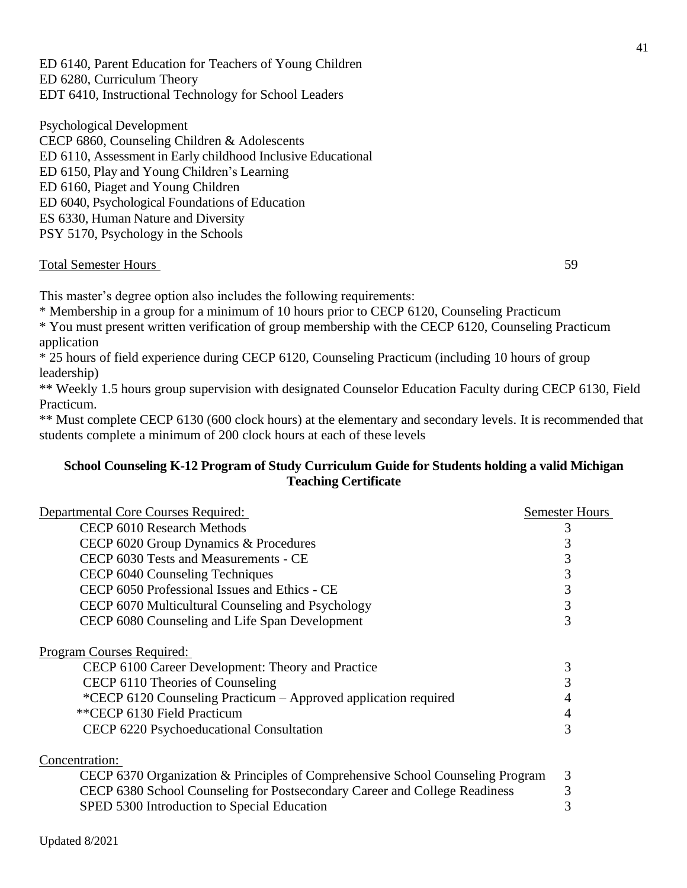ED 6140, Parent Education for Teachers of Young Children
ED 6280, Curriculum Theory
EDT 6410, Instructional Technology for School Leaders

Psychological Development
CECP 6860, Counseling Children & Adolescents
ED 6110, Assessment in Early childhood Inclusive Educational
ED 6150, Play and Young Children's Learning
ED 6160, Piaget and Young Children
ED 6040, Psychological Foundations of Education
ES 6330, Human Nature and Diversity
PSY 5170, Psychology in the Schools

| Total Semester Hours | 59 |
|---|---|

This master's degree option also includes the following requirements:
* Membership in a group for a minimum of 10 hours prior to CECP 6120, Counseling Practicum
* You must present written verification of group membership with the CECP 6120, Counseling Practicum application
* 25 hours of field experience during CECP 6120, Counseling Practicum (including 10 hours of group leadership)
** Weekly 1.5 hours group supervision with designated Counselor Education Faculty during CECP 6130, Field Practicum.
** Must complete CECP 6130 (600 clock hours) at the elementary and secondary levels. It is recommended that students complete a minimum of 200 clock hours at each of these levels

**School Counseling K-12 Program of Study Curriculum Guide for Students holding a valid Michigan Teaching Certificate**

| Departmental Core Courses Required: | Semester Hours |
|---|---|
| CECP 6010 Research Methods | 3 |
| CECP 6020 Group Dynamics & Procedures | 3 |
| CECP 6030 Tests and Measurements - CE | 3 |
| CECP 6040 Counseling Techniques | 3 |
| CECP 6050 Professional Issues and Ethics - CE | 3 |
| CECP 6070 Multicultural Counseling and Psychology | 3 |
| CECP 6080 Counseling and Life Span Development | 3 |
| **Program Courses Required:** | |
| CECP 6100 Career Development: Theory and Practice | 3 |
| CECP 6110 Theories of Counseling | 3 |
| *CECP 6120 Counseling Practicum – Approved application required | 4 |
| **CECP 6130 Field Practicum | 4 |
| CECP 6220 Psychoeducational Consultation | 3 |
| **Concentration:** | |
| CECP 6370 Organization & Principles of Comprehensive School Counseling Program | 3 |
| CECP 6380 School Counseling for Postsecondary Career and College Readiness | 3 |
| SPED 5300 Introduction to Special Education | 3 |

Updated 8/2021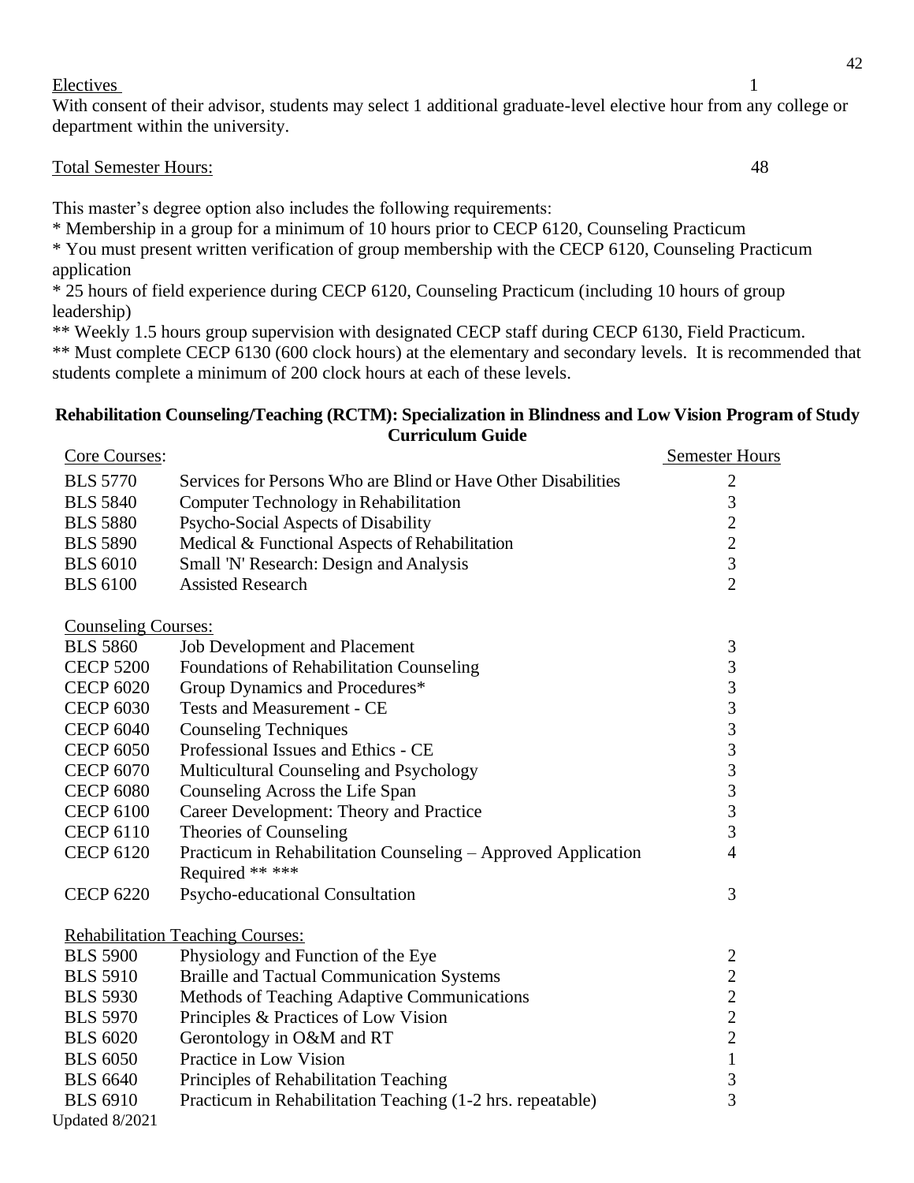Electives 1

With consent of their advisor, students may select 1 additional graduate-level elective hour from any college or department within the university.

Total Semester Hours: 48

This master's degree option also includes the following requirements:

* Membership in a group for a minimum of 10 hours prior to CECP 6120, Counseling Practicum
* You must present written verification of group membership with the CECP 6120, Counseling Practicum application
* 25 hours of field experience during CECP 6120, Counseling Practicum (including 10 hours of group leadership)

** Weekly 1.5 hours group supervision with designated CECP staff during CECP 6130, Field Practicum.

** Must complete CECP 6130 (600 clock hours) at the elementary and secondary levels. It is recommended that students complete a minimum of 200 clock hours at each of these levels.

**Rehabilitation Counseling/Teaching (RCTM): Specialization in Blindness and Low Vision Program of Study Curriculum Guide**

| Core Courses: | | Semester Hours |
|---|---|---|
| BLS 5770 | Services for Persons Who are Blind or Have Other Disabilities | 2 |
| BLS 5840 | Computer Technology in Rehabilitation | 3 |
| BLS 5880 | Psycho-Social Aspects of Disability | 2 |
| BLS 5890 | Medical & Functional Aspects of Rehabilitation | 2 |
| BLS 6010 | Small 'N' Research: Design and Analysis | 3 |
| BLS 6100 | Assisted Research | 2 |
| **Counseling Courses:** | | |
| BLS 5860 | Job Development and Placement | 3 |
| CECP 5200 | Foundations of Rehabilitation Counseling | 3 |
| CECP 6020 | Group Dynamics and Procedures* | 3 |
| CECP 6030 | Tests and Measurement - CE | 3 |
| CECP 6040 | Counseling Techniques | 3 |
| CECP 6050 | Professional Issues and Ethics - CE | 3 |
| CECP 6070 | Multicultural Counseling and Psychology | 3 |
| CECP 6080 | Counseling Across the Life Span | 3 |
| CECP 6100 | Career Development: Theory and Practice | 3 |
| CECP 6110 | Theories of Counseling | 3 |
| CECP 6120 | Practicum in Rehabilitation Counseling – Approved Application Required ** *** | 4 |
| CECP 6220 | Psycho-educational Consultation | 3 |
| **Rehabilitation Teaching Courses:** | | |
| BLS 5900 | Physiology and Function of the Eye | 2 |
| BLS 5910 | Braille and Tactual Communication Systems | 2 |
| BLS 5930 | Methods of Teaching Adaptive Communications | 2 |
| BLS 5970 | Principles & Practices of Low Vision | 2 |
| BLS 6020 | Gerontology in O&M and RT | 2 |
| BLS 6050 | Practice in Low Vision | 1 |
| BLS 6640 | Principles of Rehabilitation Teaching | 3 |
| BLS 6910 | Practicum in Rehabilitation Teaching (1-2 hrs. repeatable) | 3 |

Updated 8/2021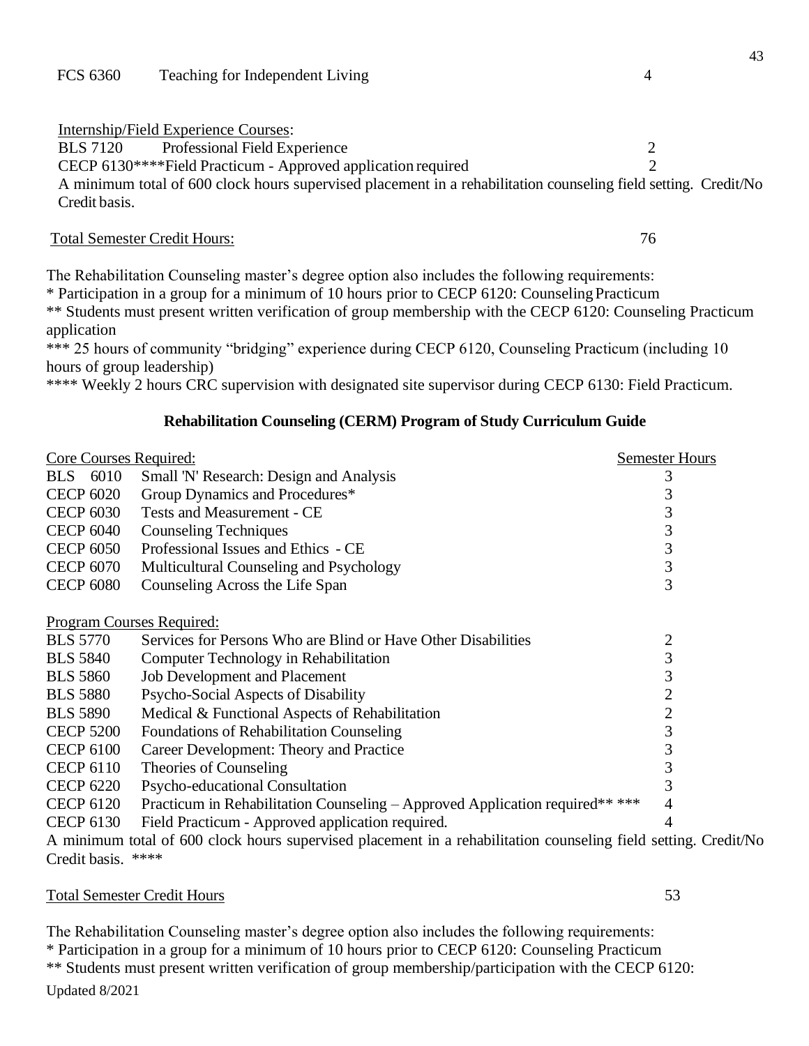| | | |
|---|---|---|
| FCS 6360 | Teaching for Independent Living | 4 |

Internship/Field Experience Courses:

| | | |
|---|---|---|
| BLS 7120 | Professional Field Experience | 2 |
| CECP 6130**** | Field Practicum - Approved application required | 2 |

A minimum total of 600 clock hours supervised placement in a rehabilitation counseling field setting. Credit/No Credit basis.

Total Semester Credit Hours: 76

The Rehabilitation Counseling master's degree option also includes the following requirements:
* Participation in a group for a minimum of 10 hours prior to CECP 6120: Counseling Practicum
** Students must present written verification of group membership with the CECP 6120: Counseling Practicum application
*** 25 hours of community "bridging" experience during CECP 6120, Counseling Practicum (including 10 hours of group leadership)
**** Weekly 2 hours CRC supervision with designated site supervisor during CECP 6130: Field Practicum.

**Rehabilitation Counseling (CERM) Program of Study Curriculum Guide**

| Core Courses Required: | | Semester Hours |
|---|---|---|
| BLS 6010 | Small 'N' Research: Design and Analysis | 3 |
| CECP 6020 | Group Dynamics and Procedures* | 3 |
| CECP 6030 | Tests and Measurement - CE | 3 |
| CECP 6040 | Counseling Techniques | 3 |
| CECP 6050 | Professional Issues and Ethics - CE | 3 |
| CECP 6070 | Multicultural Counseling and Psychology | 3 |
| CECP 6080 | Counseling Across the Life Span | 3 |

Program Courses Required:

| | | |
|---|---|---|
| BLS 5770 | Services for Persons Who are Blind or Have Other Disabilities | 2 |
| BLS 5840 | Computer Technology in Rehabilitation | 3 |
| BLS 5860 | Job Development and Placement | 3 |
| BLS 5880 | Psycho-Social Aspects of Disability | 2 |
| BLS 5890 | Medical & Functional Aspects of Rehabilitation | 2 |
| CECP 5200 | Foundations of Rehabilitation Counseling | 3 |
| CECP 6100 | Career Development: Theory and Practice | 3 |
| CECP 6110 | Theories of Counseling | 3 |
| CECP 6220 | Psycho-educational Consultation | 3 |
| CECP 6120 | Practicum in Rehabilitation Counseling – Approved Application required** *** | 4 |
| CECP 6130 | Field Practicum - Approved application required. | 4 |

A minimum total of 600 clock hours supervised placement in a rehabilitation counseling field setting. Credit/No Credit basis. ****

Total Semester Credit Hours 53

The Rehabilitation Counseling master's degree option also includes the following requirements:
* Participation in a group for a minimum of 10 hours prior to CECP 6120: Counseling Practicum
** Students must present written verification of group membership/participation with the CECP 6120:

Updated 8/2021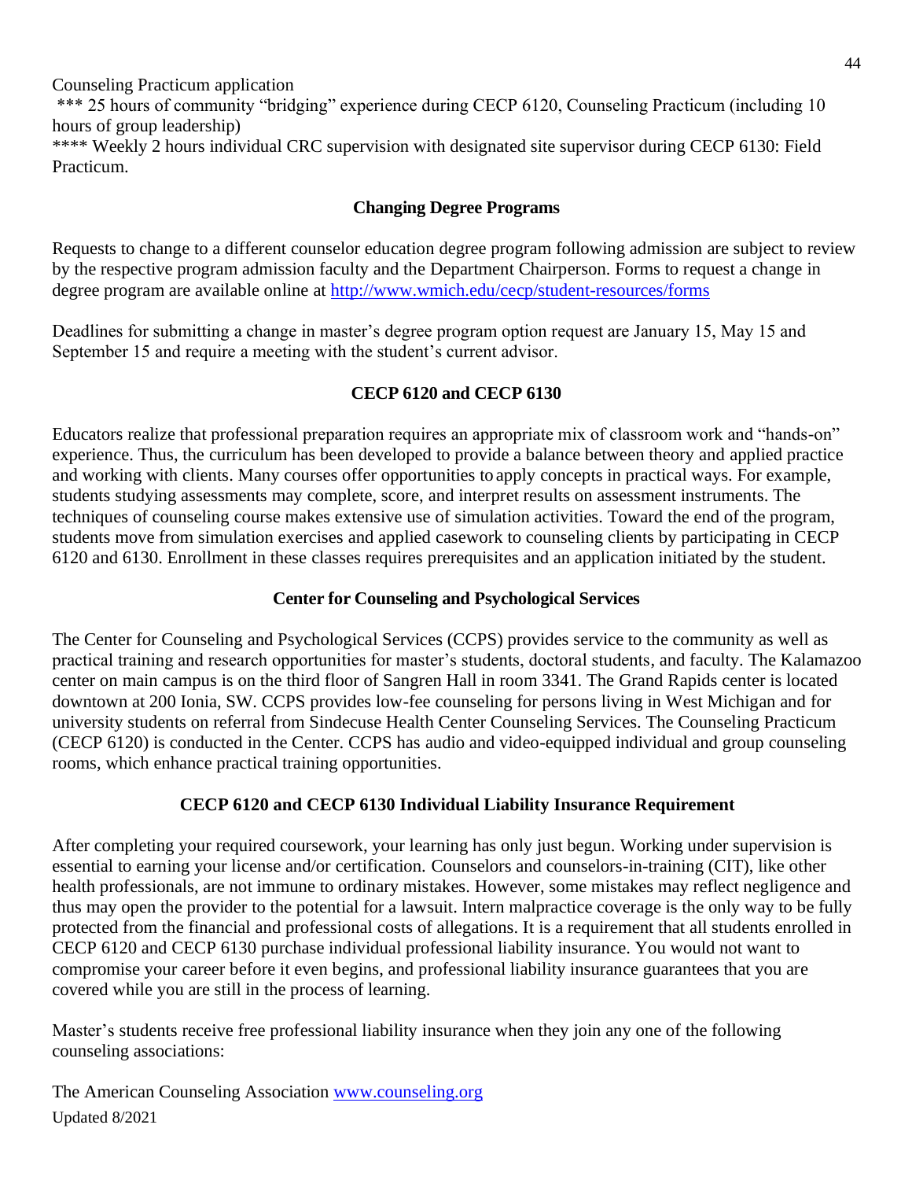Counseling Practicum application

*** 25 hours of community "bridging" experience during CECP 6120, Counseling Practicum (including 10 hours of group leadership)

**** Weekly 2 hours individual CRC supervision with designated site supervisor during CECP 6130: Field Practicum.

## Changing Degree Programs

Requests to change to a different counselor education degree program following admission are subject to review by the respective program admission faculty and the Department Chairperson. Forms to request a change in degree program are available online at [http://www.wmich.edu/cecp/student-resources/forms](http://www.wmich.edu/cecp/student-resources/forms)

Deadlines for submitting a change in master's degree program option request are January 15, May 15 and September 15 and require a meeting with the student's current advisor.

## CECP 6120 and CECP 6130

Educators realize that professional preparation requires an appropriate mix of classroom work and "hands-on" experience. Thus, the curriculum has been developed to provide a balance between theory and applied practice and working with clients. Many courses offer opportunities to apply concepts in practical ways. For example, students studying assessments may complete, score, and interpret results on assessment instruments. The techniques of counseling course makes extensive use of simulation activities. Toward the end of the program, students move from simulation exercises and applied casework to counseling clients by participating in CECP 6120 and 6130. Enrollment in these classes requires prerequisites and an application initiated by the student.

## Center for Counseling and Psychological Services

The Center for Counseling and Psychological Services (CCPS) provides service to the community as well as practical training and research opportunities for master's students, doctoral students, and faculty. The Kalamazoo center on main campus is on the third floor of Sangren Hall in room 3341. The Grand Rapids center is located downtown at 200 Ionia, SW. CCPS provides low-fee counseling for persons living in West Michigan and for university students on referral from Sindecuse Health Center Counseling Services. The Counseling Practicum (CECP 6120) is conducted in the Center. CCPS has audio and video-equipped individual and group counseling rooms, which enhance practical training opportunities.

## CECP 6120 and CECP 6130 Individual Liability Insurance Requirement

After completing your required coursework, your learning has only just begun. Working under supervision is essential to earning your license and/or certification. Counselors and counselors-in-training (CIT), like other health professionals, are not immune to ordinary mistakes. However, some mistakes may reflect negligence and thus may open the provider to the potential for a lawsuit. Intern malpractice coverage is the only way to be fully protected from the financial and professional costs of allegations. It is a requirement that all students enrolled in CECP 6120 and CECP 6130 purchase individual professional liability insurance. You would not want to compromise your career before it even begins, and professional liability insurance guarantees that you are covered while you are still in the process of learning.

Master's students receive free professional liability insurance when they join any one of the following counseling associations:

The American Counseling Association [www.counseling.org](http://www.counseling.org)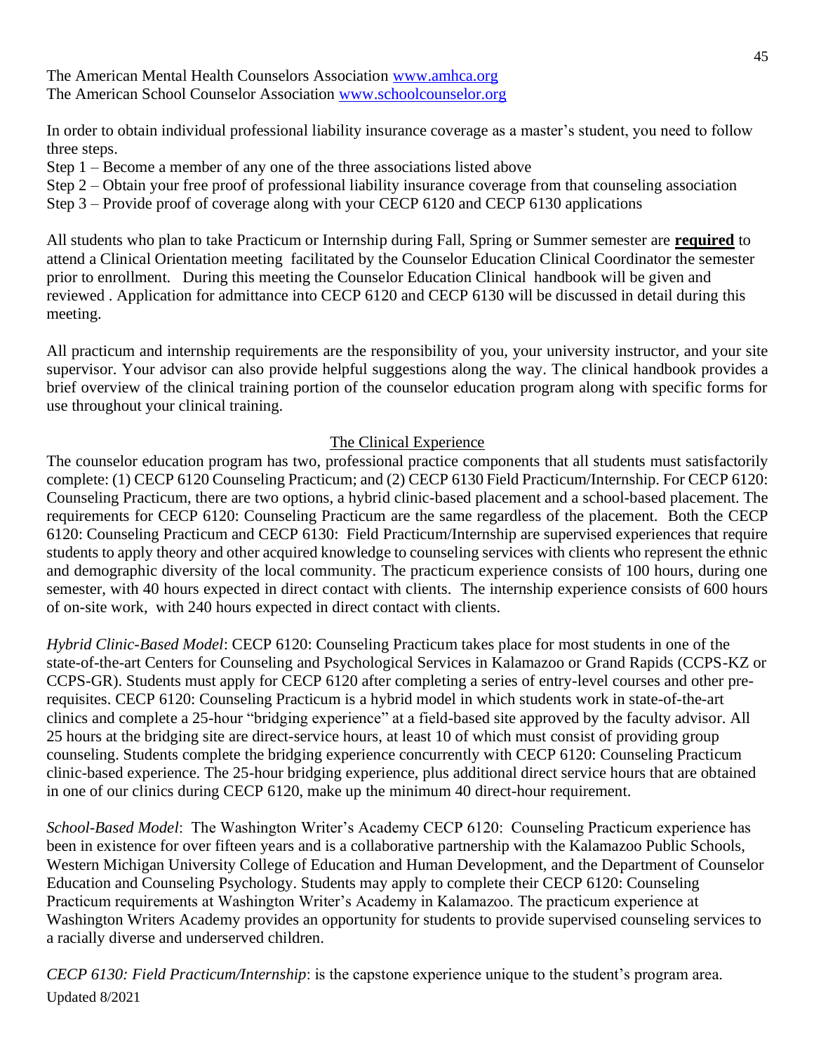The American Mental Health Counselors Association [www.amhca.org](http://www.amhca.org)
The American School Counselor Association [www.schoolcounselor.org](http://www.schoolcounselor.org)

In order to obtain individual professional liability insurance coverage as a master's student, you need to follow three steps.

Step 1 – Become a member of any one of the three associations listed above
Step 2 – Obtain your free proof of professional liability insurance coverage from that counseling association
Step 3 – Provide proof of coverage along with your CECP 6120 and CECP 6130 applications

All students who plan to take Practicum or Internship during Fall, Spring or Summer semester are **required** to attend a Clinical Orientation meeting facilitated by the Counselor Education Clinical Coordinator the semester prior to enrollment. During this meeting the Counselor Education Clinical handbook will be given and reviewed . Application for admittance into CECP 6120 and CECP 6130 will be discussed in detail during this meeting.

All practicum and internship requirements are the responsibility of you, your university instructor, and your site supervisor. Your advisor can also provide helpful suggestions along the way. The clinical handbook provides a brief overview of the clinical training portion of the counselor education program along with specific forms for use throughout your clinical training.

## The Clinical Experience

The counselor education program has two, professional practice components that all students must satisfactorily complete: (1) CECP 6120 Counseling Practicum; and (2) CECP 6130 Field Practicum/Internship. For CECP 6120: Counseling Practicum, there are two options, a hybrid clinic-based placement and a school-based placement. The requirements for CECP 6120: Counseling Practicum are the same regardless of the placement. Both the CECP 6120: Counseling Practicum and CECP 6130: Field Practicum/Internship are supervised experiences that require students to apply theory and other acquired knowledge to counseling services with clients who represent the ethnic and demographic diversity of the local community. The practicum experience consists of 100 hours, during one semester, with 40 hours expected in direct contact with clients. The internship experience consists of 600 hours of on-site work, with 240 hours expected in direct contact with clients.

*Hybrid Clinic-Based Model*: CECP 6120: Counseling Practicum takes place for most students in one of the state-of-the-art Centers for Counseling and Psychological Services in Kalamazoo or Grand Rapids (CCPS-KZ or CCPS-GR). Students must apply for CECP 6120 after completing a series of entry-level courses and other pre-requisites. CECP 6120: Counseling Practicum is a hybrid model in which students work in state-of-the-art clinics and complete a 25-hour "bridging experience" at a field-based site approved by the faculty advisor. All 25 hours at the bridging site are direct-service hours, at least 10 of which must consist of providing group counseling. Students complete the bridging experience concurrently with CECP 6120: Counseling Practicum clinic-based experience. The 25-hour bridging experience, plus additional direct service hours that are obtained in one of our clinics during CECP 6120, make up the minimum 40 direct-hour requirement.

*School-Based Model*: The Washington Writer's Academy CECP 6120: Counseling Practicum experience has been in existence for over fifteen years and is a collaborative partnership with the Kalamazoo Public Schools, Western Michigan University College of Education and Human Development, and the Department of Counselor Education and Counseling Psychology. Students may apply to complete their CECP 6120: Counseling Practicum requirements at Washington Writer's Academy in Kalamazoo. The practicum experience at Washington Writers Academy provides an opportunity for students to provide supervised counseling services to a racially diverse and underserved children.

*CECP 6130: Field Practicum/Internship*: is the capstone experience unique to the student's program area.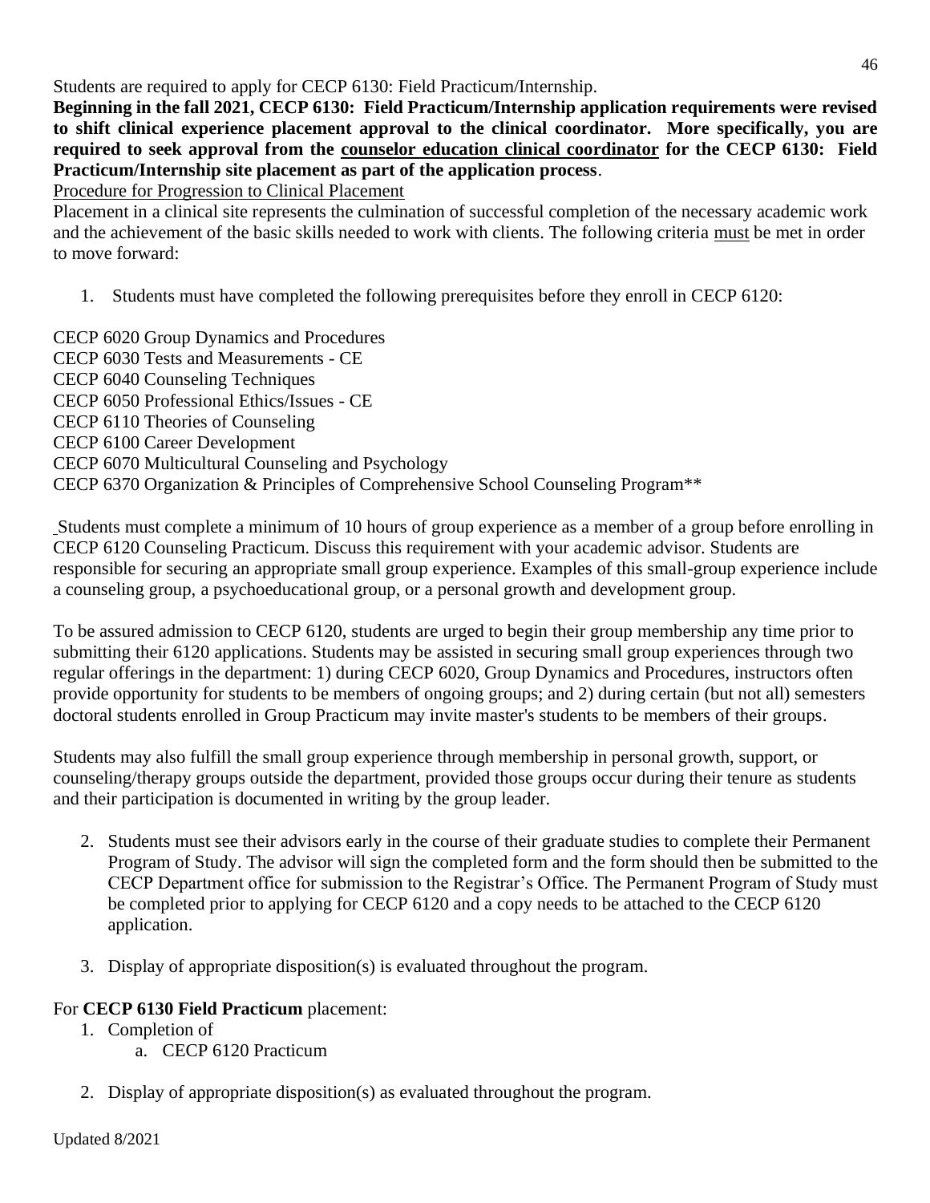Students are required to apply for CECP 6130: Field Practicum/Internship.

**Beginning in the fall 2021, CECP 6130: Field Practicum/Internship application requirements were revised to shift clinical experience placement approval to the clinical coordinator. More specifically, you are required to seek approval from the counselor education clinical coordinator for the CECP 6130: Field Practicum/Internship site placement as part of the application process**.

Procedure for Progression to Clinical Placement

Placement in a clinical site represents the culmination of successful completion of the necessary academic work and the achievement of the basic skills needed to work with clients. The following criteria must be met in order to move forward:

1. Students must have completed the following prerequisites before they enroll in CECP 6120:

CECP 6020 Group Dynamics and Procedures
CECP 6030 Tests and Measurements - CE
CECP 6040 Counseling Techniques
CECP 6050 Professional Ethics/Issues - CE
CECP 6110 Theories of Counseling
CECP 6100 Career Development
CECP 6070 Multicultural Counseling and Psychology
CECP 6370 Organization & Principles of Comprehensive School Counseling Program**

Students must complete a minimum of 10 hours of group experience as a member of a group before enrolling in CECP 6120 Counseling Practicum. Discuss this requirement with your academic advisor. Students are responsible for securing an appropriate small group experience. Examples of this small-group experience include a counseling group, a psychoeducational group, or a personal growth and development group.

To be assured admission to CECP 6120, students are urged to begin their group membership any time prior to submitting their 6120 applications. Students may be assisted in securing small group experiences through two regular offerings in the department: 1) during CECP 6020, Group Dynamics and Procedures, instructors often provide opportunity for students to be members of ongoing groups; and 2) during certain (but not all) semesters doctoral students enrolled in Group Practicum may invite master's students to be members of their groups.

Students may also fulfill the small group experience through membership in personal growth, support, or counseling/therapy groups outside the department, provided those groups occur during their tenure as students and their participation is documented in writing by the group leader.

2. Students must see their advisors early in the course of their graduate studies to complete their Permanent Program of Study. The advisor will sign the completed form and the form should then be submitted to the CECP Department office for submission to the Registrar's Office. The Permanent Program of Study must be completed prior to applying for CECP 6120 and a copy needs to be attached to the CECP 6120 application.

3. Display of appropriate disposition(s) is evaluated throughout the program.

For **CECP 6130 Field Practicum** placement:

1. Completion of
   a. CECP 6120 Practicum

2. Display of appropriate disposition(s) as evaluated throughout the program.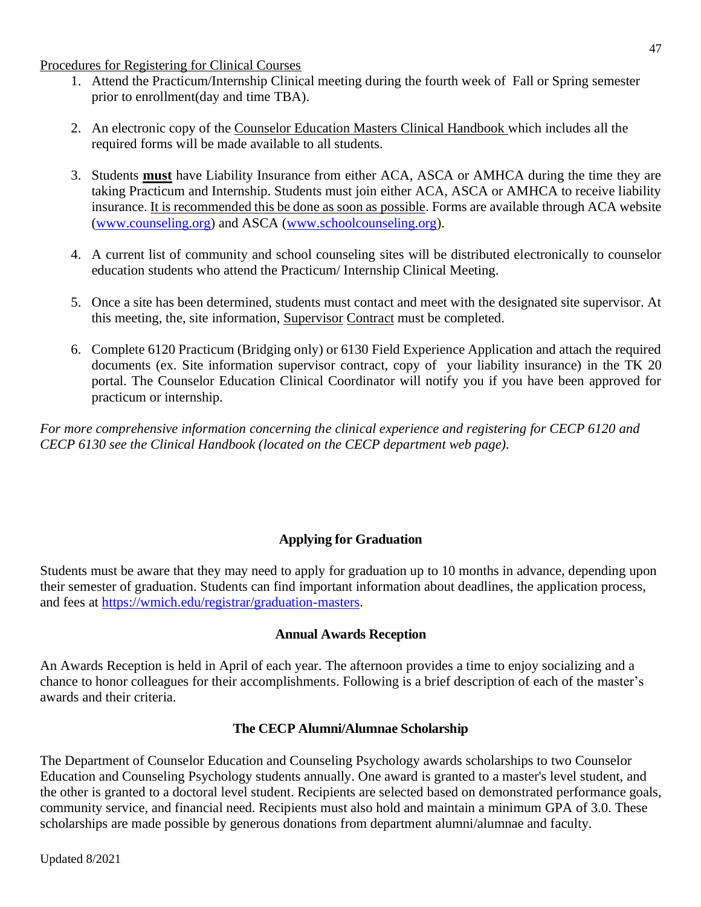Procedures for Registering for Clinical Courses

1. Attend the Practicum/Internship Clinical meeting during the fourth week of Fall or Spring semester prior to enrollment(day and time TBA).

2. An electronic copy of the Counselor Education Masters Clinical Handbook which includes all the required forms will be made available to all students.

3. Students **must** have Liability Insurance from either ACA, ASCA or AMHCA during the time they are taking Practicum and Internship. Students must join either ACA, ASCA or AMHCA to receive liability insurance. It is recommended this be done as soon as possible. Forms are available through ACA website (www.counseling.org) and ASCA (www.schoolcounseling.org).

4. A current list of community and school counseling sites will be distributed electronically to counselor education students who attend the Practicum/ Internship Clinical Meeting.

5. Once a site has been determined, students must contact and meet with the designated site supervisor. At this meeting, the, site information, Supervisor Contract must be completed.

6. Complete 6120 Practicum (Bridging only) or 6130 Field Experience Application and attach the required documents (ex. Site information supervisor contract, copy of your liability insurance) in the TK 20 portal. The Counselor Education Clinical Coordinator will notify you if you have been approved for practicum or internship.

*For more comprehensive information concerning the clinical experience and registering for CECP 6120 and CECP 6130 see the Clinical Handbook (located on the CECP department web page).*

## Applying for Graduation

Students must be aware that they may need to apply for graduation up to 10 months in advance, depending upon their semester of graduation. Students can find important information about deadlines, the application process, and fees at https://wmich.edu/registrar/graduation-masters.

## Annual Awards Reception

An Awards Reception is held in April of each year. The afternoon provides a time to enjoy socializing and a chance to honor colleagues for their accomplishments. Following is a brief description of each of the master's awards and their criteria.

## The CECP Alumni/Alumnae Scholarship

The Department of Counselor Education and Counseling Psychology awards scholarships to two Counselor Education and Counseling Psychology students annually. One award is granted to a master's level student, and the other is granted to a doctoral level student. Recipients are selected based on demonstrated performance goals, community service, and financial need. Recipients must also hold and maintain a minimum GPA of 3.0. These scholarships are made possible by generous donations from department alumni/alumnae and faculty.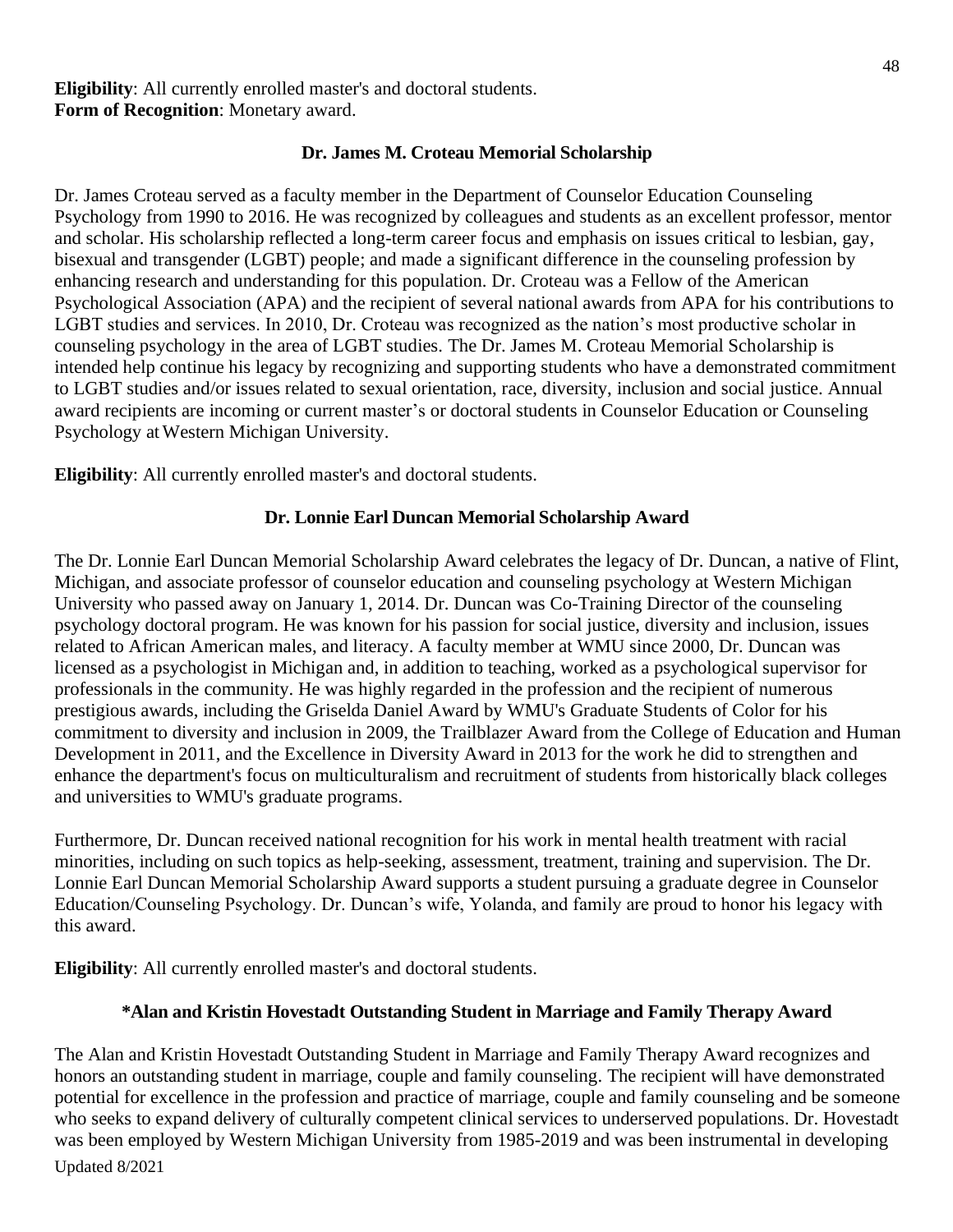**Eligibility**: All currently enrolled master's and doctoral students.
**Form of Recognition**: Monetary award.

### Dr. James M. Croteau Memorial Scholarship

Dr. James Croteau served as a faculty member in the Department of Counselor Education Counseling Psychology from 1990 to 2016. He was recognized by colleagues and students as an excellent professor, mentor and scholar. His scholarship reflected a long-term career focus and emphasis on issues critical to lesbian, gay, bisexual and transgender (LGBT) people; and made a significant difference in the counseling profession by enhancing research and understanding for this population. Dr. Croteau was a Fellow of the American Psychological Association (APA) and the recipient of several national awards from APA for his contributions to LGBT studies and services. In 2010, Dr. Croteau was recognized as the nation's most productive scholar in counseling psychology in the area of LGBT studies. The Dr. James M. Croteau Memorial Scholarship is intended help continue his legacy by recognizing and supporting students who have a demonstrated commitment to LGBT studies and/or issues related to sexual orientation, race, diversity, inclusion and social justice. Annual award recipients are incoming or current master's or doctoral students in Counselor Education or Counseling Psychology at Western Michigan University.

**Eligibility**: All currently enrolled master's and doctoral students.

### Dr. Lonnie Earl Duncan Memorial Scholarship Award

The Dr. Lonnie Earl Duncan Memorial Scholarship Award celebrates the legacy of Dr. Duncan, a native of Flint, Michigan, and associate professor of counselor education and counseling psychology at Western Michigan University who passed away on January 1, 2014. Dr. Duncan was Co-Training Director of the counseling psychology doctoral program. He was known for his passion for social justice, diversity and inclusion, issues related to African American males, and literacy. A faculty member at WMU since 2000, Dr. Duncan was licensed as a psychologist in Michigan and, in addition to teaching, worked as a psychological supervisor for professionals in the community. He was highly regarded in the profession and the recipient of numerous prestigious awards, including the Griselda Daniel Award by WMU's Graduate Students of Color for his commitment to diversity and inclusion in 2009, the Trailblazer Award from the College of Education and Human Development in 2011, and the Excellence in Diversity Award in 2013 for the work he did to strengthen and enhance the department's focus on multiculturalism and recruitment of students from historically black colleges and universities to WMU's graduate programs.

Furthermore, Dr. Duncan received national recognition for his work in mental health treatment with racial minorities, including on such topics as help-seeking, assessment, treatment, training and supervision. The Dr. Lonnie Earl Duncan Memorial Scholarship Award supports a student pursuing a graduate degree in Counselor Education/Counseling Psychology. Dr. Duncan's wife, Yolanda, and family are proud to honor his legacy with this award.

**Eligibility**: All currently enrolled master's and doctoral students.

### *Alan and Kristin Hovestadt Outstanding Student in Marriage and Family Therapy Award

The Alan and Kristin Hovestadt Outstanding Student in Marriage and Family Therapy Award recognizes and honors an outstanding student in marriage, couple and family counseling. The recipient will have demonstrated potential for excellence in the profession and practice of marriage, couple and family counseling and be someone who seeks to expand delivery of culturally competent clinical services to underserved populations. Dr. Hovestadt was been employed by Western Michigan University from 1985-2019 and was been instrumental in developing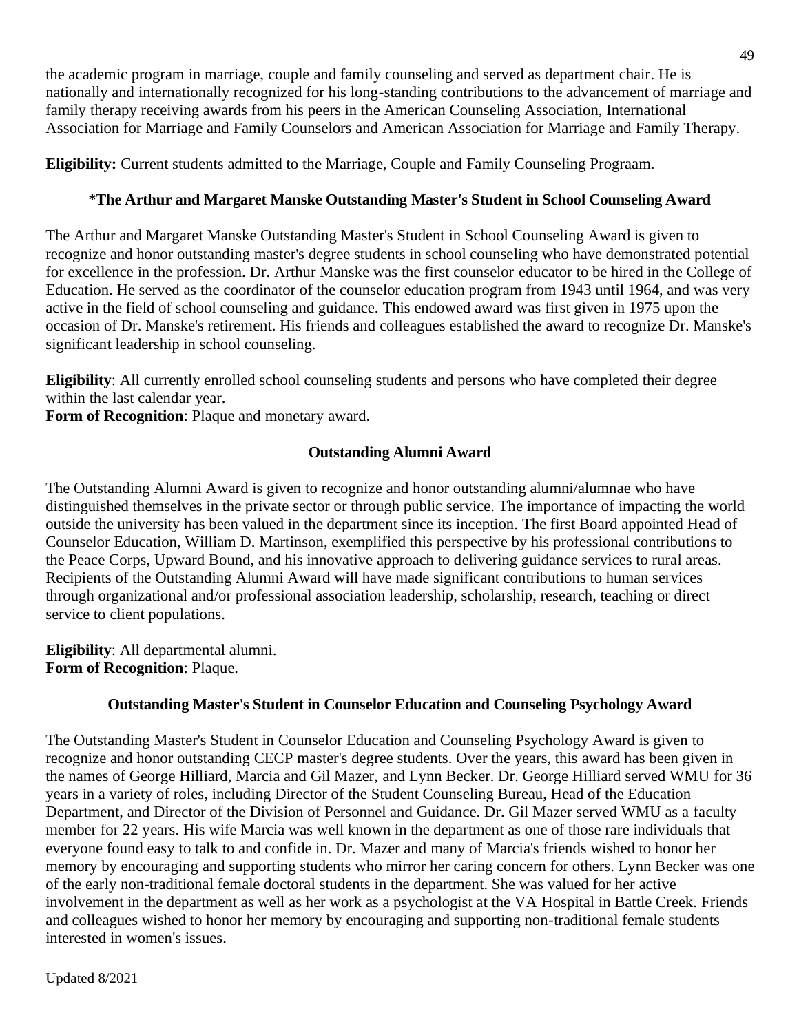the academic program in marriage, couple and family counseling and served as department chair. He is nationally and internationally recognized for his long-standing contributions to the advancement of marriage and family therapy receiving awards from his peers in the American Counseling Association, International Association for Marriage and Family Counselors and American Association for Marriage and Family Therapy.

**Eligibility:** Current students admitted to the Marriage, Couple and Family Counseling Prograam.

### *The Arthur and Margaret Manske Outstanding Master's Student in School Counseling Award

The Arthur and Margaret Manske Outstanding Master's Student in School Counseling Award is given to recognize and honor outstanding master's degree students in school counseling who have demonstrated potential for excellence in the profession. Dr. Arthur Manske was the first counselor educator to be hired in the College of Education. He served as the coordinator of the counselor education program from 1943 until 1964, and was very active in the field of school counseling and guidance. This endowed award was first given in 1975 upon the occasion of Dr. Manske's retirement. His friends and colleagues established the award to recognize Dr. Manske's significant leadership in school counseling.

**Eligibility**: All currently enrolled school counseling students and persons who have completed their degree within the last calendar year.
**Form of Recognition**: Plaque and monetary award.

### Outstanding Alumni Award

The Outstanding Alumni Award is given to recognize and honor outstanding alumni/alumnae who have distinguished themselves in the private sector or through public service. The importance of impacting the world outside the university has been valued in the department since its inception. The first Board appointed Head of Counselor Education, William D. Martinson, exemplified this perspective by his professional contributions to the Peace Corps, Upward Bound, and his innovative approach to delivering guidance services to rural areas. Recipients of the Outstanding Alumni Award will have made significant contributions to human services through organizational and/or professional association leadership, scholarship, research, teaching or direct service to client populations.

**Eligibility**: All departmental alumni.
**Form of Recognition**: Plaque.

### Outstanding Master's Student in Counselor Education and Counseling Psychology Award

The Outstanding Master's Student in Counselor Education and Counseling Psychology Award is given to recognize and honor outstanding CECP master's degree students. Over the years, this award has been given in the names of George Hilliard, Marcia and Gil Mazer, and Lynn Becker. Dr. George Hilliard served WMU for 36 years in a variety of roles, including Director of the Student Counseling Bureau, Head of the Education Department, and Director of the Division of Personnel and Guidance. Dr. Gil Mazer served WMU as a faculty member for 22 years. His wife Marcia was well known in the department as one of those rare individuals that everyone found easy to talk to and confide in. Dr. Mazer and many of Marcia's friends wished to honor her memory by encouraging and supporting students who mirror her caring concern for others. Lynn Becker was one of the early non-traditional female doctoral students in the department. She was valued for her active involvement in the department as well as her work as a psychologist at the VA Hospital in Battle Creek. Friends and colleagues wished to honor her memory by encouraging and supporting non-traditional female students interested in women's issues.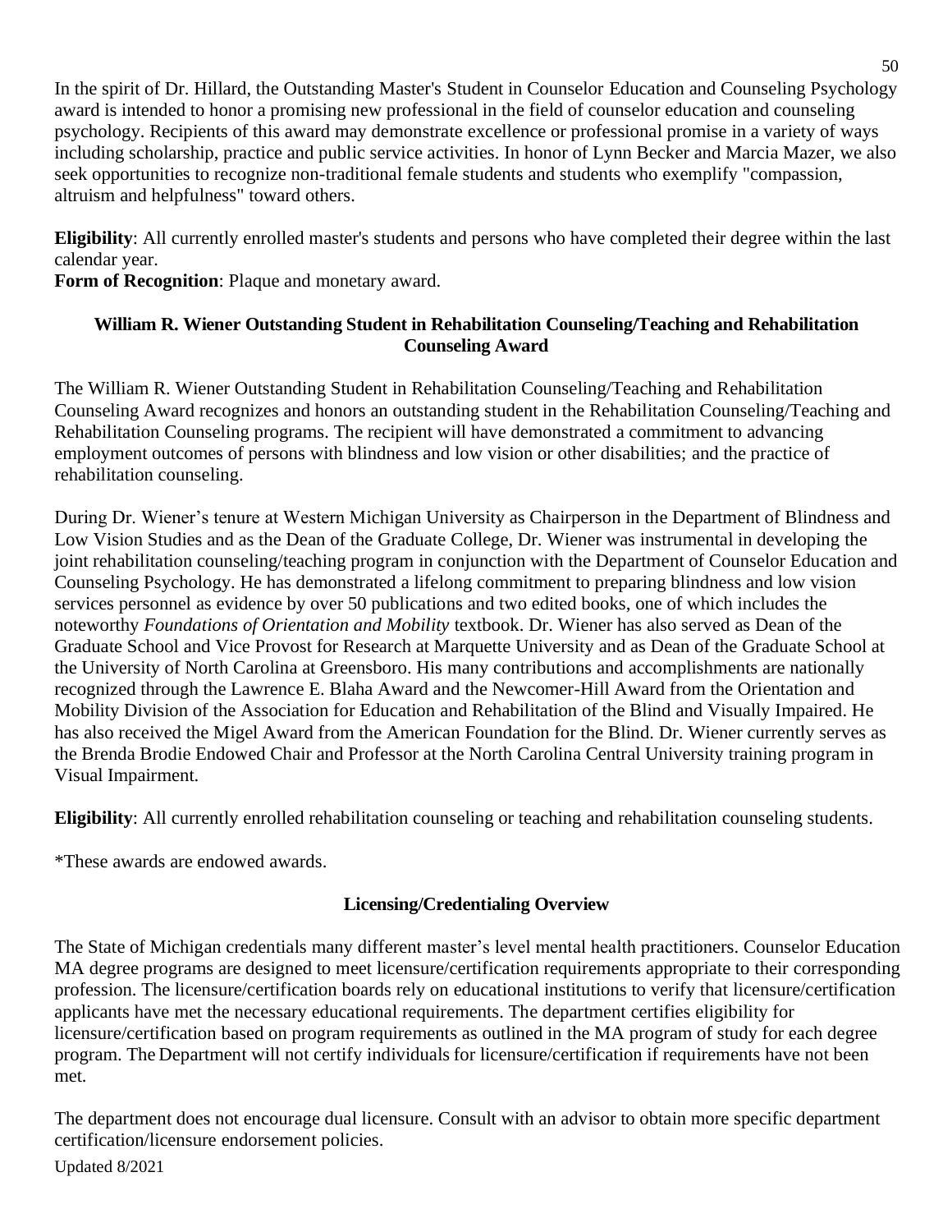In the spirit of Dr. Hillard, the Outstanding Master's Student in Counselor Education and Counseling Psychology award is intended to honor a promising new professional in the field of counselor education and counseling psychology. Recipients of this award may demonstrate excellence or professional promise in a variety of ways including scholarship, practice and public service activities. In honor of Lynn Becker and Marcia Mazer, we also seek opportunities to recognize non-traditional female students and students who exemplify "compassion, altruism and helpfulness" toward others.

**Eligibility**: All currently enrolled master's students and persons who have completed their degree within the last calendar year.
**Form of Recognition**: Plaque and monetary award.

### William R. Wiener Outstanding Student in Rehabilitation Counseling/Teaching and Rehabilitation Counseling Award

The William R. Wiener Outstanding Student in Rehabilitation Counseling/Teaching and Rehabilitation Counseling Award recognizes and honors an outstanding student in the Rehabilitation Counseling/Teaching and Rehabilitation Counseling programs. The recipient will have demonstrated a commitment to advancing employment outcomes of persons with blindness and low vision or other disabilities; and the practice of rehabilitation counseling.

During Dr. Wiener's tenure at Western Michigan University as Chairperson in the Department of Blindness and Low Vision Studies and as the Dean of the Graduate College, Dr. Wiener was instrumental in developing the joint rehabilitation counseling/teaching program in conjunction with the Department of Counselor Education and Counseling Psychology. He has demonstrated a lifelong commitment to preparing blindness and low vision services personnel as evidence by over 50 publications and two edited books, one of which includes the noteworthy *Foundations of Orientation and Mobility* textbook. Dr. Wiener has also served as Dean of the Graduate School and Vice Provost for Research at Marquette University and as Dean of the Graduate School at the University of North Carolina at Greensboro. His many contributions and accomplishments are nationally recognized through the Lawrence E. Blaha Award and the Newcomer-Hill Award from the Orientation and Mobility Division of the Association for Education and Rehabilitation of the Blind and Visually Impaired. He has also received the Migel Award from the American Foundation for the Blind. Dr. Wiener currently serves as the Brenda Brodie Endowed Chair and Professor at the North Carolina Central University training program in Visual Impairment.

**Eligibility**: All currently enrolled rehabilitation counseling or teaching and rehabilitation counseling students.

*These awards are endowed awards.

### Licensing/Credentialing Overview

The State of Michigan credentials many different master's level mental health practitioners. Counselor Education MA degree programs are designed to meet licensure/certification requirements appropriate to their corresponding profession. The licensure/certification boards rely on educational institutions to verify that licensure/certification applicants have met the necessary educational requirements. The department certifies eligibility for licensure/certification based on program requirements as outlined in the MA program of study for each degree program. The Department will not certify individuals for licensure/certification if requirements have not been met.

The department does not encourage dual licensure. Consult with an advisor to obtain more specific department certification/licensure endorsement policies.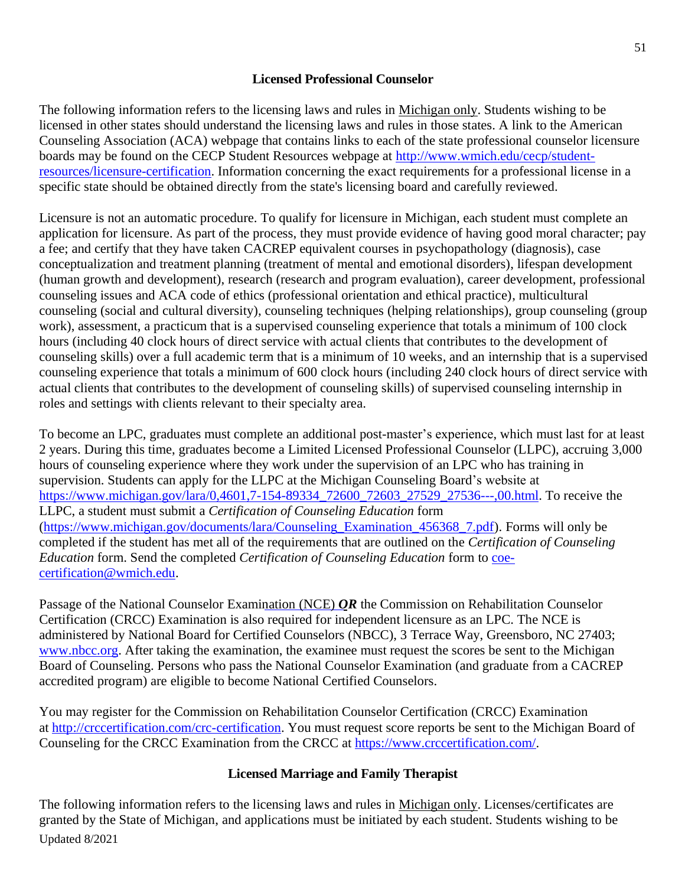### Licensed Professional Counselor

The following information refers to the licensing laws and rules in Michigan only. Students wishing to be licensed in other states should understand the licensing laws and rules in those states. A link to the American Counseling Association (ACA) webpage that contains links to each of the state professional counselor licensure boards may be found on the CECP Student Resources webpage at [http://www.wmich.edu/cecp/student-resources/licensure-certification](http://www.wmich.edu/cecp/student-resources/licensure-certification). Information concerning the exact requirements for a professional license in a specific state should be obtained directly from the state's licensing board and carefully reviewed.

Licensure is not an automatic procedure. To qualify for licensure in Michigan, each student must complete an application for licensure. As part of the process, they must provide evidence of having good moral character; pay a fee; and certify that they have taken CACREP equivalent courses in psychopathology (diagnosis), case conceptualization and treatment planning (treatment of mental and emotional disorders), lifespan development (human growth and development), research (research and program evaluation), career development, professional counseling issues and ACA code of ethics (professional orientation and ethical practice), multicultural counseling (social and cultural diversity), counseling techniques (helping relationships), group counseling (group work), assessment, a practicum that is a supervised counseling experience that totals a minimum of 100 clock hours (including 40 clock hours of direct service with actual clients that contributes to the development of counseling skills) over a full academic term that is a minimum of 10 weeks, and an internship that is a supervised counseling experience that totals a minimum of 600 clock hours (including 240 clock hours of direct service with actual clients that contributes to the development of counseling skills) of supervised counseling internship in roles and settings with clients relevant to their specialty area.

To become an LPC, graduates must complete an additional post-master's experience, which must last for at least 2 years. During this time, graduates become a Limited Licensed Professional Counselor (LLPC), accruing 3,000 hours of counseling experience where they work under the supervision of an LPC who has training in supervision. Students can apply for the LLPC at the Michigan Counseling Board's website at [https://www.michigan.gov/lara/0,4601,7-154-89334_72600_72603_27529_27536---,00.html](https://www.michigan.gov/lara/0,4601,7-154-89334_72600_72603_27529_27536---,00.html). To receive the LLPC, a student must submit a *Certification of Counseling Education* form ([https://www.michigan.gov/documents/lara/Counseling_Examination_456368_7.pdf](https://www.michigan.gov/documents/lara/Counseling_Examination_456368_7.pdf)). Forms will only be completed if the student has met all of the requirements that are outlined on the *Certification of Counseling Education* form. Send the completed *Certification of Counseling Education* form to [coe-certification@wmich.edu](mailto:coe-certification@wmich.edu).

Passage of the National Counselor Examination (NCE) ***OR*** the Commission on Rehabilitation Counselor Certification (CRCC) Examination is also required for independent licensure as an LPC. The NCE is administered by National Board for Certified Counselors (NBCC), 3 Terrace Way, Greensboro, NC 27403; [www.nbcc.org](http://www.nbcc.org). After taking the examination, the examinee must request the scores be sent to the Michigan Board of Counseling. Persons who pass the National Counselor Examination (and graduate from a CACREP accredited program) are eligible to become National Certified Counselors.

You may register for the Commission on Rehabilitation Counselor Certification (CRCC) Examination at [http://crccertification.com/crc-certification](http://crccertification.com/crc-certification). You must request score reports be sent to the Michigan Board of Counseling for the CRCC Examination from the CRCC at [https://www.crccertification.com/](https://www.crccertification.com/).

### Licensed Marriage and Family Therapist

The following information refers to the licensing laws and rules in Michigan only. Licenses/certificates are granted by the State of Michigan, and applications must be initiated by each student. Students wishing to be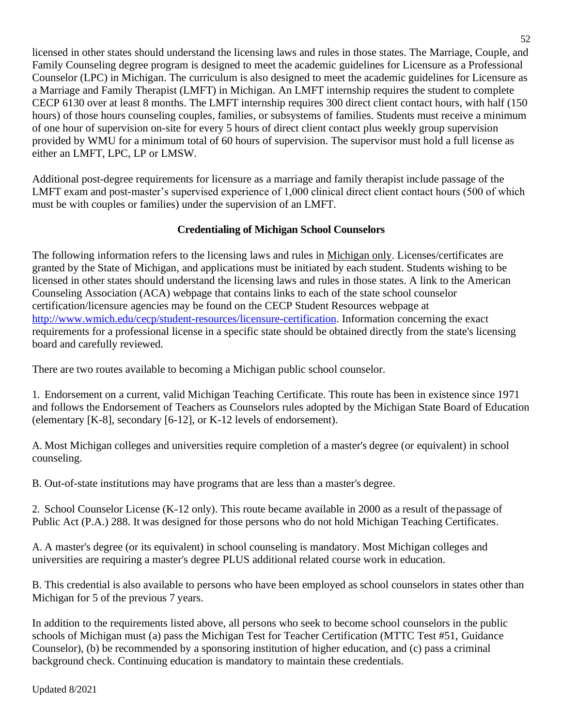licensed in other states should understand the licensing laws and rules in those states. The Marriage, Couple, and Family Counseling degree program is designed to meet the academic guidelines for Licensure as a Professional Counselor (LPC) in Michigan. The curriculum is also designed to meet the academic guidelines for Licensure as a Marriage and Family Therapist (LMFT) in Michigan. An LMFT internship requires the student to complete CECP 6130 over at least 8 months. The LMFT internship requires 300 direct client contact hours, with half (150 hours) of those hours counseling couples, families, or subsystems of families. Students must receive a minimum of one hour of supervision on-site for every 5 hours of direct client contact plus weekly group supervision provided by WMU for a minimum total of 60 hours of supervision. The supervisor must hold a full license as either an LMFT, LPC, LP or LMSW.

Additional post-degree requirements for licensure as a marriage and family therapist include passage of the LMFT exam and post-master's supervised experience of 1,000 clinical direct client contact hours (500 of which must be with couples or families) under the supervision of an LMFT.

## Credentialing of Michigan School Counselors

The following information refers to the licensing laws and rules in Michigan only. Licenses/certificates are granted by the State of Michigan, and applications must be initiated by each student. Students wishing to be licensed in other states should understand the licensing laws and rules in those states. A link to the American Counseling Association (ACA) webpage that contains links to each of the state school counselor certification/licensure agencies may be found on the CECP Student Resources webpage at http://www.wmich.edu/cecp/student-resources/licensure-certification. Information concerning the exact requirements for a professional license in a specific state should be obtained directly from the state's licensing board and carefully reviewed.

There are two routes available to becoming a Michigan public school counselor.

1. Endorsement on a current, valid Michigan Teaching Certificate. This route has been in existence since 1971 and follows the Endorsement of Teachers as Counselors rules adopted by the Michigan State Board of Education (elementary [K-8], secondary [6-12], or K-12 levels of endorsement).

A. Most Michigan colleges and universities require completion of a master's degree (or equivalent) in school counseling.

B. Out-of-state institutions may have programs that are less than a master's degree.

2. School Counselor License (K-12 only). This route became available in 2000 as a result of the passage of Public Act (P.A.) 288. It was designed for those persons who do not hold Michigan Teaching Certificates.

A. A master's degree (or its equivalent) in school counseling is mandatory. Most Michigan colleges and universities are requiring a master's degree PLUS additional related course work in education.

B. This credential is also available to persons who have been employed as school counselors in states other than Michigan for 5 of the previous 7 years.

In addition to the requirements listed above, all persons who seek to become school counselors in the public schools of Michigan must (a) pass the Michigan Test for Teacher Certification (MTTC Test #51, Guidance Counselor), (b) be recommended by a sponsoring institution of higher education, and (c) pass a criminal background check. Continuing education is mandatory to maintain these credentials.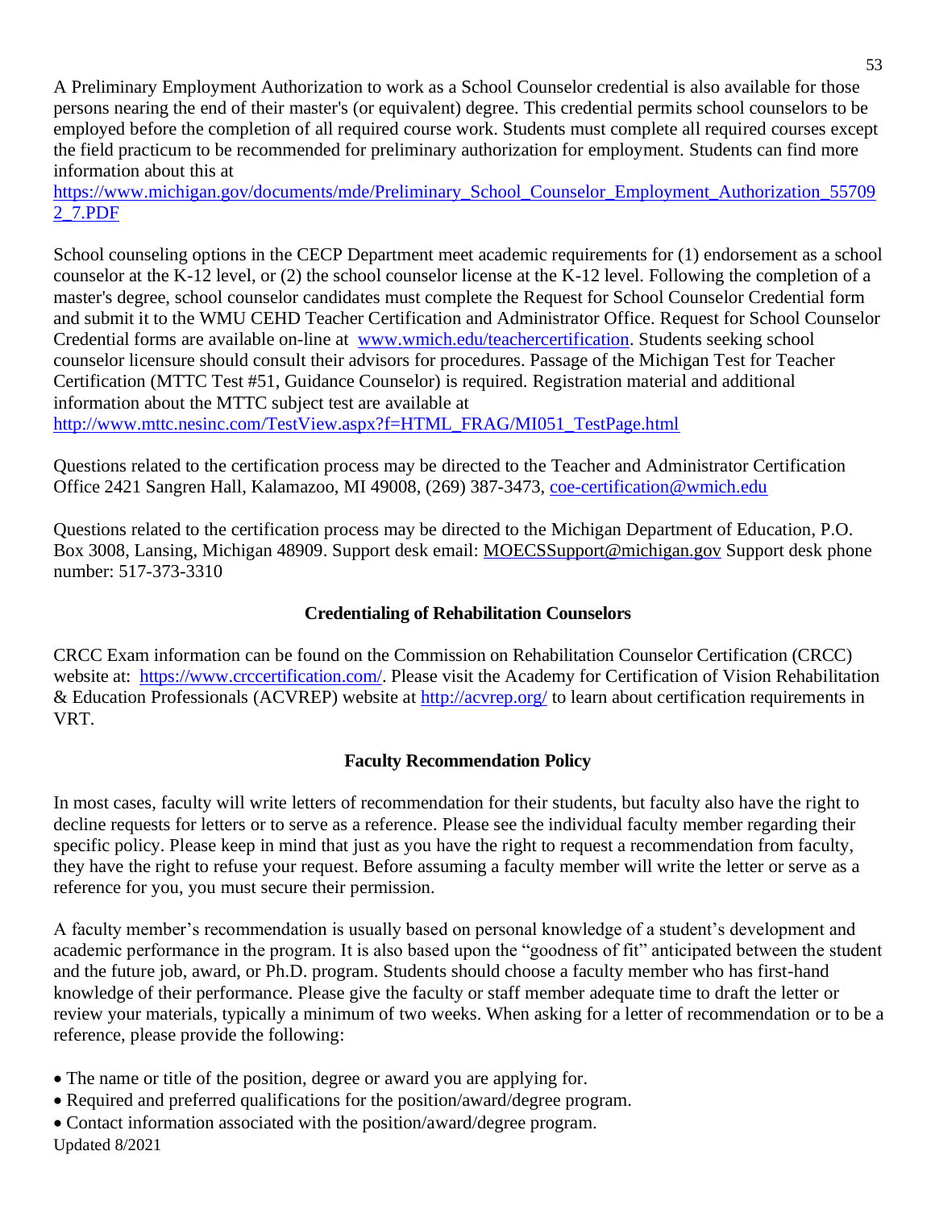A Preliminary Employment Authorization to work as a School Counselor credential is also available for those persons nearing the end of their master's (or equivalent) degree. This credential permits school counselors to be employed before the completion of all required course work. Students must complete all required courses except the field practicum to be recommended for preliminary authorization for employment. Students can find more information about this at https://www.michigan.gov/documents/mde/Preliminary_School_Counselor_Employment_Authorization_557092_7.PDF

School counseling options in the CECP Department meet academic requirements for (1) endorsement as a school counselor at the K-12 level, or (2) the school counselor license at the K-12 level. Following the completion of a master's degree, school counselor candidates must complete the Request for School Counselor Credential form and submit it to the WMU CEHD Teacher Certification and Administrator Office. Request for School Counselor Credential forms are available on-line at www.wmich.edu/teachercertification. Students seeking school counselor licensure should consult their advisors for procedures. Passage of the Michigan Test for Teacher Certification (MTTC Test #51, Guidance Counselor) is required. Registration material and additional information about the MTTC subject test are available at http://www.mttc.nesinc.com/TestView.aspx?f=HTML_FRAG/MI051_TestPage.html

Questions related to the certification process may be directed to the Teacher and Administrator Certification Office 2421 Sangren Hall, Kalamazoo, MI 49008, (269) 387-3473, coe-certification@wmich.edu

Questions related to the certification process may be directed to the Michigan Department of Education, P.O. Box 3008, Lansing, Michigan 48909. Support desk email: MOECSSupport@michigan.gov Support desk phone number: 517-373-3310

## Credentialing of Rehabilitation Counselors

CRCC Exam information can be found on the Commission on Rehabilitation Counselor Certification (CRCC) website at: https://www.crccertification.com/. Please visit the Academy for Certification of Vision Rehabilitation & Education Professionals (ACVREP) website at http://acvrep.org/ to learn about certification requirements in VRT.

## Faculty Recommendation Policy

In most cases, faculty will write letters of recommendation for their students, but faculty also have the right to decline requests for letters or to serve as a reference. Please see the individual faculty member regarding their specific policy. Please keep in mind that just as you have the right to request a recommendation from faculty, they have the right to refuse your request. Before assuming a faculty member will write the letter or serve as a reference for you, you must secure their permission.

A faculty member's recommendation is usually based on personal knowledge of a student's development and academic performance in the program. It is also based upon the "goodness of fit" anticipated between the student and the future job, award, or Ph.D. program. Students should choose a faculty member who has first-hand knowledge of their performance. Please give the faculty or staff member adequate time to draft the letter or review your materials, typically a minimum of two weeks. When asking for a letter of recommendation or to be a reference, please provide the following:

- The name or title of the position, degree or award you are applying for.
- Required and preferred qualifications for the position/award/degree program.
- Contact information associated with the position/award/degree program.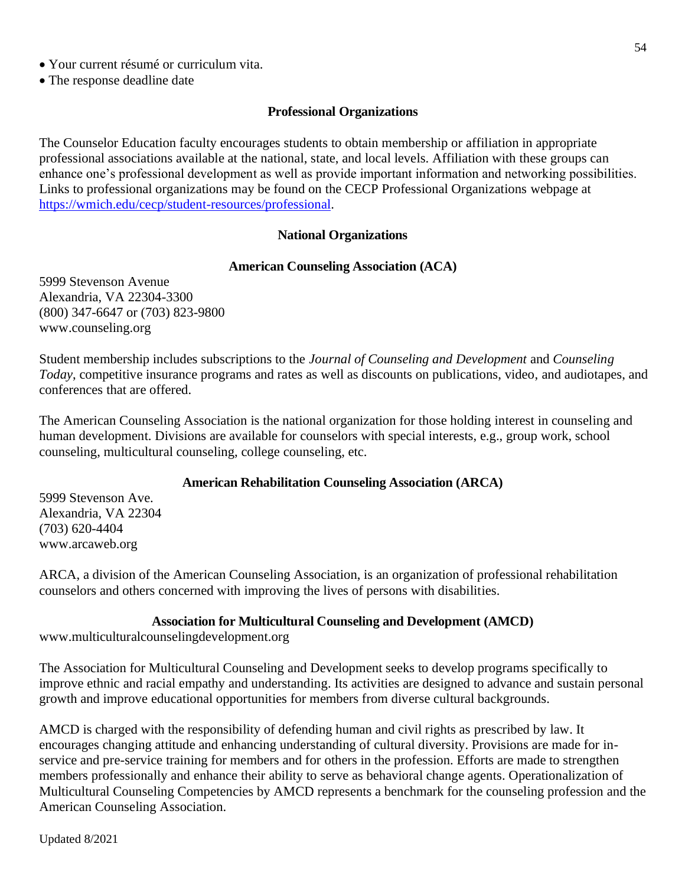- Your current résumé or curriculum vita.
- The response deadline date

## Professional Organizations

The Counselor Education faculty encourages students to obtain membership or affiliation in appropriate professional associations available at the national, state, and local levels. Affiliation with these groups can enhance one's professional development as well as provide important information and networking possibilities. Links to professional organizations may be found on the CECP Professional Organizations webpage at [https://wmich.edu/cecp/student-resources/professional](https://wmich.edu/cecp/student-resources/professional).

## National Organizations

### American Counseling Association (ACA)

5999 Stevenson Avenue
Alexandria, VA 22304-3300
(800) 347-6647 or (703) 823-9800
www.counseling.org

Student membership includes subscriptions to the *Journal of Counseling and Development* and *Counseling Today*, competitive insurance programs and rates as well as discounts on publications, video, and audiotapes, and conferences that are offered.

The American Counseling Association is the national organization for those holding interest in counseling and human development. Divisions are available for counselors with special interests, e.g., group work, school counseling, multicultural counseling, college counseling, etc.

### American Rehabilitation Counseling Association (ARCA)

5999 Stevenson Ave.
Alexandria, VA 22304
(703) 620-4404
www.arcaweb.org

ARCA, a division of the American Counseling Association, is an organization of professional rehabilitation counselors and others concerned with improving the lives of persons with disabilities.

### Association for Multicultural Counseling and Development (AMCD)

www.multiculturalcounselingdevelopment.org

The Association for Multicultural Counseling and Development seeks to develop programs specifically to improve ethnic and racial empathy and understanding. Its activities are designed to advance and sustain personal growth and improve educational opportunities for members from diverse cultural backgrounds.

AMCD is charged with the responsibility of defending human and civil rights as prescribed by law. It encourages changing attitude and enhancing understanding of cultural diversity. Provisions are made for in-service and pre-service training for members and for others in the profession. Efforts are made to strengthen members professionally and enhance their ability to serve as behavioral change agents. Operationalization of Multicultural Counseling Competencies by AMCD represents a benchmark for the counseling profession and the American Counseling Association.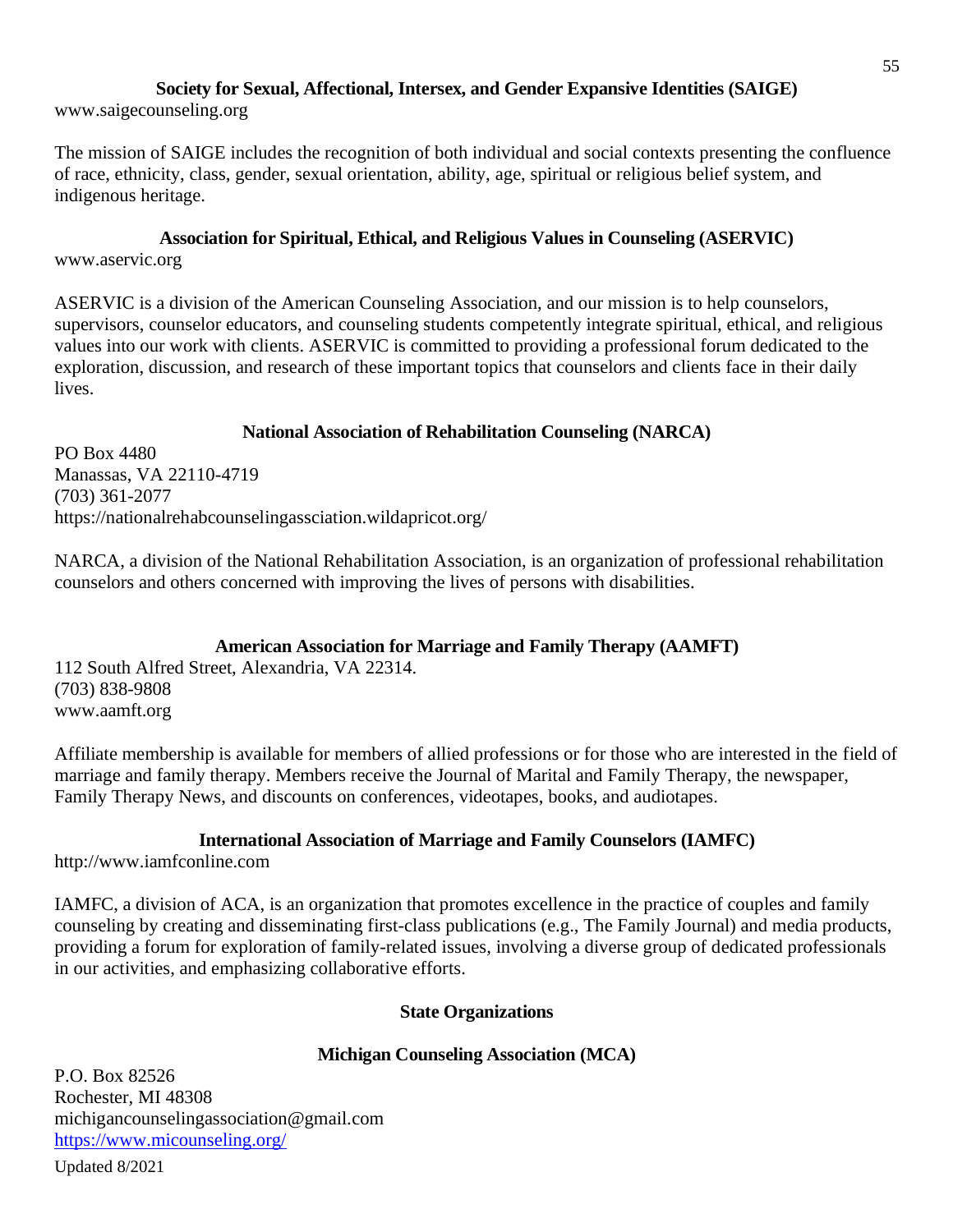### Society for Sexual, Affectional, Intersex, and Gender Expansive Identities (SAIGE)

www.saigecounseling.org

The mission of SAIGE includes the recognition of both individual and social contexts presenting the confluence of race, ethnicity, class, gender, sexual orientation, ability, age, spiritual or religious belief system, and indigenous heritage.

### Association for Spiritual, Ethical, and Religious Values in Counseling (ASERVIC)

www.aservic.org

ASERVIC is a division of the American Counseling Association, and our mission is to help counselors, supervisors, counselor educators, and counseling students competently integrate spiritual, ethical, and religious values into our work with clients. ASERVIC is committed to providing a professional forum dedicated to the exploration, discussion, and research of these important topics that counselors and clients face in their daily lives.

### National Association of Rehabilitation Counseling (NARCA)

PO Box 4480
Manassas, VA 22110-4719
(703) 361-2077
https://nationalrehabcounselingassciation.wildapricot.org/

NARCA, a division of the National Rehabilitation Association, is an organization of professional rehabilitation counselors and others concerned with improving the lives of persons with disabilities.

### American Association for Marriage and Family Therapy (AAMFT)

112 South Alfred Street, Alexandria, VA 22314.
(703) 838-9808
www.aamft.org

Affiliate membership is available for members of allied professions or for those who are interested in the field of marriage and family therapy. Members receive the Journal of Marital and Family Therapy, the newspaper, Family Therapy News, and discounts on conferences, videotapes, books, and audiotapes.

### International Association of Marriage and Family Counselors (IAMFC)

http://www.iamfconline.com

IAMFC, a division of ACA, is an organization that promotes excellence in the practice of couples and family counseling by creating and disseminating first-class publications (e.g., The Family Journal) and media products, providing a forum for exploration of family-related issues, involving a diverse group of dedicated professionals in our activities, and emphasizing collaborative efforts.

## State Organizations

### Michigan Counseling Association (MCA)

P.O. Box 82526
Rochester, MI 48308
michigancounselingassociation@gmail.com
[https://www.micounseling.org/](https://www.micounseling.org/)

Updated 8/2021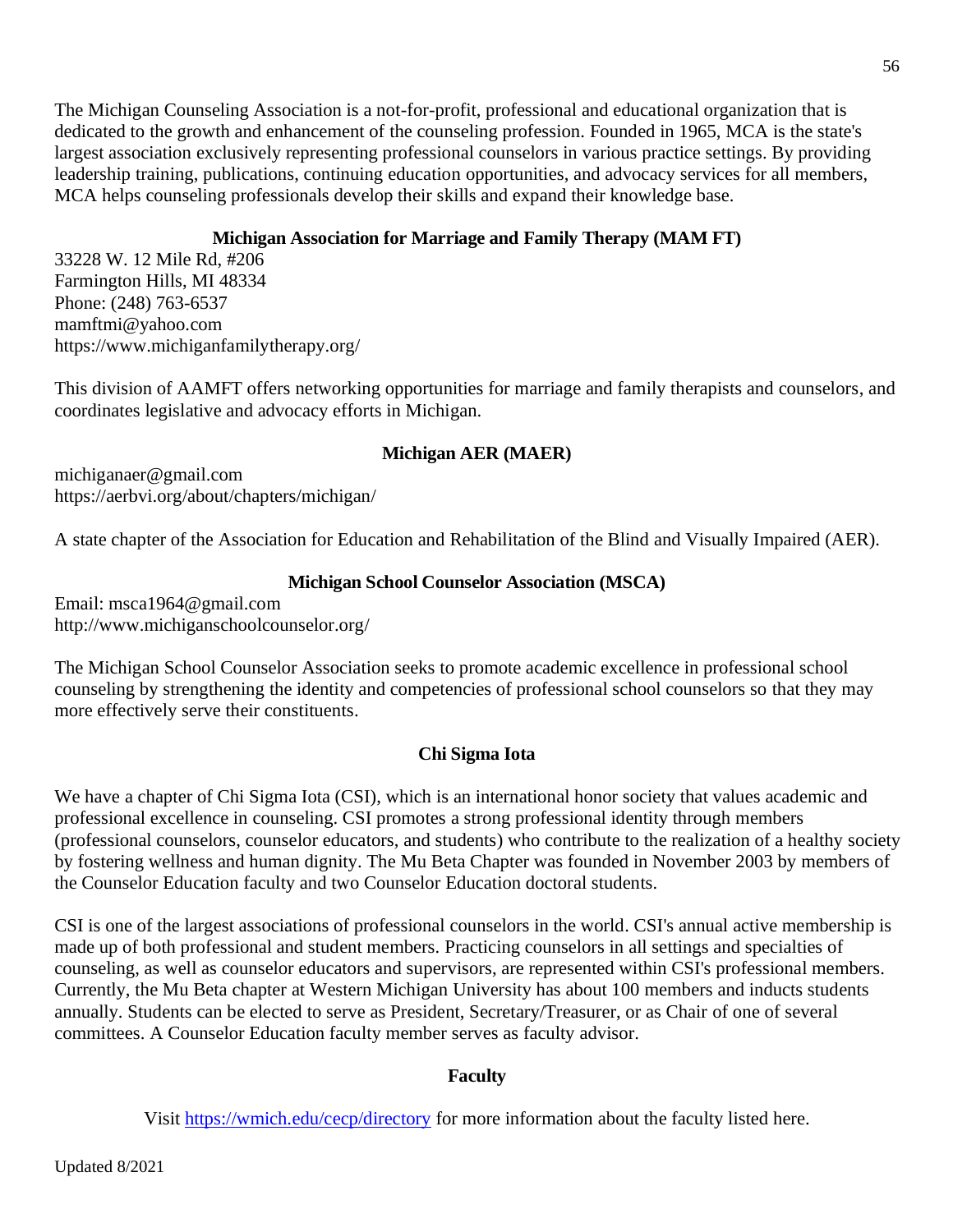The Michigan Counseling Association is a not-for-profit, professional and educational organization that is dedicated to the growth and enhancement of the counseling profession. Founded in 1965, MCA is the state's largest association exclusively representing professional counselors in various practice settings. By providing leadership training, publications, continuing education opportunities, and advocacy services for all members, MCA helps counseling professionals develop their skills and expand their knowledge base.

### Michigan Association for Marriage and Family Therapy (MAM FT)

33228 W. 12 Mile Rd, #206
Farmington Hills, MI 48334
Phone: (248) 763-6537
mamftmi@yahoo.com
https://www.michiganfamilytherapy.org/

This division of AAMFT offers networking opportunities for marriage and family therapists and counselors, and coordinates legislative and advocacy efforts in Michigan.

### Michigan AER (MAER)

michiganaer@gmail.com
https://aerbvi.org/about/chapters/michigan/

A state chapter of the Association for Education and Rehabilitation of the Blind and Visually Impaired (AER).

### Michigan School Counselor Association (MSCA)

Email: msca1964@gmail.com
http://www.michiganschoolcounselor.org/

The Michigan School Counselor Association seeks to promote academic excellence in professional school counseling by strengthening the identity and competencies of professional school counselors so that they may more effectively serve their constituents.

### Chi Sigma Iota

We have a chapter of Chi Sigma Iota (CSI), which is an international honor society that values academic and professional excellence in counseling. CSI promotes a strong professional identity through members (professional counselors, counselor educators, and students) who contribute to the realization of a healthy society by fostering wellness and human dignity. The Mu Beta Chapter was founded in November 2003 by members of the Counselor Education faculty and two Counselor Education doctoral students.

CSI is one of the largest associations of professional counselors in the world. CSI's annual active membership is made up of both professional and student members. Practicing counselors in all settings and specialties of counseling, as well as counselor educators and supervisors, are represented within CSI's professional members. Currently, the Mu Beta chapter at Western Michigan University has about 100 members and inducts students annually. Students can be elected to serve as President, Secretary/Treasurer, or as Chair of one of several committees. A Counselor Education faculty member serves as faculty advisor.

### Faculty

Visit [https://wmich.edu/cecp/directory](https://wmich.edu/cecp/directory) for more information about the faculty listed here.

Updated 8/2021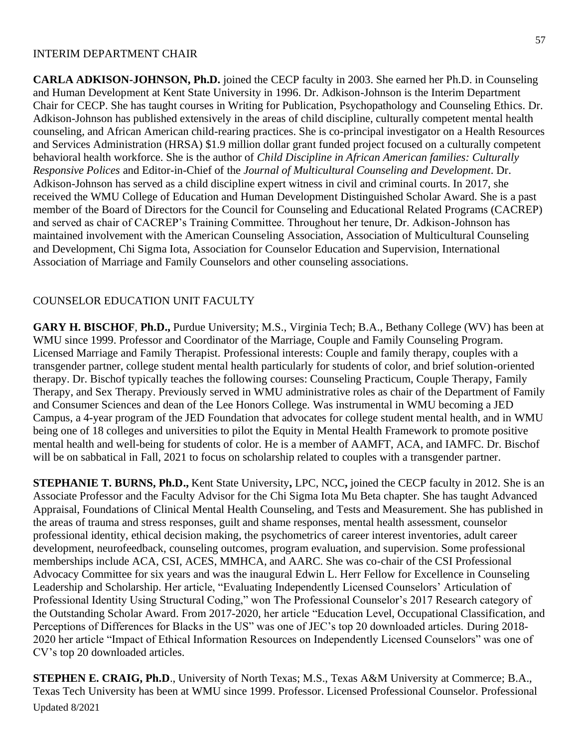## INTERIM DEPARTMENT CHAIR

**CARLA ADKISON-JOHNSON, Ph.D.** joined the CECP faculty in 2003. She earned her Ph.D. in Counseling and Human Development at Kent State University in 1996. Dr. Adkison-Johnson is the Interim Department Chair for CECP. She has taught courses in Writing for Publication, Psychopathology and Counseling Ethics. Dr. Adkison-Johnson has published extensively in the areas of child discipline, culturally competent mental health counseling, and African American child-rearing practices. She is co-principal investigator on a Health Resources and Services Administration (HRSA) $1.9 million dollar grant funded project focused on a culturally competent behavioral health workforce. She is the author of *Child Discipline in African American families: Culturally Responsive Polices* and Editor-in-Chief of the *Journal of Multicultural Counseling and Development*. Dr. Adkison-Johnson has served as a child discipline expert witness in civil and criminal courts. In 2017, she received the WMU College of Education and Human Development Distinguished Scholar Award. She is a past member of the Board of Directors for the Council for Counseling and Educational Related Programs (CACREP) and served as chair of CACREP's Training Committee. Throughout her tenure, Dr. Adkison-Johnson has maintained involvement with the American Counseling Association, Association of Multicultural Counseling and Development, Chi Sigma Iota, Association for Counselor Education and Supervision, International Association of Marriage and Family Counselors and other counseling associations.

## COUNSELOR EDUCATION UNIT FACULTY

**GARY H. BISCHOF**, **Ph.D.,** Purdue University; M.S., Virginia Tech; B.A., Bethany College (WV) has been at WMU since 1999. Professor and Coordinator of the Marriage, Couple and Family Counseling Program. Licensed Marriage and Family Therapist. Professional interests: Couple and family therapy, couples with a transgender partner, college student mental health particularly for students of color, and brief solution-oriented therapy. Dr. Bischof typically teaches the following courses: Counseling Practicum, Couple Therapy, Family Therapy, and Sex Therapy. Previously served in WMU administrative roles as chair of the Department of Family and Consumer Sciences and dean of the Lee Honors College. Was instrumental in WMU becoming a JED Campus, a 4-year program of the JED Foundation that advocates for college student mental health, and in WMU being one of 18 colleges and universities to pilot the Equity in Mental Health Framework to promote positive mental health and well-being for students of color. He is a member of AAMFT, ACA, and IAMFC. Dr. Bischof will be on sabbatical in Fall, 2021 to focus on scholarship related to couples with a transgender partner.

**STEPHANIE T. BURNS, Ph.D.,** Kent State University**,** LPC, NCC**,** joined the CECP faculty in 2012. She is an Associate Professor and the Faculty Advisor for the Chi Sigma Iota Mu Beta chapter. She has taught Advanced Appraisal, Foundations of Clinical Mental Health Counseling, and Tests and Measurement. She has published in the areas of trauma and stress responses, guilt and shame responses, mental health assessment, counselor professional identity, ethical decision making, the psychometrics of career interest inventories, adult career development, neurofeedback, counseling outcomes, program evaluation, and supervision. Some professional memberships include ACA, CSI, ACES, MMHCA, and AARC. She was co-chair of the CSI Professional Advocacy Committee for six years and was the inaugural Edwin L. Herr Fellow for Excellence in Counseling Leadership and Scholarship. Her article, "Evaluating Independently Licensed Counselors' Articulation of Professional Identity Using Structural Coding," won The Professional Counselor's 2017 Research category of the Outstanding Scholar Award. From 2017-2020, her article "Education Level, Occupational Classification, and Perceptions of Differences for Blacks in the US" was one of JEC's top 20 downloaded articles. During 2018-2020 her article "Impact of Ethical Information Resources on Independently Licensed Counselors" was one of CV's top 20 downloaded articles.

**STEPHEN E. CRAIG, Ph.D**., University of North Texas; M.S., Texas A&M University at Commerce; B.A., Texas Tech University has been at WMU since 1999. Professor. Licensed Professional Counselor. Professional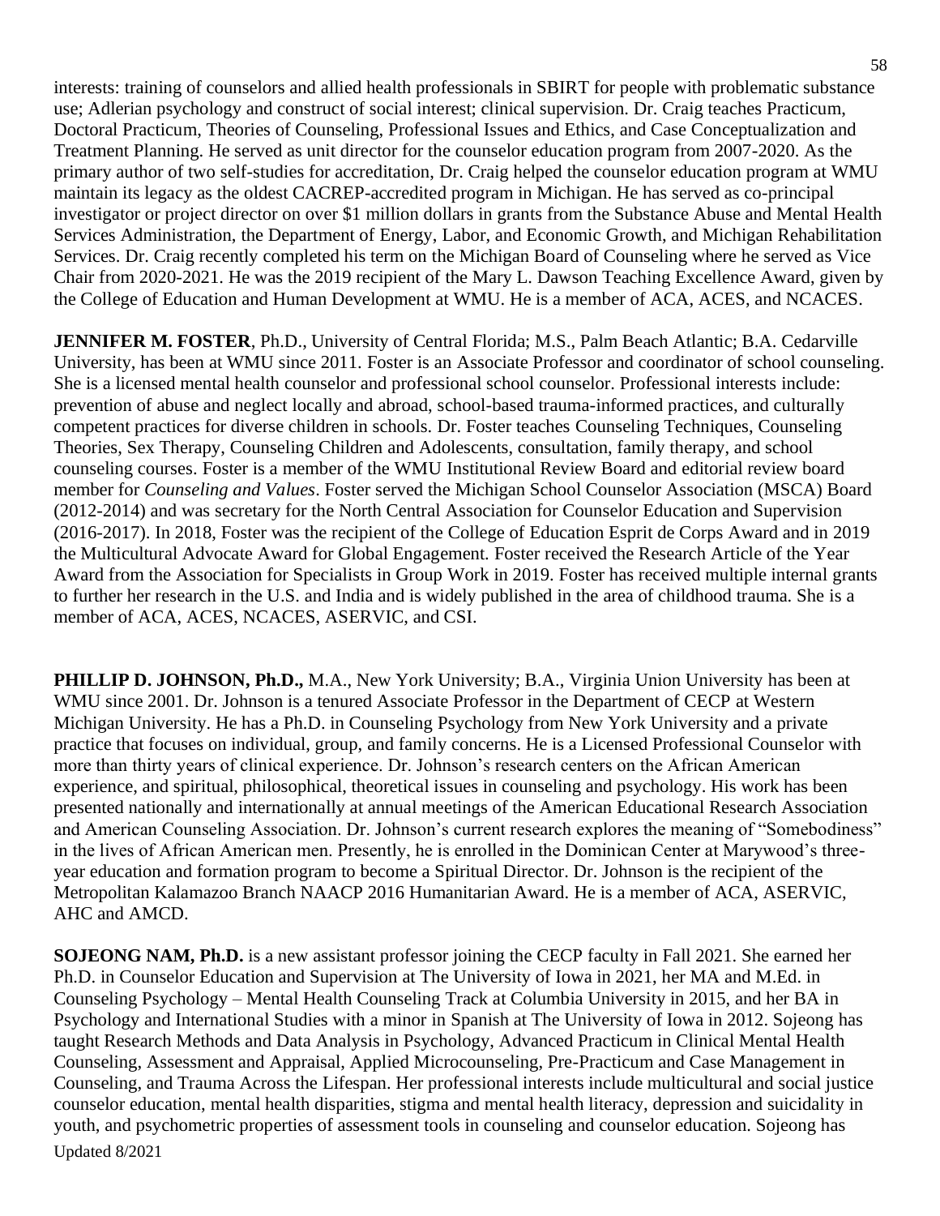interests: training of counselors and allied health professionals in SBIRT for people with problematic substance use; Adlerian psychology and construct of social interest; clinical supervision. Dr. Craig teaches Practicum, Doctoral Practicum, Theories of Counseling, Professional Issues and Ethics, and Case Conceptualization and Treatment Planning. He served as unit director for the counselor education program from 2007-2020. As the primary author of two self-studies for accreditation, Dr. Craig helped the counselor education program at WMU maintain its legacy as the oldest CACREP-accredited program in Michigan. He has served as co-principal investigator or project director on over $1 million dollars in grants from the Substance Abuse and Mental Health Services Administration, the Department of Energy, Labor, and Economic Growth, and Michigan Rehabilitation Services. Dr. Craig recently completed his term on the Michigan Board of Counseling where he served as Vice Chair from 2020-2021. He was the 2019 recipient of the Mary L. Dawson Teaching Excellence Award, given by the College of Education and Human Development at WMU. He is a member of ACA, ACES, and NCACES.

**JENNIFER M. FOSTER**, Ph.D., University of Central Florida; M.S., Palm Beach Atlantic; B.A. Cedarville University, has been at WMU since 2011. Foster is an Associate Professor and coordinator of school counseling. She is a licensed mental health counselor and professional school counselor. Professional interests include: prevention of abuse and neglect locally and abroad, school-based trauma-informed practices, and culturally competent practices for diverse children in schools. Dr. Foster teaches Counseling Techniques, Counseling Theories, Sex Therapy, Counseling Children and Adolescents, consultation, family therapy, and school counseling courses. Foster is a member of the WMU Institutional Review Board and editorial review board member for *Counseling and Values*. Foster served the Michigan School Counselor Association (MSCA) Board (2012-2014) and was secretary for the North Central Association for Counselor Education and Supervision (2016-2017). In 2018, Foster was the recipient of the College of Education Esprit de Corps Award and in 2019 the Multicultural Advocate Award for Global Engagement. Foster received the Research Article of the Year Award from the Association for Specialists in Group Work in 2019. Foster has received multiple internal grants to further her research in the U.S. and India and is widely published in the area of childhood trauma. She is a member of ACA, ACES, NCACES, ASERVIC, and CSI.

**PHILLIP D. JOHNSON, Ph.D.,** M.A., New York University; B.A., Virginia Union University has been at WMU since 2001. Dr. Johnson is a tenured Associate Professor in the Department of CECP at Western Michigan University. He has a Ph.D. in Counseling Psychology from New York University and a private practice that focuses on individual, group, and family concerns. He is a Licensed Professional Counselor with more than thirty years of clinical experience. Dr. Johnson's research centers on the African American experience, and spiritual, philosophical, theoretical issues in counseling and psychology. His work has been presented nationally and internationally at annual meetings of the American Educational Research Association and American Counseling Association. Dr. Johnson's current research explores the meaning of "Somebodiness" in the lives of African American men. Presently, he is enrolled in the Dominican Center at Marywood's three-year education and formation program to become a Spiritual Director. Dr. Johnson is the recipient of the Metropolitan Kalamazoo Branch NAACP 2016 Humanitarian Award. He is a member of ACA, ASERVIC, AHC and AMCD.

**SOJEONG NAM, Ph.D.** is a new assistant professor joining the CECP faculty in Fall 2021. She earned her Ph.D. in Counselor Education and Supervision at The University of Iowa in 2021, her MA and M.Ed. in Counseling Psychology – Mental Health Counseling Track at Columbia University in 2015, and her BA in Psychology and International Studies with a minor in Spanish at The University of Iowa in 2012. Sojeong has taught Research Methods and Data Analysis in Psychology, Advanced Practicum in Clinical Mental Health Counseling, Assessment and Appraisal, Applied Microcounseling, Pre-Practicum and Case Management in Counseling, and Trauma Across the Lifespan. Her professional interests include multicultural and social justice counselor education, mental health disparities, stigma and mental health literacy, depression and suicidality in youth, and psychometric properties of assessment tools in counseling and counselor education. Sojeong has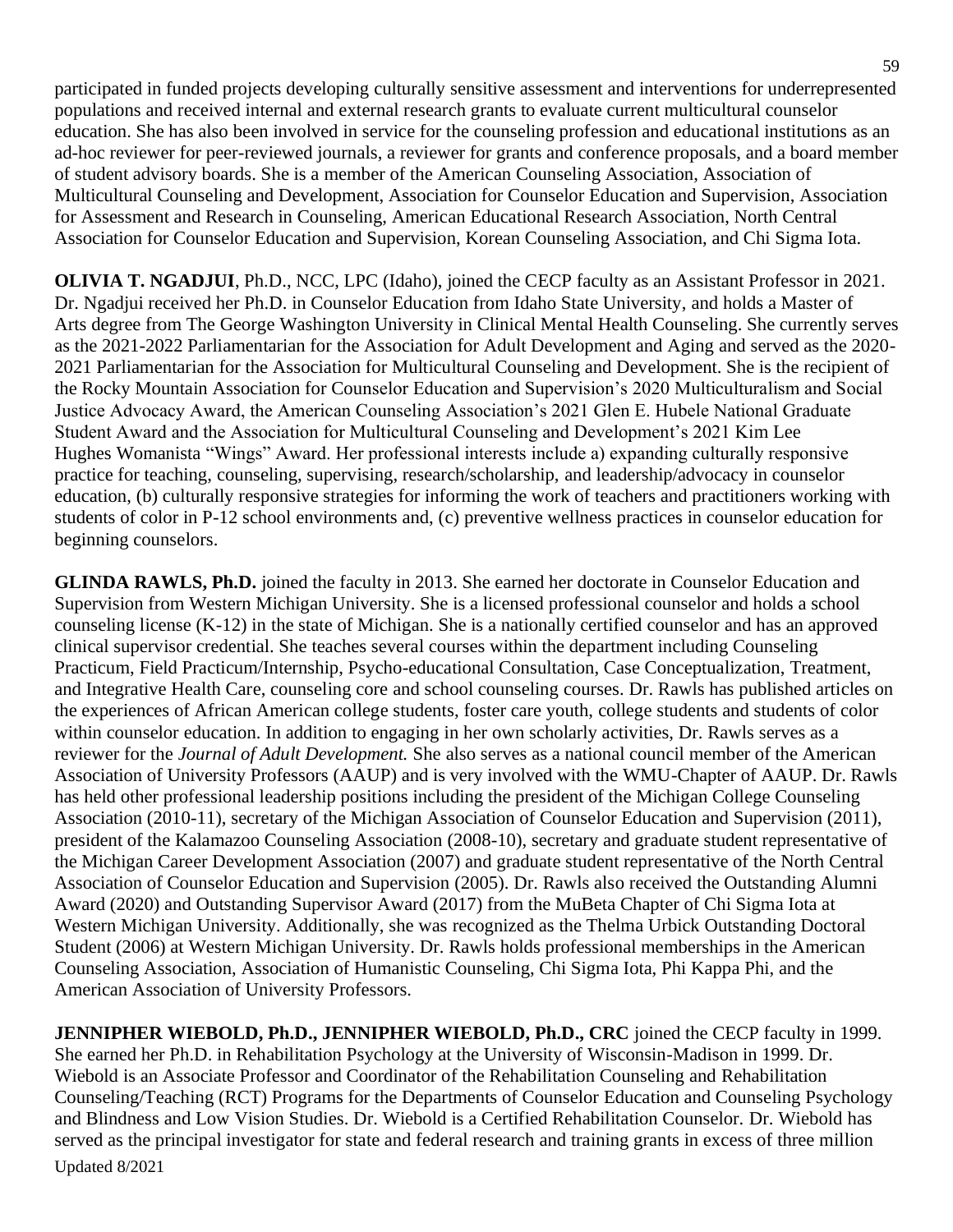participated in funded projects developing culturally sensitive assessment and interventions for underrepresented populations and received internal and external research grants to evaluate current multicultural counselor education. She has also been involved in service for the counseling profession and educational institutions as an ad-hoc reviewer for peer-reviewed journals, a reviewer for grants and conference proposals, and a board member of student advisory boards. She is a member of the American Counseling Association, Association of Multicultural Counseling and Development, Association for Counselor Education and Supervision, Association for Assessment and Research in Counseling, American Educational Research Association, North Central Association for Counselor Education and Supervision, Korean Counseling Association, and Chi Sigma Iota.

**OLIVIA T. NGADJUI**, Ph.D., NCC, LPC (Idaho), joined the CECP faculty as an Assistant Professor in 2021. Dr. Ngadjui received her Ph.D. in Counselor Education from Idaho State University, and holds a Master of Arts degree from The George Washington University in Clinical Mental Health Counseling. She currently serves as the 2021-2022 Parliamentarian for the Association for Adult Development and Aging and served as the 2020-2021 Parliamentarian for the Association for Multicultural Counseling and Development. She is the recipient of the Rocky Mountain Association for Counselor Education and Supervision's 2020 Multiculturalism and Social Justice Advocacy Award, the American Counseling Association's 2021 Glen E. Hubele National Graduate Student Award and the Association for Multicultural Counseling and Development's 2021 Kim Lee Hughes Womanista "Wings" Award. Her professional interests include a) expanding culturally responsive practice for teaching, counseling, supervising, research/scholarship, and leadership/advocacy in counselor education, (b) culturally responsive strategies for informing the work of teachers and practitioners working with students of color in P-12 school environments and, (c) preventive wellness practices in counselor education for beginning counselors.

**GLINDA RAWLS, Ph.D.** joined the faculty in 2013. She earned her doctorate in Counselor Education and Supervision from Western Michigan University. She is a licensed professional counselor and holds a school counseling license (K-12) in the state of Michigan. She is a nationally certified counselor and has an approved clinical supervisor credential. She teaches several courses within the department including Counseling Practicum, Field Practicum/Internship, Psycho-educational Consultation, Case Conceptualization, Treatment, and Integrative Health Care, counseling core and school counseling courses. Dr. Rawls has published articles on the experiences of African American college students, foster care youth, college students and students of color within counselor education. In addition to engaging in her own scholarly activities, Dr. Rawls serves as a reviewer for the *Journal of Adult Development.* She also serves as a national council member of the American Association of University Professors (AAUP) and is very involved with the WMU-Chapter of AAUP. Dr. Rawls has held other professional leadership positions including the president of the Michigan College Counseling Association (2010-11), secretary of the Michigan Association of Counselor Education and Supervision (2011), president of the Kalamazoo Counseling Association (2008-10), secretary and graduate student representative of the Michigan Career Development Association (2007) and graduate student representative of the North Central Association of Counselor Education and Supervision (2005). Dr. Rawls also received the Outstanding Alumni Award (2020) and Outstanding Supervisor Award (2017) from the MuBeta Chapter of Chi Sigma Iota at Western Michigan University. Additionally, she was recognized as the Thelma Urbick Outstanding Doctoral Student (2006) at Western Michigan University. Dr. Rawls holds professional memberships in the American Counseling Association, Association of Humanistic Counseling, Chi Sigma Iota, Phi Kappa Phi, and the American Association of University Professors.

**JENNIPHER WIEBOLD, Ph.D., JENNIPHER WIEBOLD, Ph.D., CRC** joined the CECP faculty in 1999. She earned her Ph.D. in Rehabilitation Psychology at the University of Wisconsin-Madison in 1999. Dr. Wiebold is an Associate Professor and Coordinator of the Rehabilitation Counseling and Rehabilitation Counseling/Teaching (RCT) Programs for the Departments of Counselor Education and Counseling Psychology and Blindness and Low Vision Studies. Dr. Wiebold is a Certified Rehabilitation Counselor. Dr. Wiebold has served as the principal investigator for state and federal research and training grants in excess of three million

Updated 8/2021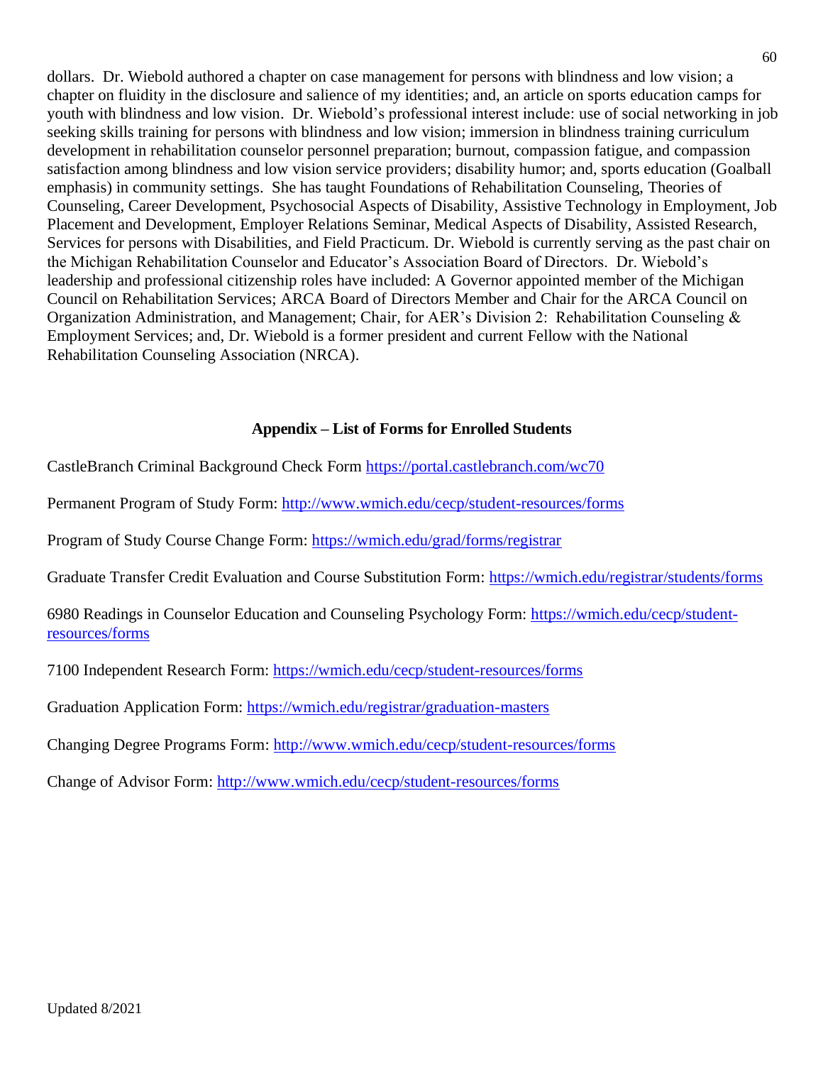dollars. Dr. Wiebold authored a chapter on case management for persons with blindness and low vision; a chapter on fluidity in the disclosure and salience of my identities; and, an article on sports education camps for youth with blindness and low vision. Dr. Wiebold's professional interest include: use of social networking in job seeking skills training for persons with blindness and low vision; immersion in blindness training curriculum development in rehabilitation counselor personnel preparation; burnout, compassion fatigue, and compassion satisfaction among blindness and low vision service providers; disability humor; and, sports education (Goalball emphasis) in community settings. She has taught Foundations of Rehabilitation Counseling, Theories of Counseling, Career Development, Psychosocial Aspects of Disability, Assistive Technology in Employment, Job Placement and Development, Employer Relations Seminar, Medical Aspects of Disability, Assisted Research, Services for persons with Disabilities, and Field Practicum. Dr. Wiebold is currently serving as the past chair on the Michigan Rehabilitation Counselor and Educator's Association Board of Directors. Dr. Wiebold's leadership and professional citizenship roles have included: A Governor appointed member of the Michigan Council on Rehabilitation Services; ARCA Board of Directors Member and Chair for the ARCA Council on Organization Administration, and Management; Chair, for AER's Division 2: Rehabilitation Counseling & Employment Services; and, Dr. Wiebold is a former president and current Fellow with the National Rehabilitation Counseling Association (NRCA).

## Appendix – List of Forms for Enrolled Students

CastleBranch Criminal Background Check Form https://portal.castlebranch.com/wc70

Permanent Program of Study Form: http://www.wmich.edu/cecp/student-resources/forms

Program of Study Course Change Form: https://wmich.edu/grad/forms/registrar

Graduate Transfer Credit Evaluation and Course Substitution Form: https://wmich.edu/registrar/students/forms

6980 Readings in Counselor Education and Counseling Psychology Form: https://wmich.edu/cecp/student-resources/forms

7100 Independent Research Form: https://wmich.edu/cecp/student-resources/forms

Graduation Application Form: https://wmich.edu/registrar/graduation-masters

Changing Degree Programs Form: http://www.wmich.edu/cecp/student-resources/forms

Change of Advisor Form: http://www.wmich.edu/cecp/student-resources/forms

Updated 8/2021